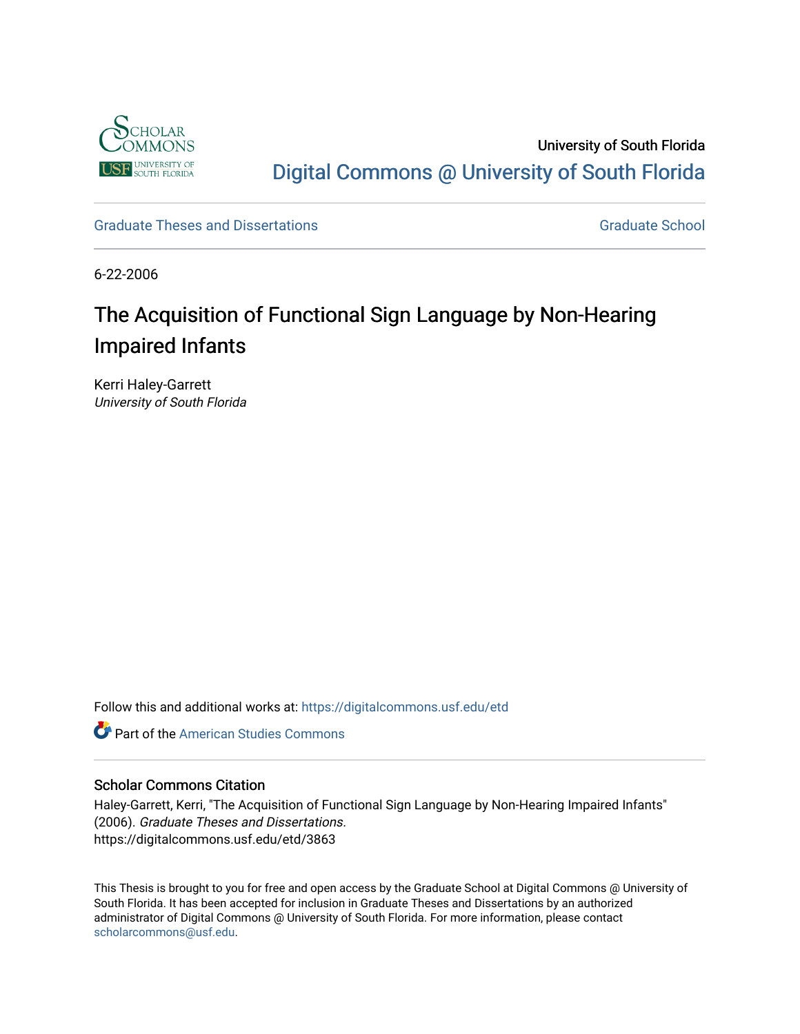University of South Florida

Digital Commons @ University of South Florida

Graduate Theses and Dissertations

Graduate School

6-22-2006

# The Acquisition of Functional Sign Language by Non-Hearing Impaired Infants

Kerri Haley-Garrett
*University of South Florida*

Follow this and additional works at: https://digitalcommons.usf.edu/etd

Part of the American Studies Commons

## Scholar Commons Citation

Haley-Garrett, Kerri, "The Acquisition of Functional Sign Language by Non-Hearing Impaired Infants" (2006). *Graduate Theses and Dissertations.*
https://digitalcommons.usf.edu/etd/3863

This Thesis is brought to you for free and open access by the Graduate School at Digital Commons @ University of South Florida. It has been accepted for inclusion in Graduate Theses and Dissertations by an authorized administrator of Digital Commons @ University of South Florida. For more information, please contact scholarcommons@usf.edu.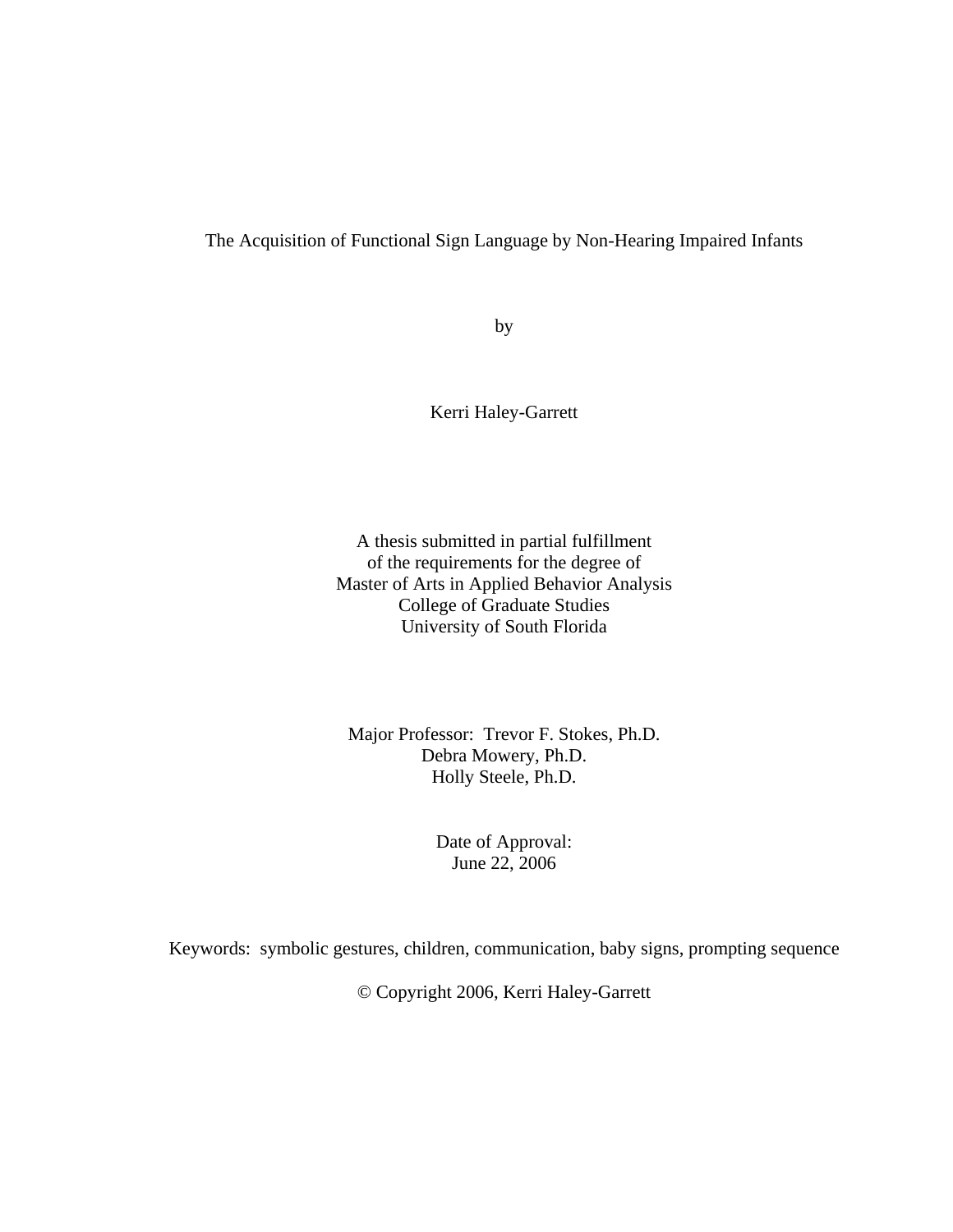# The Acquisition of Functional Sign Language by Non-Hearing Impaired Infants

by

Kerri Haley-Garrett

A thesis submitted in partial fulfillment
of the requirements for the degree of
Master of Arts in Applied Behavior Analysis
College of Graduate Studies
University of South Florida

Major Professor: Trevor F. Stokes, Ph.D.
Debra Mowery, Ph.D.
Holly Steele, Ph.D.

Date of Approval:
June 22, 2006

Keywords: symbolic gestures, children, communication, baby signs, prompting sequence

© Copyright 2006, Kerri Haley-Garrett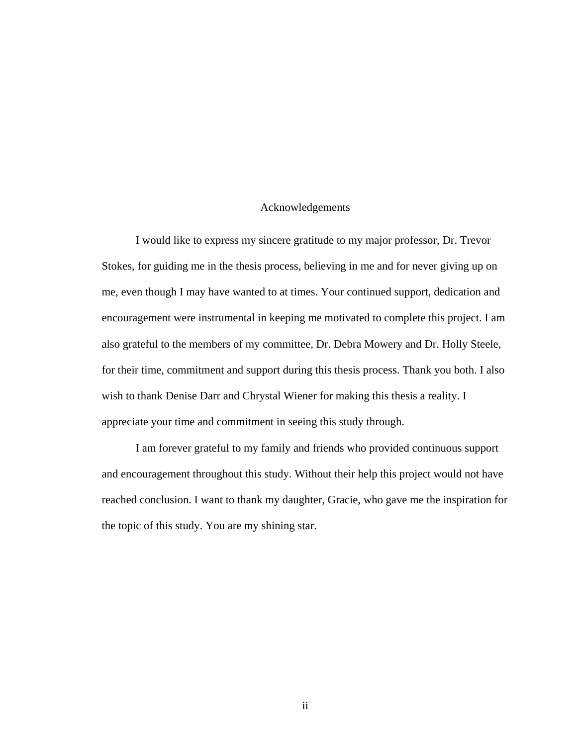## Acknowledgements

I would like to express my sincere gratitude to my major professor, Dr. Trevor Stokes, for guiding me in the thesis process, believing in me and for never giving up on me, even though I may have wanted to at times. Your continued support, dedication and encouragement were instrumental in keeping me motivated to complete this project. I am also grateful to the members of my committee, Dr. Debra Mowery and Dr. Holly Steele, for their time, commitment and support during this thesis process. Thank you both. I also wish to thank Denise Darr and Chrystal Wiener for making this thesis a reality. I appreciate your time and commitment in seeing this study through.

I am forever grateful to my family and friends who provided continuous support and encouragement throughout this study. Without their help this project would not have reached conclusion. I want to thank my daughter, Gracie, who gave me the inspiration for the topic of this study. You are my shining star.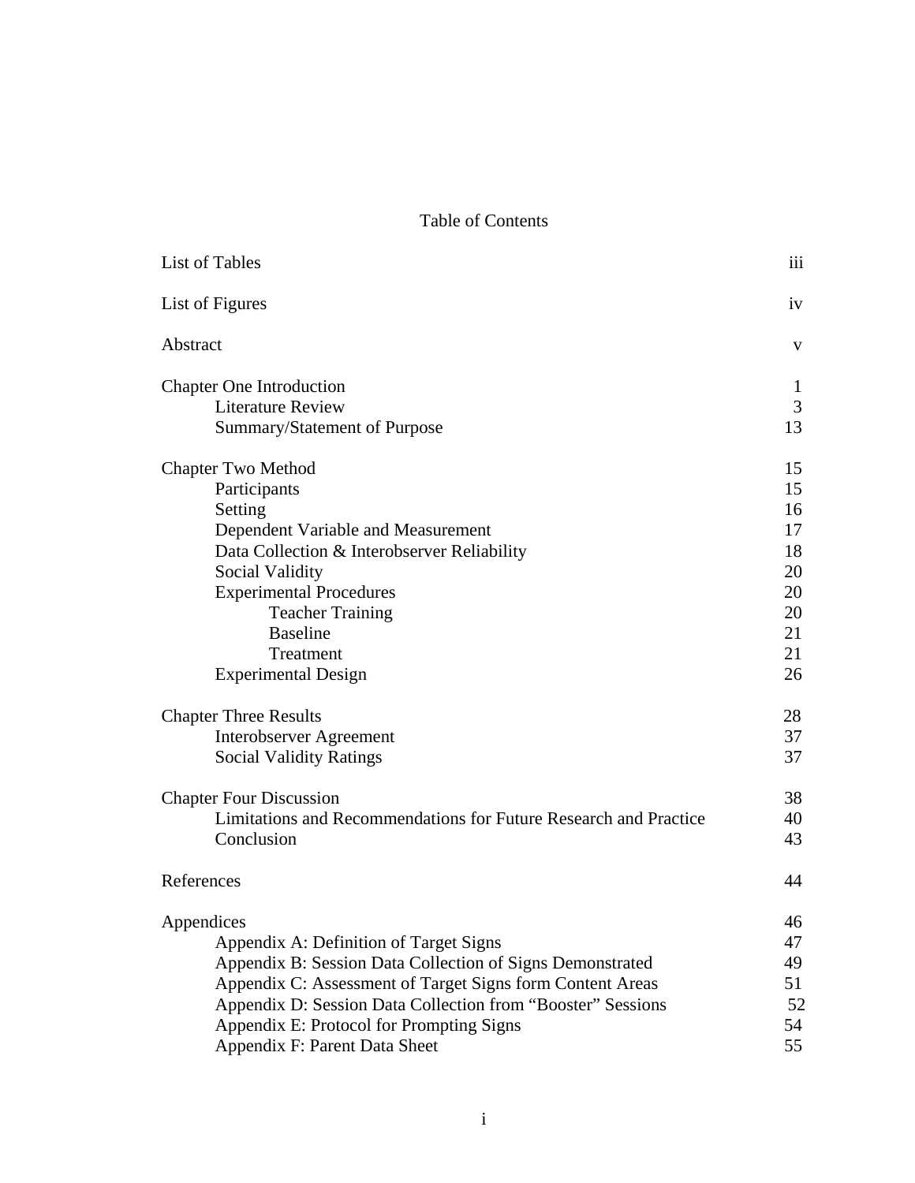# Table of Contents

| | |
|---|---|
| List of Tables | iii |
| List of Figures | iv |
| Abstract | v |
| Chapter One Introduction | 1 |
| Literature Review | 3 |
| Summary/Statement of Purpose | 13 |
| Chapter Two Method | 15 |
| Participants | 15 |
| Setting | 16 |
| Dependent Variable and Measurement | 17 |
| Data Collection & Interobserver Reliability | 18 |
| Social Validity | 20 |
| Experimental Procedures | 20 |
| Teacher Training | 20 |
| Baseline | 21 |
| Treatment | 21 |
| Experimental Design | 26 |
| Chapter Three Results | 28 |
| Interobserver Agreement | 37 |
| Social Validity Ratings | 37 |
| Chapter Four Discussion | 38 |
| Limitations and Recommendations for Future Research and Practice | 40 |
| Conclusion | 43 |
| References | 44 |
| Appendices | 46 |
| Appendix A: Definition of Target Signs | 47 |
| Appendix B: Session Data Collection of Signs Demonstrated | 49 |
| Appendix C: Assessment of Target Signs form Content Areas | 51 |
| Appendix D: Session Data Collection from "Booster" Sessions | 52 |
| Appendix E: Protocol for Prompting Signs | 54 |
| Appendix F: Parent Data Sheet | 55 |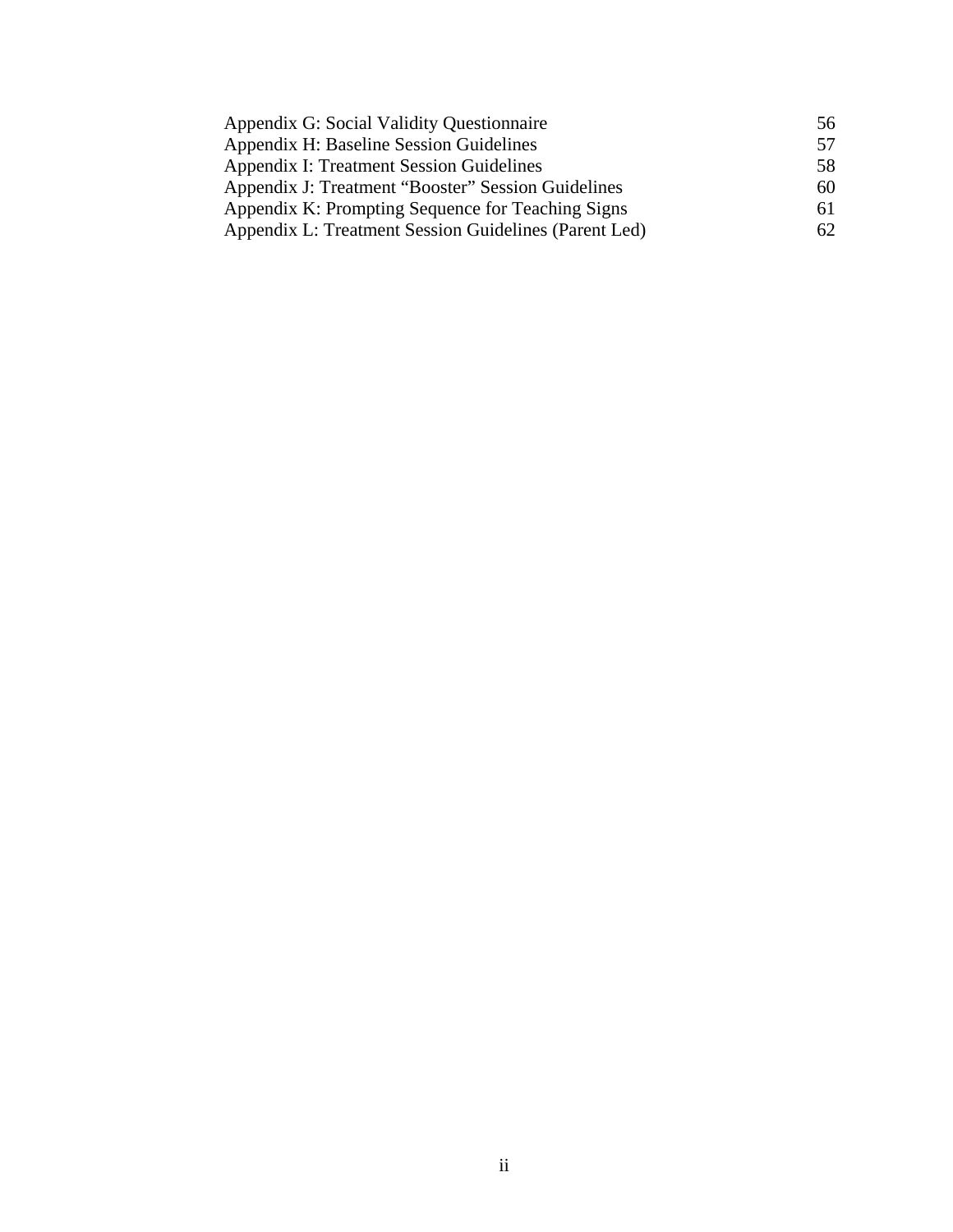| | |
|---|---|
| Appendix G: Social Validity Questionnaire | 56 |
| Appendix H: Baseline Session Guidelines | 57 |
| Appendix I: Treatment Session Guidelines | 58 |
| Appendix J: Treatment “Booster” Session Guidelines | 60 |
| Appendix K: Prompting Sequence for Teaching Signs | 61 |
| Appendix L: Treatment Session Guidelines (Parent Led) | 62 |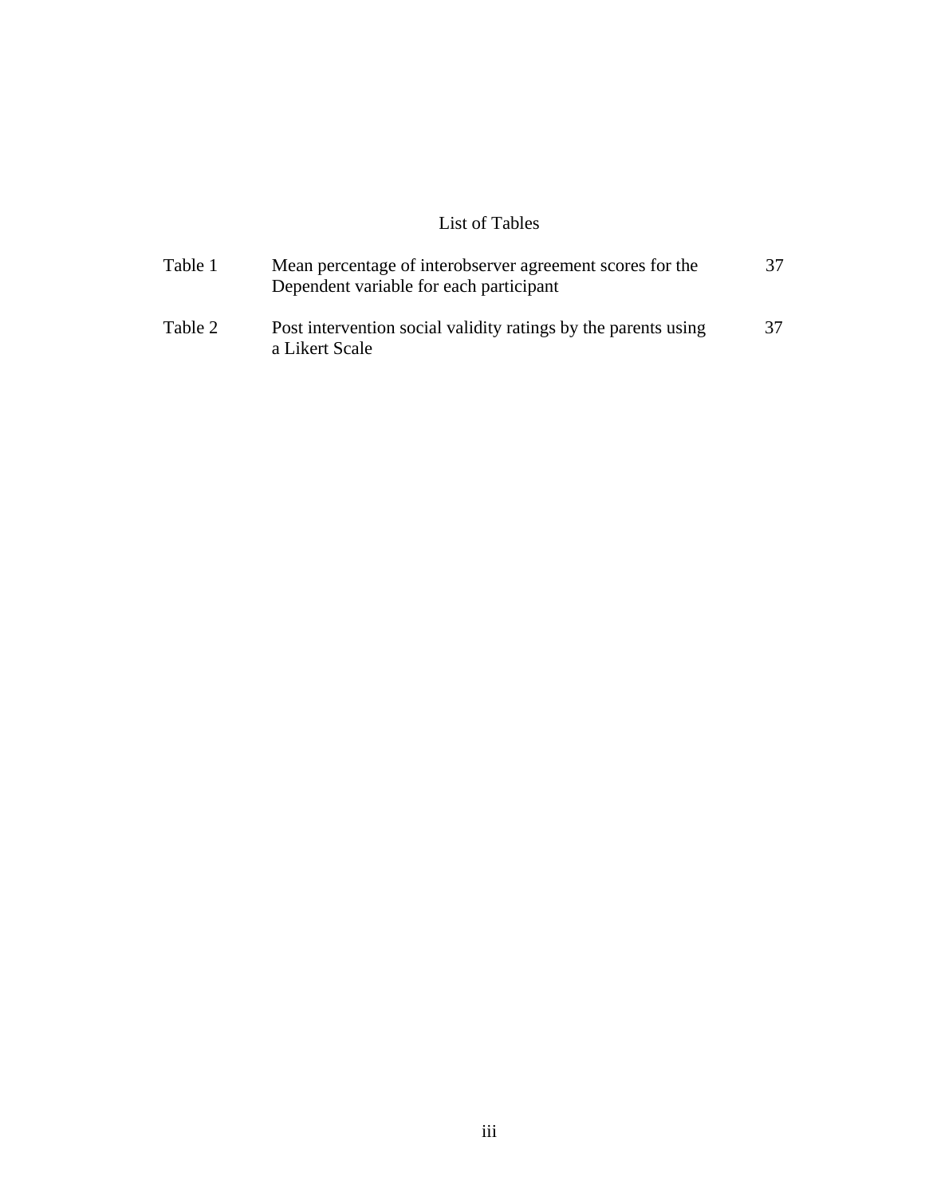# List of Tables

| | | |
|---|---|---|
| Table 1 | Mean percentage of interobserver agreement scores for the Dependent variable for each participant | 37 |
| Table 2 | Post intervention social validity ratings by the parents using a Likert Scale | 37 |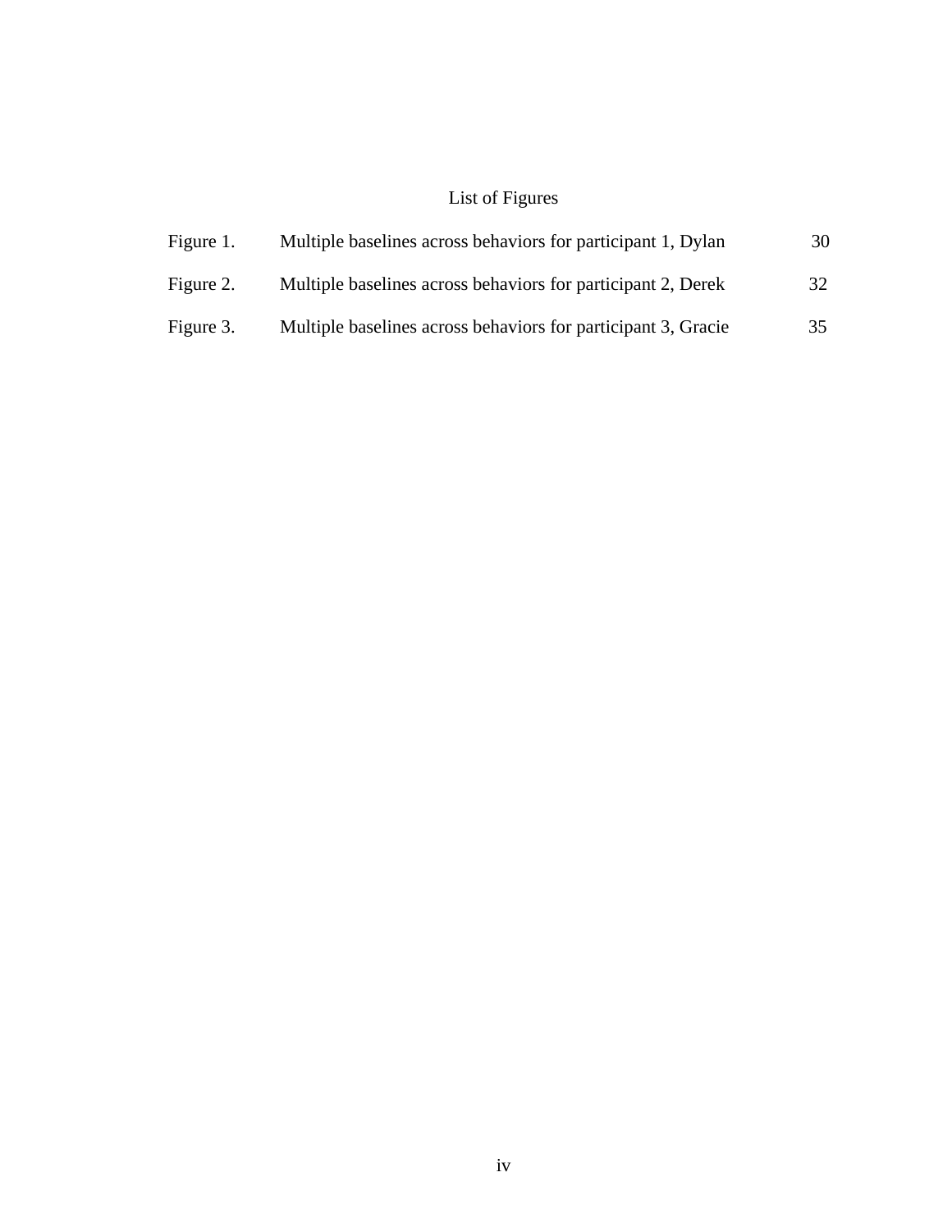# List of Figures

| | | |
|---|---|---|
| Figure 1. | Multiple baselines across behaviors for participant 1, Dylan | 30 |
| Figure 2. | Multiple baselines across behaviors for participant 2, Derek | 32 |
| Figure 3. | Multiple baselines across behaviors for participant 3, Gracie | 35 |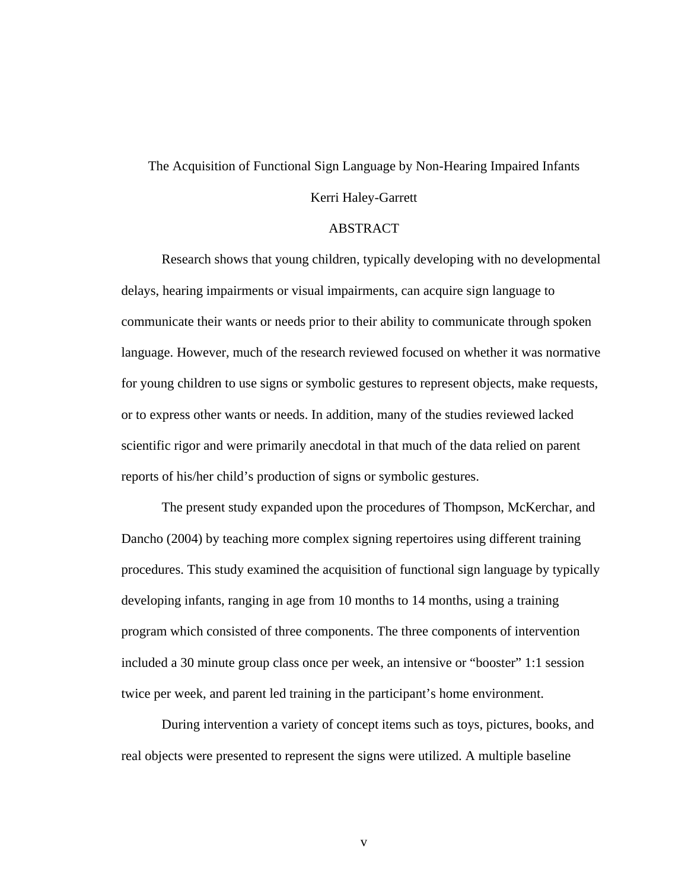The Acquisition of Functional Sign Language by Non-Hearing Impaired Infants

Kerri Haley-Garrett

# ABSTRACT

Research shows that young children, typically developing with no developmental delays, hearing impairments or visual impairments, can acquire sign language to communicate their wants or needs prior to their ability to communicate through spoken language. However, much of the research reviewed focused on whether it was normative for young children to use signs or symbolic gestures to represent objects, make requests, or to express other wants or needs. In addition, many of the studies reviewed lacked scientific rigor and were primarily anecdotal in that much of the data relied on parent reports of his/her child's production of signs or symbolic gestures.

The present study expanded upon the procedures of Thompson, McKerchar, and Dancho (2004) by teaching more complex signing repertoires using different training procedures. This study examined the acquisition of functional sign language by typically developing infants, ranging in age from 10 months to 14 months, using a training program which consisted of three components. The three components of intervention included a 30 minute group class once per week, an intensive or "booster" 1:1 session twice per week, and parent led training in the participant's home environment.

During intervention a variety of concept items such as toys, pictures, books, and real objects were presented to represent the signs were utilized. A multiple baseline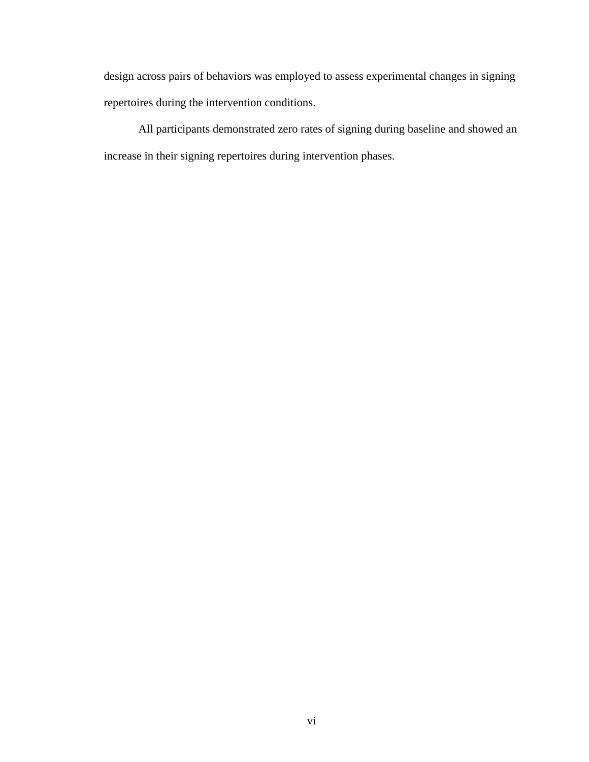design across pairs of behaviors was employed to assess experimental changes in signing repertoires during the intervention conditions.

All participants demonstrated zero rates of signing during baseline and showed an increase in their signing repertoires during intervention phases.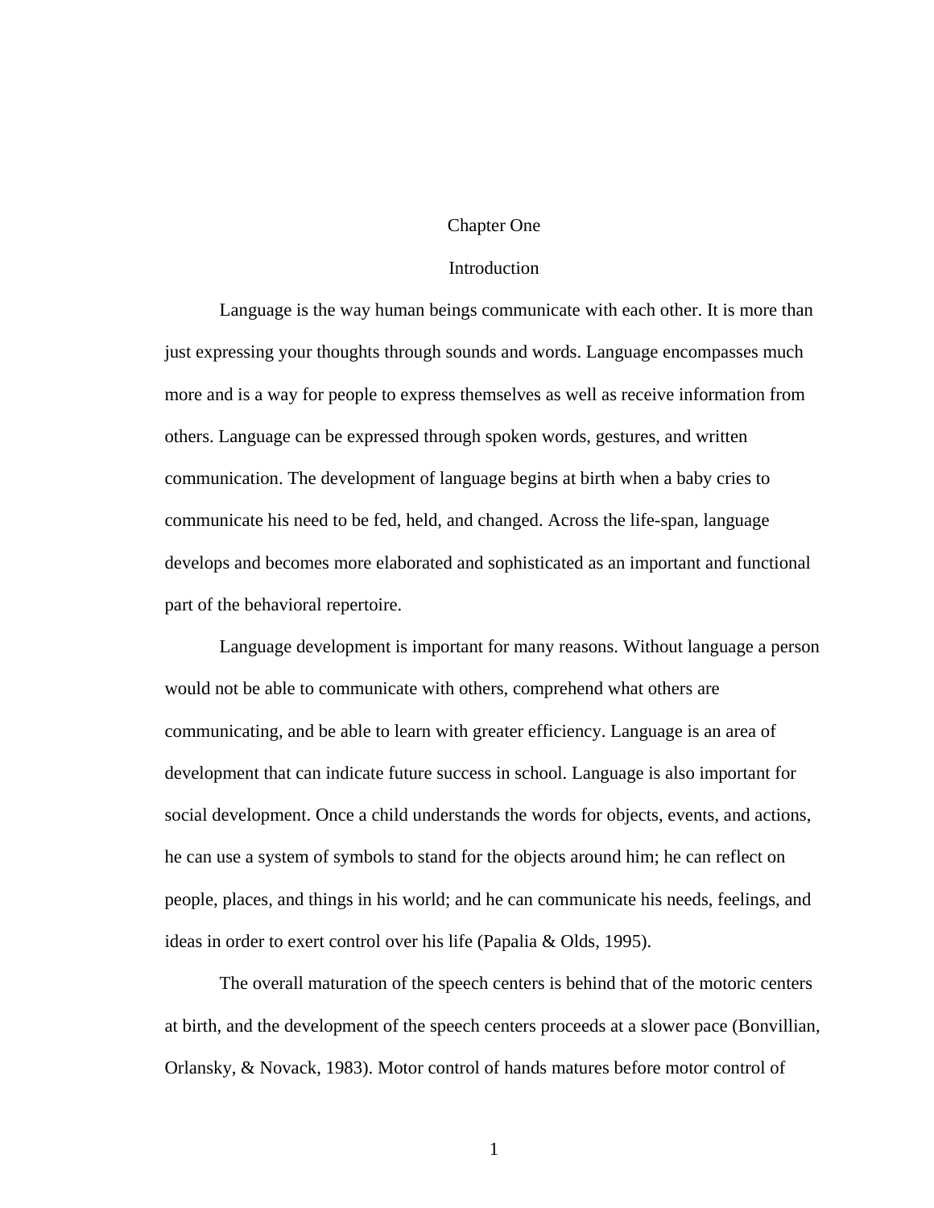# Chapter One

## Introduction

Language is the way human beings communicate with each other. It is more than just expressing your thoughts through sounds and words. Language encompasses much more and is a way for people to express themselves as well as receive information from others. Language can be expressed through spoken words, gestures, and written communication. The development of language begins at birth when a baby cries to communicate his need to be fed, held, and changed. Across the life-span, language develops and becomes more elaborated and sophisticated as an important and functional part of the behavioral repertoire.

Language development is important for many reasons. Without language a person would not be able to communicate with others, comprehend what others are communicating, and be able to learn with greater efficiency. Language is an area of development that can indicate future success in school. Language is also important for social development. Once a child understands the words for objects, events, and actions, he can use a system of symbols to stand for the objects around him; he can reflect on people, places, and things in his world; and he can communicate his needs, feelings, and ideas in order to exert control over his life (Papalia & Olds, 1995).

The overall maturation of the speech centers is behind that of the motoric centers at birth, and the development of the speech centers proceeds at a slower pace (Bonvillian, Orlansky, & Novack, 1983). Motor control of hands matures before motor control of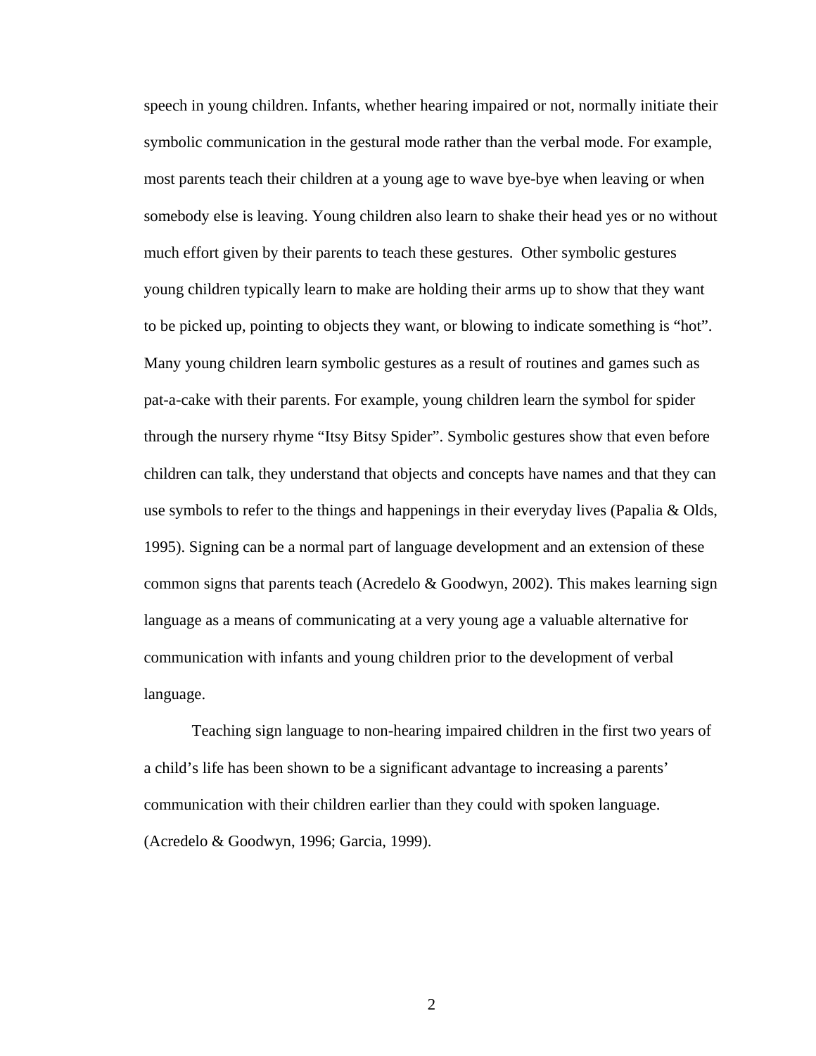speech in young children. Infants, whether hearing impaired or not, normally initiate their symbolic communication in the gestural mode rather than the verbal mode. For example, most parents teach their children at a young age to wave bye-bye when leaving or when somebody else is leaving. Young children also learn to shake their head yes or no without much effort given by their parents to teach these gestures. Other symbolic gestures young children typically learn to make are holding their arms up to show that they want to be picked up, pointing to objects they want, or blowing to indicate something is "hot". Many young children learn symbolic gestures as a result of routines and games such as pat-a-cake with their parents. For example, young children learn the symbol for spider through the nursery rhyme "Itsy Bitsy Spider". Symbolic gestures show that even before children can talk, they understand that objects and concepts have names and that they can use symbols to refer to the things and happenings in their everyday lives (Papalia & Olds, 1995). Signing can be a normal part of language development and an extension of these common signs that parents teach (Acredelo & Goodwyn, 2002). This makes learning sign language as a means of communicating at a very young age a valuable alternative for communication with infants and young children prior to the development of verbal language.

Teaching sign language to non-hearing impaired children in the first two years of a child's life has been shown to be a significant advantage to increasing a parents' communication with their children earlier than they could with spoken language. (Acredelo & Goodwyn, 1996; Garcia, 1999).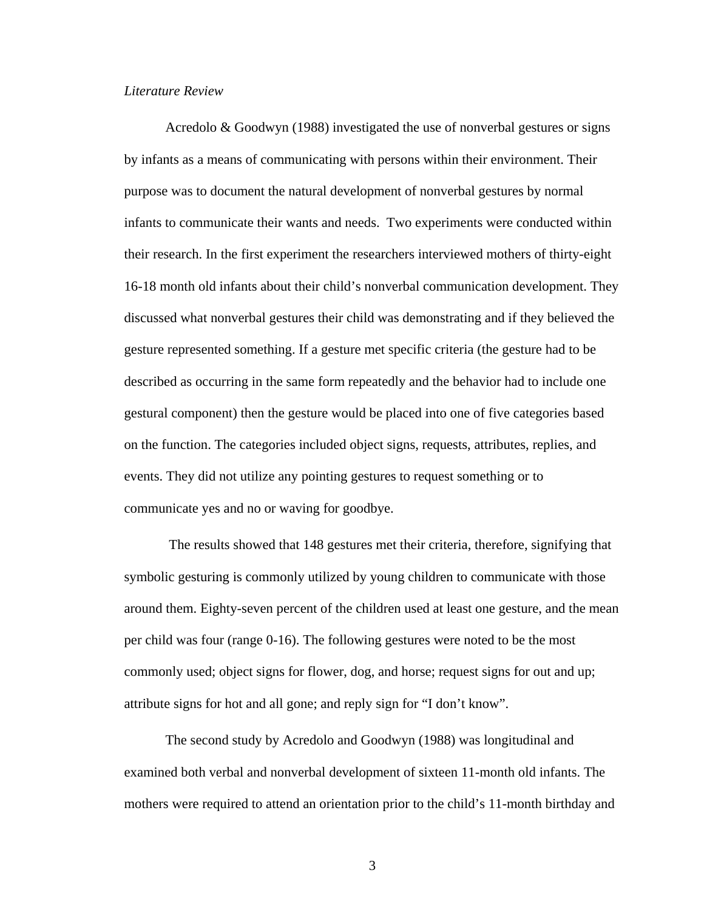*Literature Review*

Acredolo & Goodwyn (1988) investigated the use of nonverbal gestures or signs by infants as a means of communicating with persons within their environment. Their purpose was to document the natural development of nonverbal gestures by normal infants to communicate their wants and needs. Two experiments were conducted within their research. In the first experiment the researchers interviewed mothers of thirty-eight 16-18 month old infants about their child's nonverbal communication development. They discussed what nonverbal gestures their child was demonstrating and if they believed the gesture represented something. If a gesture met specific criteria (the gesture had to be described as occurring in the same form repeatedly and the behavior had to include one gestural component) then the gesture would be placed into one of five categories based on the function. The categories included object signs, requests, attributes, replies, and events. They did not utilize any pointing gestures to request something or to communicate yes and no or waving for goodbye.

The results showed that 148 gestures met their criteria, therefore, signifying that symbolic gesturing is commonly utilized by young children to communicate with those around them. Eighty-seven percent of the children used at least one gesture, and the mean per child was four (range 0-16). The following gestures were noted to be the most commonly used; object signs for flower, dog, and horse; request signs for out and up; attribute signs for hot and all gone; and reply sign for "I don't know".

The second study by Acredolo and Goodwyn (1988) was longitudinal and examined both verbal and nonverbal development of sixteen 11-month old infants. The mothers were required to attend an orientation prior to the child's 11-month birthday and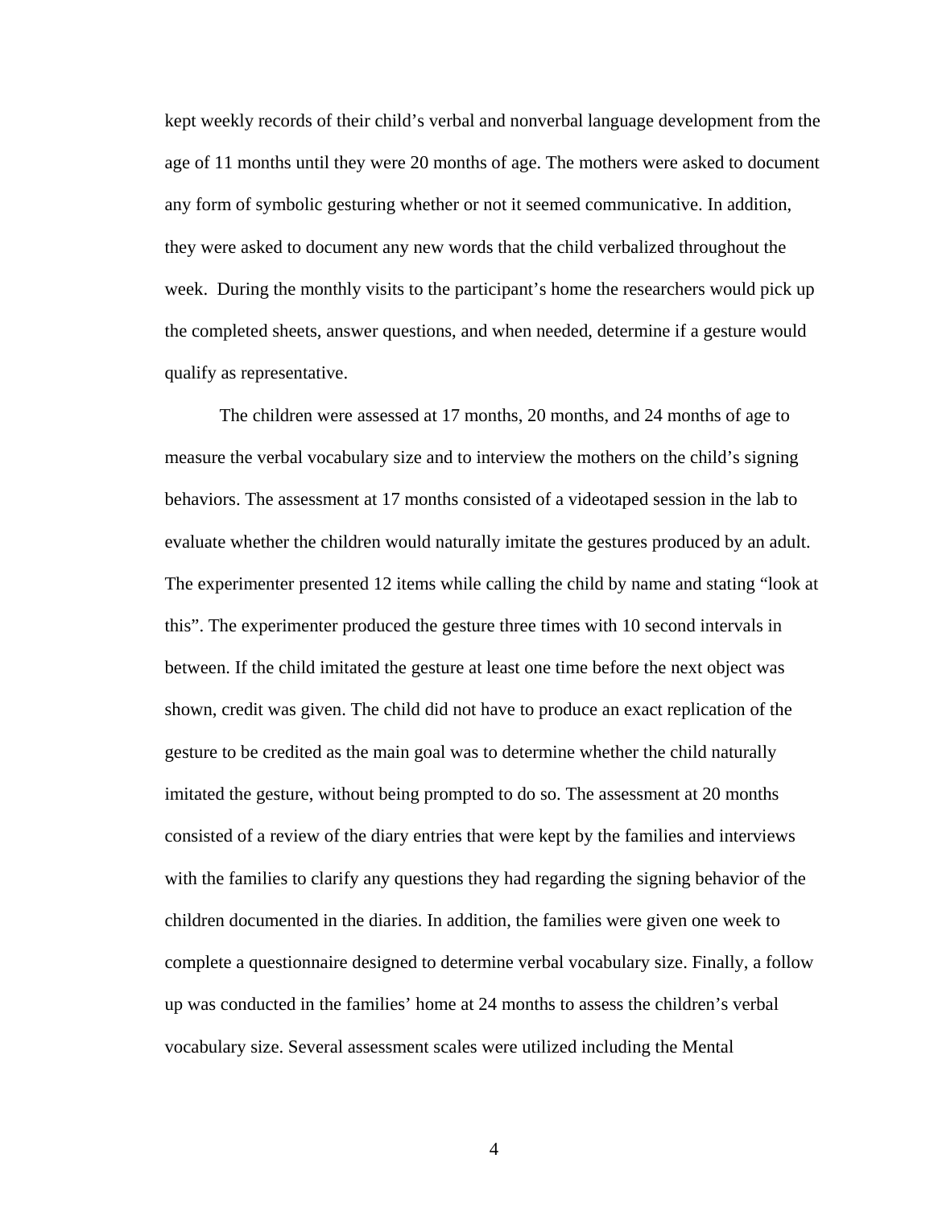kept weekly records of their child's verbal and nonverbal language development from the age of 11 months until they were 20 months of age. The mothers were asked to document any form of symbolic gesturing whether or not it seemed communicative. In addition, they were asked to document any new words that the child verbalized throughout the week.  During the monthly visits to the participant's home the researchers would pick up the completed sheets, answer questions, and when needed, determine if a gesture would qualify as representative.

The children were assessed at 17 months, 20 months, and 24 months of age to measure the verbal vocabulary size and to interview the mothers on the child's signing behaviors. The assessment at 17 months consisted of a videotaped session in the lab to evaluate whether the children would naturally imitate the gestures produced by an adult. The experimenter presented 12 items while calling the child by name and stating "look at this". The experimenter produced the gesture three times with 10 second intervals in between. If the child imitated the gesture at least one time before the next object was shown, credit was given. The child did not have to produce an exact replication of the gesture to be credited as the main goal was to determine whether the child naturally imitated the gesture, without being prompted to do so. The assessment at 20 months consisted of a review of the diary entries that were kept by the families and interviews with the families to clarify any questions they had regarding the signing behavior of the children documented in the diaries. In addition, the families were given one week to complete a questionnaire designed to determine verbal vocabulary size. Finally, a follow up was conducted in the families' home at 24 months to assess the children's verbal vocabulary size. Several assessment scales were utilized including the Mental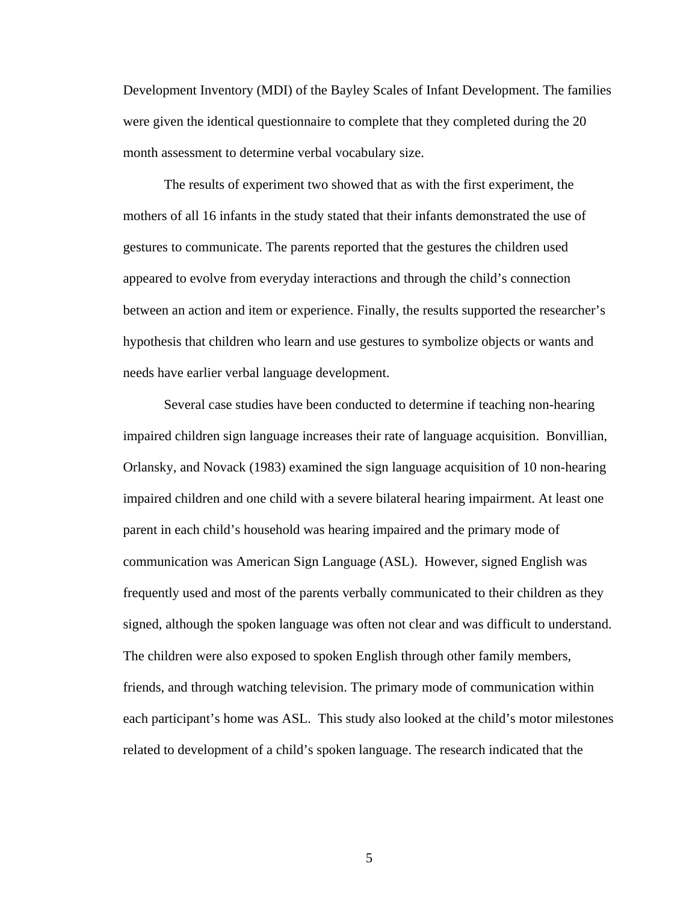Development Inventory (MDI) of the Bayley Scales of Infant Development. The families were given the identical questionnaire to complete that they completed during the 20 month assessment to determine verbal vocabulary size.

The results of experiment two showed that as with the first experiment, the mothers of all 16 infants in the study stated that their infants demonstrated the use of gestures to communicate. The parents reported that the gestures the children used appeared to evolve from everyday interactions and through the child's connection between an action and item or experience. Finally, the results supported the researcher's hypothesis that children who learn and use gestures to symbolize objects or wants and needs have earlier verbal language development.

Several case studies have been conducted to determine if teaching non-hearing impaired children sign language increases their rate of language acquisition. Bonvillian, Orlansky, and Novack (1983) examined the sign language acquisition of 10 non-hearing impaired children and one child with a severe bilateral hearing impairment. At least one parent in each child's household was hearing impaired and the primary mode of communication was American Sign Language (ASL). However, signed English was frequently used and most of the parents verbally communicated to their children as they signed, although the spoken language was often not clear and was difficult to understand. The children were also exposed to spoken English through other family members, friends, and through watching television. The primary mode of communication within each participant's home was ASL. This study also looked at the child's motor milestones related to development of a child's spoken language. The research indicated that the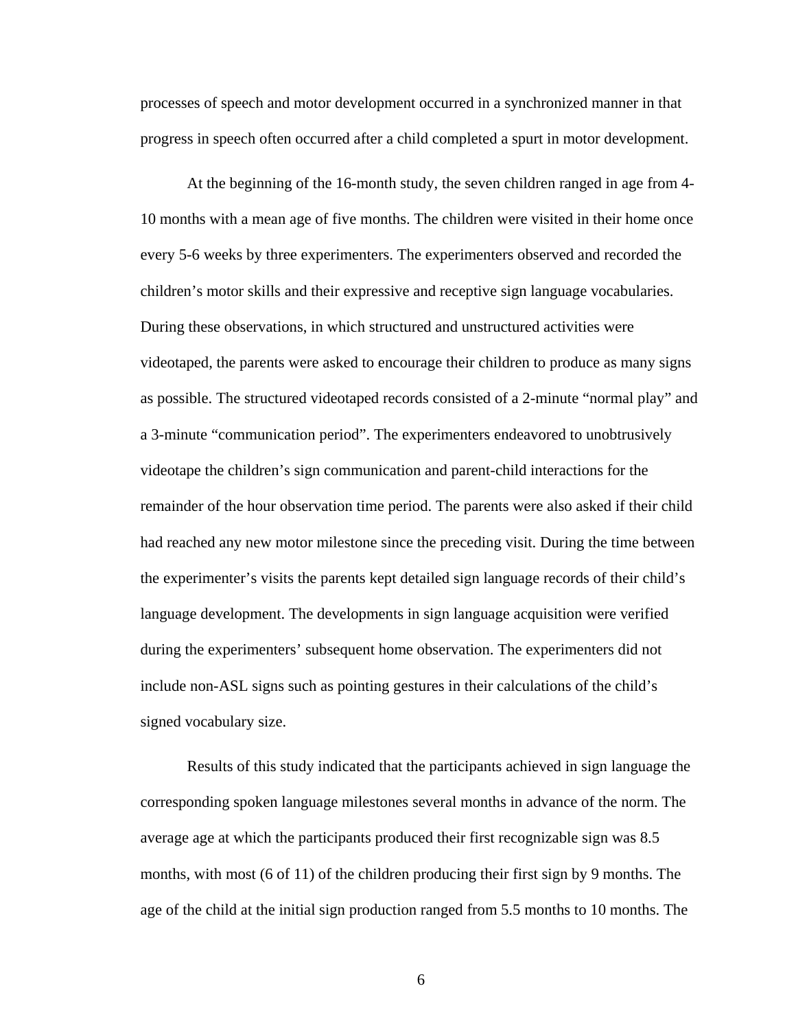processes of speech and motor development occurred in a synchronized manner in that progress in speech often occurred after a child completed a spurt in motor development.

At the beginning of the 16-month study, the seven children ranged in age from 4-10 months with a mean age of five months. The children were visited in their home once every 5-6 weeks by three experimenters. The experimenters observed and recorded the children's motor skills and their expressive and receptive sign language vocabularies. During these observations, in which structured and unstructured activities were videotaped, the parents were asked to encourage their children to produce as many signs as possible. The structured videotaped records consisted of a 2-minute "normal play" and a 3-minute "communication period". The experimenters endeavored to unobtrusively videotape the children's sign communication and parent-child interactions for the remainder of the hour observation time period. The parents were also asked if their child had reached any new motor milestone since the preceding visit. During the time between the experimenter's visits the parents kept detailed sign language records of their child's language development. The developments in sign language acquisition were verified during the experimenters' subsequent home observation. The experimenters did not include non-ASL signs such as pointing gestures in their calculations of the child's signed vocabulary size.

Results of this study indicated that the participants achieved in sign language the corresponding spoken language milestones several months in advance of the norm. The average age at which the participants produced their first recognizable sign was 8.5 months, with most (6 of 11) of the children producing their first sign by 9 months. The age of the child at the initial sign production ranged from 5.5 months to 10 months. The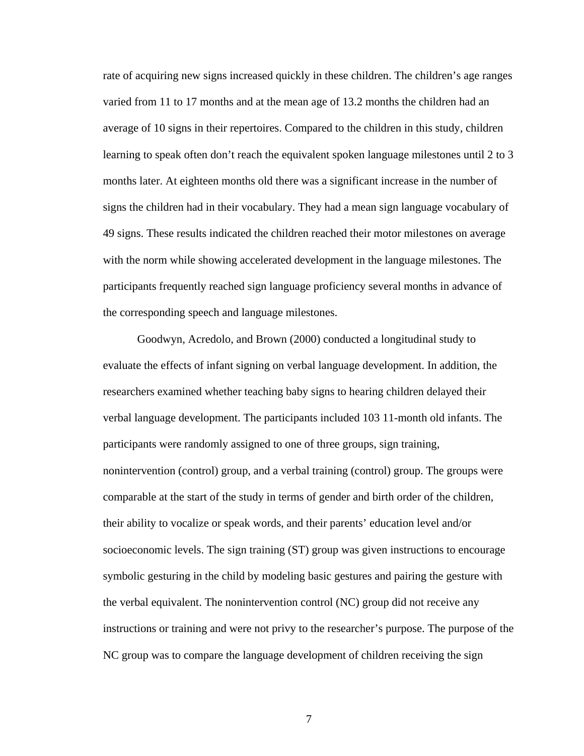rate of acquiring new signs increased quickly in these children. The children's age ranges varied from 11 to 17 months and at the mean age of 13.2 months the children had an average of 10 signs in their repertoires. Compared to the children in this study, children learning to speak often don't reach the equivalent spoken language milestones until 2 to 3 months later. At eighteen months old there was a significant increase in the number of signs the children had in their vocabulary. They had a mean sign language vocabulary of 49 signs. These results indicated the children reached their motor milestones on average with the norm while showing accelerated development in the language milestones. The participants frequently reached sign language proficiency several months in advance of the corresponding speech and language milestones.

Goodwyn, Acredolo, and Brown (2000) conducted a longitudinal study to evaluate the effects of infant signing on verbal language development. In addition, the researchers examined whether teaching baby signs to hearing children delayed their verbal language development. The participants included 103 11-month old infants. The participants were randomly assigned to one of three groups, sign training, nonintervention (control) group, and a verbal training (control) group. The groups were comparable at the start of the study in terms of gender and birth order of the children, their ability to vocalize or speak words, and their parents' education level and/or socioeconomic levels. The sign training (ST) group was given instructions to encourage symbolic gesturing in the child by modeling basic gestures and pairing the gesture with the verbal equivalent. The nonintervention control (NC) group did not receive any instructions or training and were not privy to the researcher's purpose. The purpose of the NC group was to compare the language development of children receiving the sign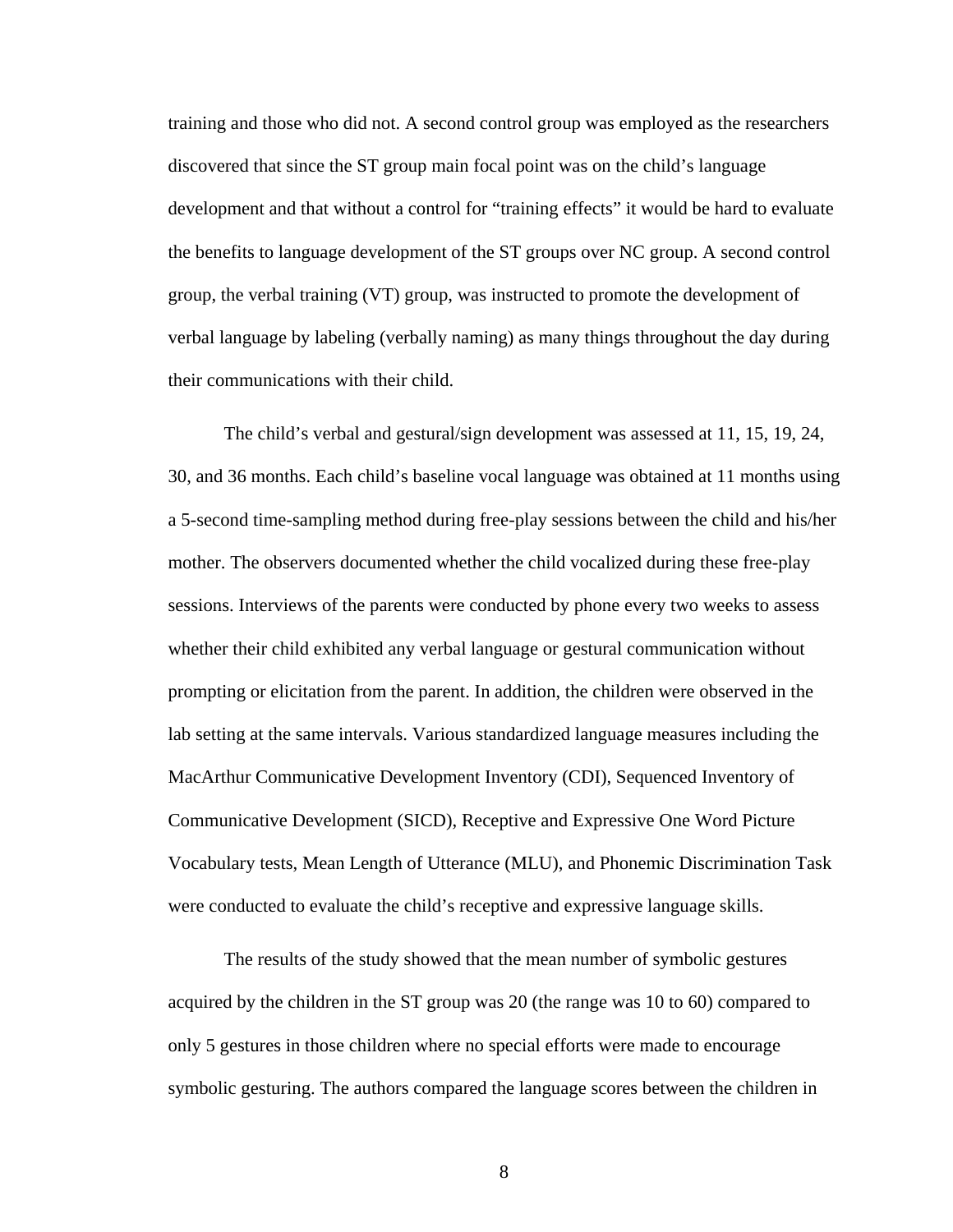training and those who did not. A second control group was employed as the researchers discovered that since the ST group main focal point was on the child's language development and that without a control for "training effects" it would be hard to evaluate the benefits to language development of the ST groups over NC group. A second control group, the verbal training (VT) group, was instructed to promote the development of verbal language by labeling (verbally naming) as many things throughout the day during their communications with their child.

The child's verbal and gestural/sign development was assessed at 11, 15, 19, 24, 30, and 36 months. Each child's baseline vocal language was obtained at 11 months using a 5-second time-sampling method during free-play sessions between the child and his/her mother. The observers documented whether the child vocalized during these free-play sessions. Interviews of the parents were conducted by phone every two weeks to assess whether their child exhibited any verbal language or gestural communication without prompting or elicitation from the parent. In addition, the children were observed in the lab setting at the same intervals. Various standardized language measures including the MacArthur Communicative Development Inventory (CDI), Sequenced Inventory of Communicative Development (SICD), Receptive and Expressive One Word Picture Vocabulary tests, Mean Length of Utterance (MLU), and Phonemic Discrimination Task were conducted to evaluate the child's receptive and expressive language skills.

The results of the study showed that the mean number of symbolic gestures acquired by the children in the ST group was 20 (the range was 10 to 60) compared to only 5 gestures in those children where no special efforts were made to encourage symbolic gesturing. The authors compared the language scores between the children in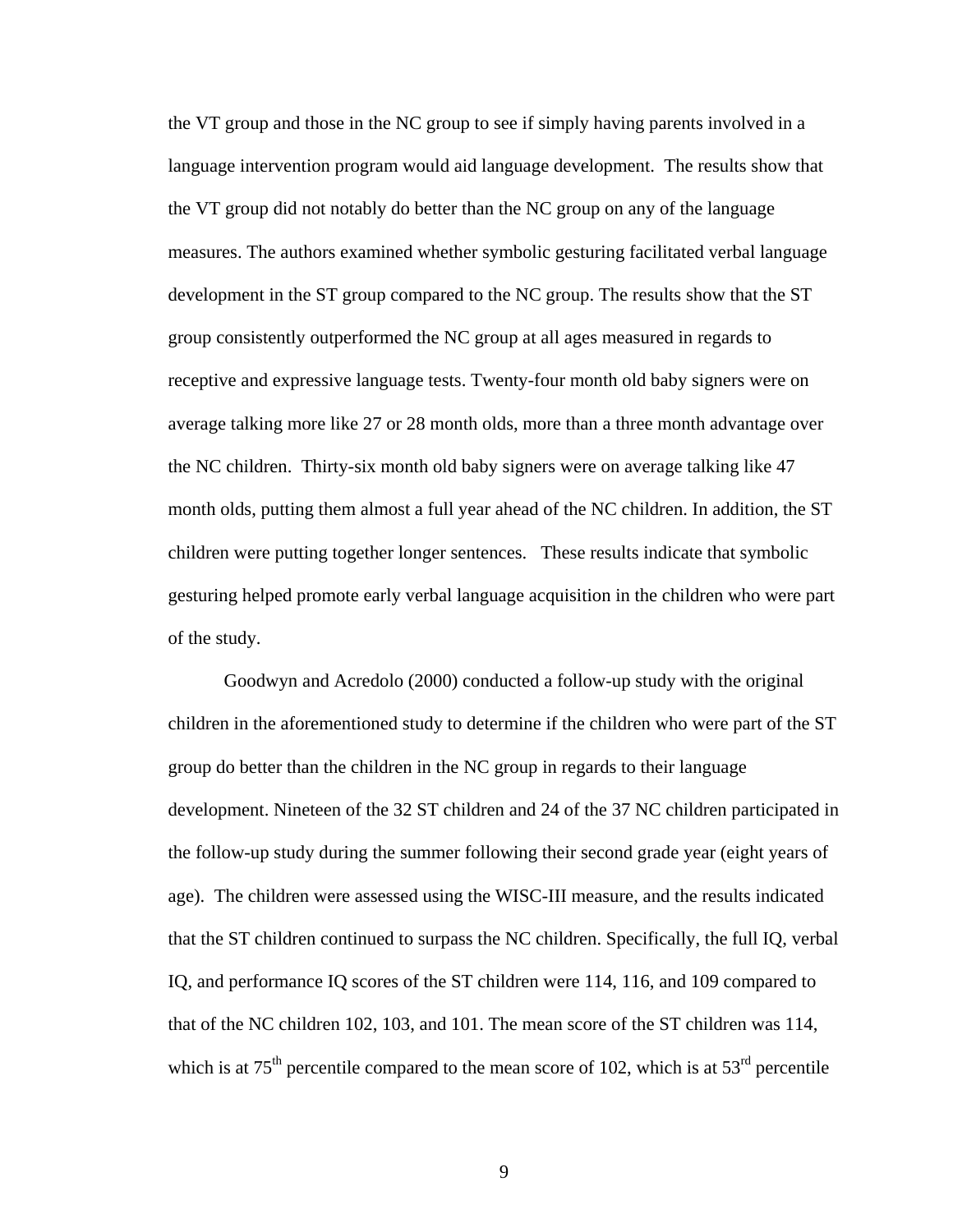the VT group and those in the NC group to see if simply having parents involved in a language intervention program would aid language development. The results show that the VT group did not notably do better than the NC group on any of the language measures. The authors examined whether symbolic gesturing facilitated verbal language development in the ST group compared to the NC group. The results show that the ST group consistently outperformed the NC group at all ages measured in regards to receptive and expressive language tests. Twenty-four month old baby signers were on average talking more like 27 or 28 month olds, more than a three month advantage over the NC children. Thirty-six month old baby signers were on average talking like 47 month olds, putting them almost a full year ahead of the NC children. In addition, the ST children were putting together longer sentences. These results indicate that symbolic gesturing helped promote early verbal language acquisition in the children who were part of the study.

Goodwyn and Acredolo (2000) conducted a follow-up study with the original children in the aforementioned study to determine if the children who were part of the ST group do better than the children in the NC group in regards to their language development. Nineteen of the 32 ST children and 24 of the 37 NC children participated in the follow-up study during the summer following their second grade year (eight years of age). The children were assessed using the WISC-III measure, and the results indicated that the ST children continued to surpass the NC children. Specifically, the full IQ, verbal IQ, and performance IQ scores of the ST children were 114, 116, and 109 compared to that of the NC children 102, 103, and 101. The mean score of the ST children was 114, which is at 75th percentile compared to the mean score of 102, which is at 53rd percentile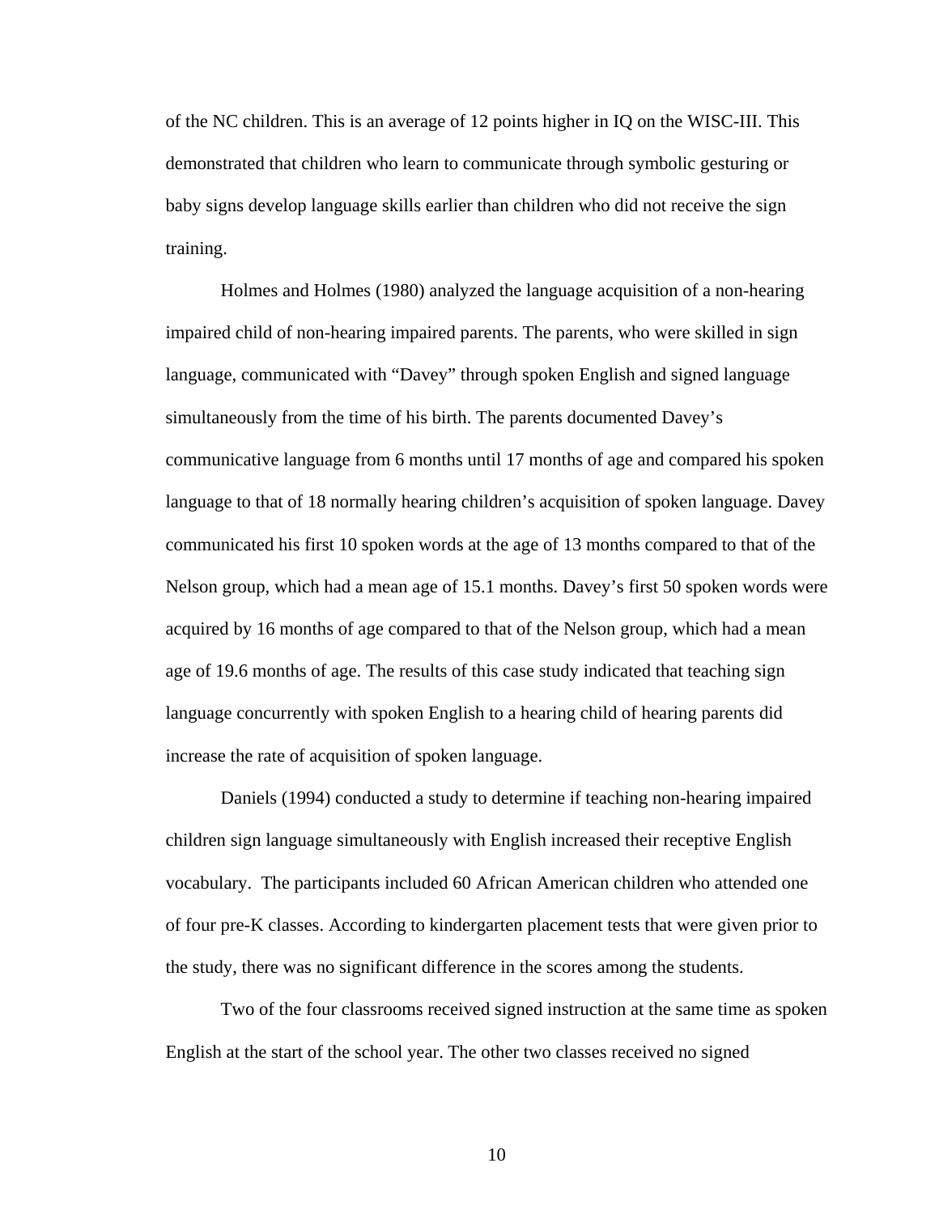of the NC children. This is an average of 12 points higher in IQ on the WISC-III. This demonstrated that children who learn to communicate through symbolic gesturing or baby signs develop language skills earlier than children who did not receive the sign training.

Holmes and Holmes (1980) analyzed the language acquisition of a non-hearing impaired child of non-hearing impaired parents. The parents, who were skilled in sign language, communicated with “Davey” through spoken English and signed language simultaneously from the time of his birth. The parents documented Davey’s communicative language from 6 months until 17 months of age and compared his spoken language to that of 18 normally hearing children’s acquisition of spoken language. Davey communicated his first 10 spoken words at the age of 13 months compared to that of the Nelson group, which had a mean age of 15.1 months. Davey’s first 50 spoken words were acquired by 16 months of age compared to that of the Nelson group, which had a mean age of 19.6 months of age. The results of this case study indicated that teaching sign language concurrently with spoken English to a hearing child of hearing parents did increase the rate of acquisition of spoken language.

Daniels (1994) conducted a study to determine if teaching non-hearing impaired children sign language simultaneously with English increased their receptive English vocabulary. The participants included 60 African American children who attended one of four pre-K classes. According to kindergarten placement tests that were given prior to the study, there was no significant difference in the scores among the students.

Two of the four classrooms received signed instruction at the same time as spoken English at the start of the school year. The other two classes received no signed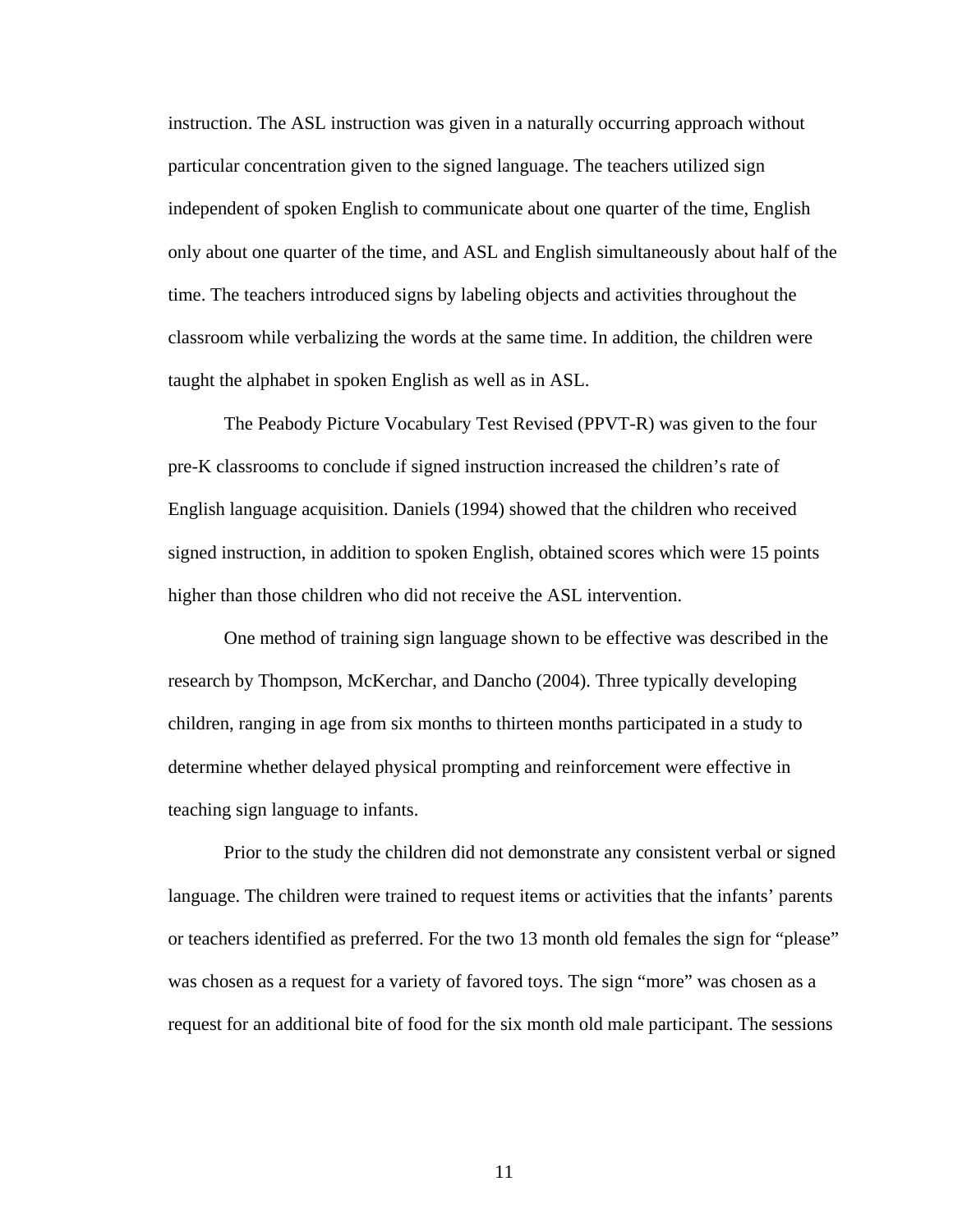instruction. The ASL instruction was given in a naturally occurring approach without particular concentration given to the signed language. The teachers utilized sign independent of spoken English to communicate about one quarter of the time, English only about one quarter of the time, and ASL and English simultaneously about half of the time. The teachers introduced signs by labeling objects and activities throughout the classroom while verbalizing the words at the same time. In addition, the children were taught the alphabet in spoken English as well as in ASL.

The Peabody Picture Vocabulary Test Revised (PPVT-R) was given to the four pre-K classrooms to conclude if signed instruction increased the children's rate of English language acquisition. Daniels (1994) showed that the children who received signed instruction, in addition to spoken English, obtained scores which were 15 points higher than those children who did not receive the ASL intervention.

One method of training sign language shown to be effective was described in the research by Thompson, McKerchar, and Dancho (2004). Three typically developing children, ranging in age from six months to thirteen months participated in a study to determine whether delayed physical prompting and reinforcement were effective in teaching sign language to infants.

Prior to the study the children did not demonstrate any consistent verbal or signed language. The children were trained to request items or activities that the infants' parents or teachers identified as preferred. For the two 13 month old females the sign for "please" was chosen as a request for a variety of favored toys. The sign "more" was chosen as a request for an additional bite of food for the six month old male participant. The sessions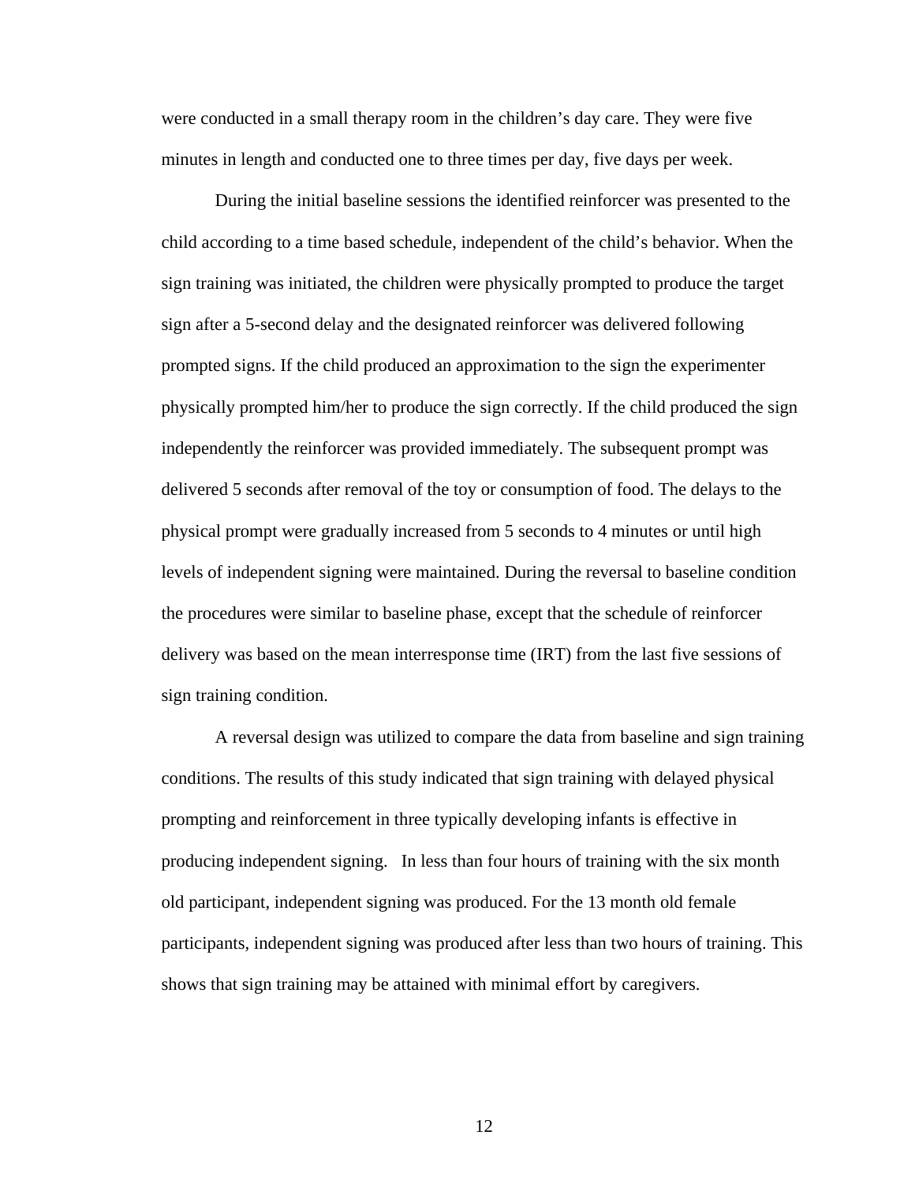were conducted in a small therapy room in the children's day care. They were five minutes in length and conducted one to three times per day, five days per week.

During the initial baseline sessions the identified reinforcer was presented to the child according to a time based schedule, independent of the child's behavior. When the sign training was initiated, the children were physically prompted to produce the target sign after a 5-second delay and the designated reinforcer was delivered following prompted signs. If the child produced an approximation to the sign the experimenter physically prompted him/her to produce the sign correctly. If the child produced the sign independently the reinforcer was provided immediately. The subsequent prompt was delivered 5 seconds after removal of the toy or consumption of food. The delays to the physical prompt were gradually increased from 5 seconds to 4 minutes or until high levels of independent signing were maintained. During the reversal to baseline condition the procedures were similar to baseline phase, except that the schedule of reinforcer delivery was based on the mean interresponse time (IRT) from the last five sessions of sign training condition.

A reversal design was utilized to compare the data from baseline and sign training conditions. The results of this study indicated that sign training with delayed physical prompting and reinforcement in three typically developing infants is effective in producing independent signing. In less than four hours of training with the six month old participant, independent signing was produced. For the 13 month old female participants, independent signing was produced after less than two hours of training. This shows that sign training may be attained with minimal effort by caregivers.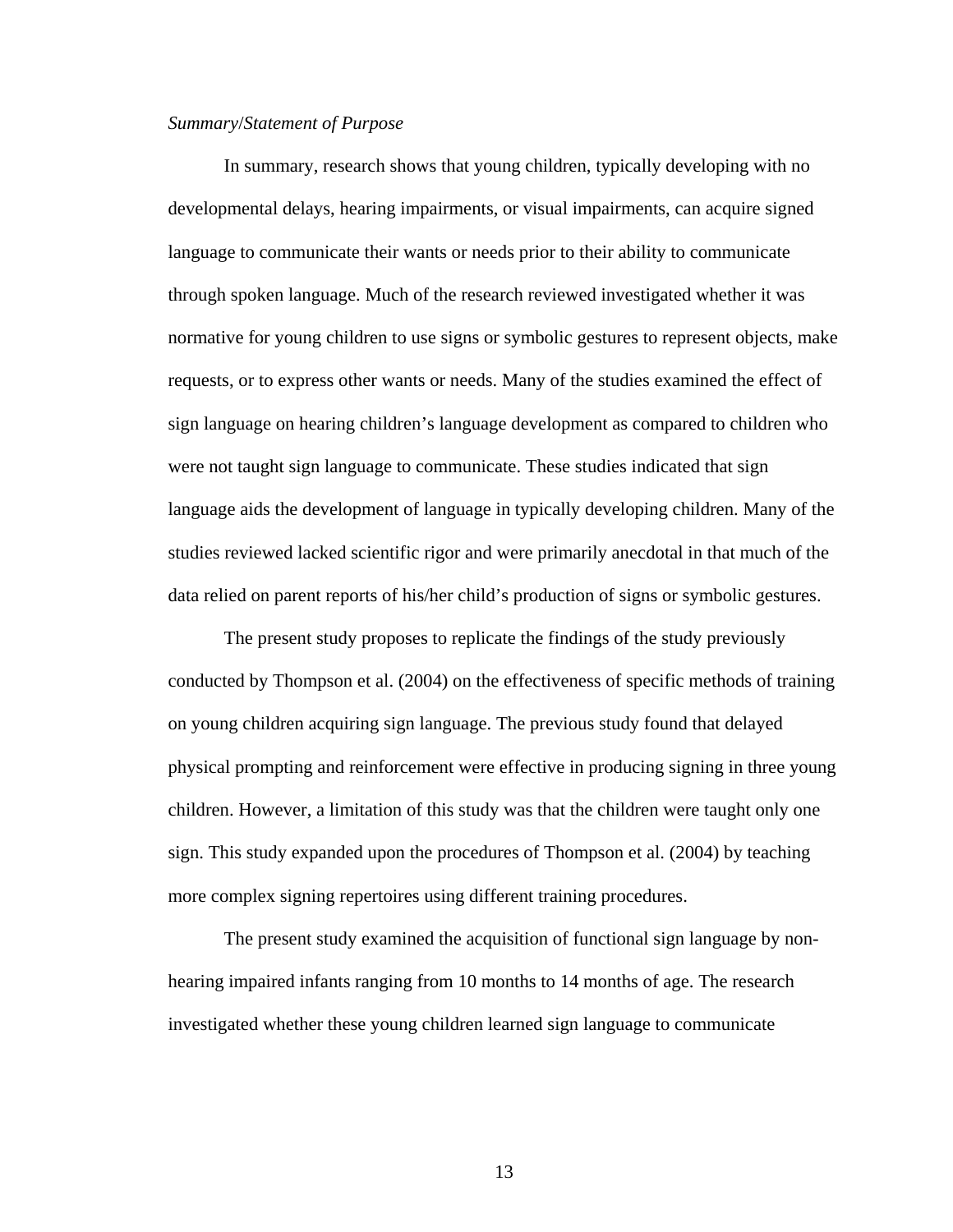*Summary/Statement of Purpose*

In summary, research shows that young children, typically developing with no developmental delays, hearing impairments, or visual impairments, can acquire signed language to communicate their wants or needs prior to their ability to communicate through spoken language. Much of the research reviewed investigated whether it was normative for young children to use signs or symbolic gestures to represent objects, make requests, or to express other wants or needs. Many of the studies examined the effect of sign language on hearing children's language development as compared to children who were not taught sign language to communicate. These studies indicated that sign language aids the development of language in typically developing children. Many of the studies reviewed lacked scientific rigor and were primarily anecdotal in that much of the data relied on parent reports of his/her child's production of signs or symbolic gestures.

The present study proposes to replicate the findings of the study previously conducted by Thompson et al. (2004) on the effectiveness of specific methods of training on young children acquiring sign language. The previous study found that delayed physical prompting and reinforcement were effective in producing signing in three young children. However, a limitation of this study was that the children were taught only one sign. This study expanded upon the procedures of Thompson et al. (2004) by teaching more complex signing repertoires using different training procedures.

The present study examined the acquisition of functional sign language by non-hearing impaired infants ranging from 10 months to 14 months of age. The research investigated whether these young children learned sign language to communicate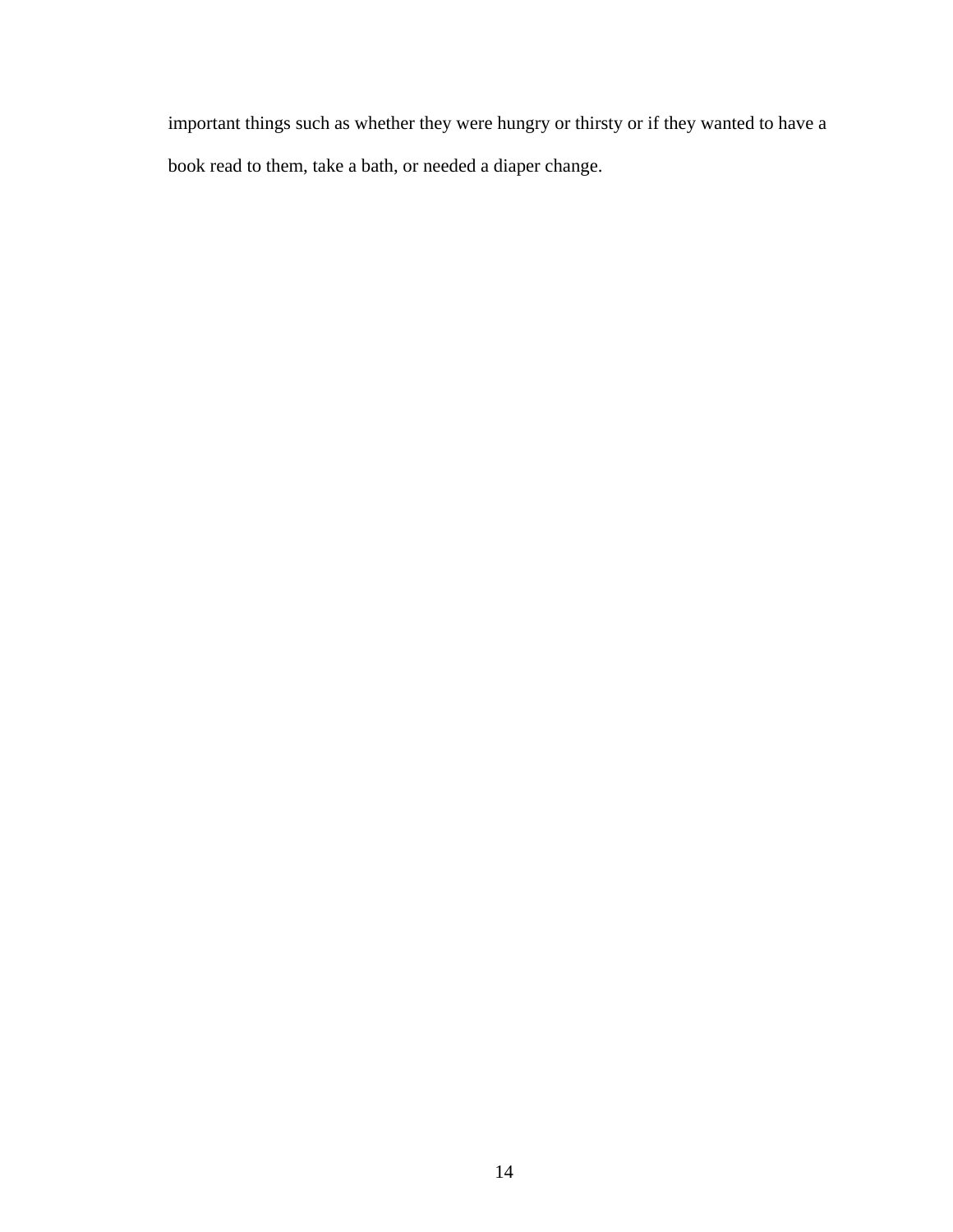important things such as whether they were hungry or thirsty or if they wanted to have a book read to them, take a bath, or needed a diaper change.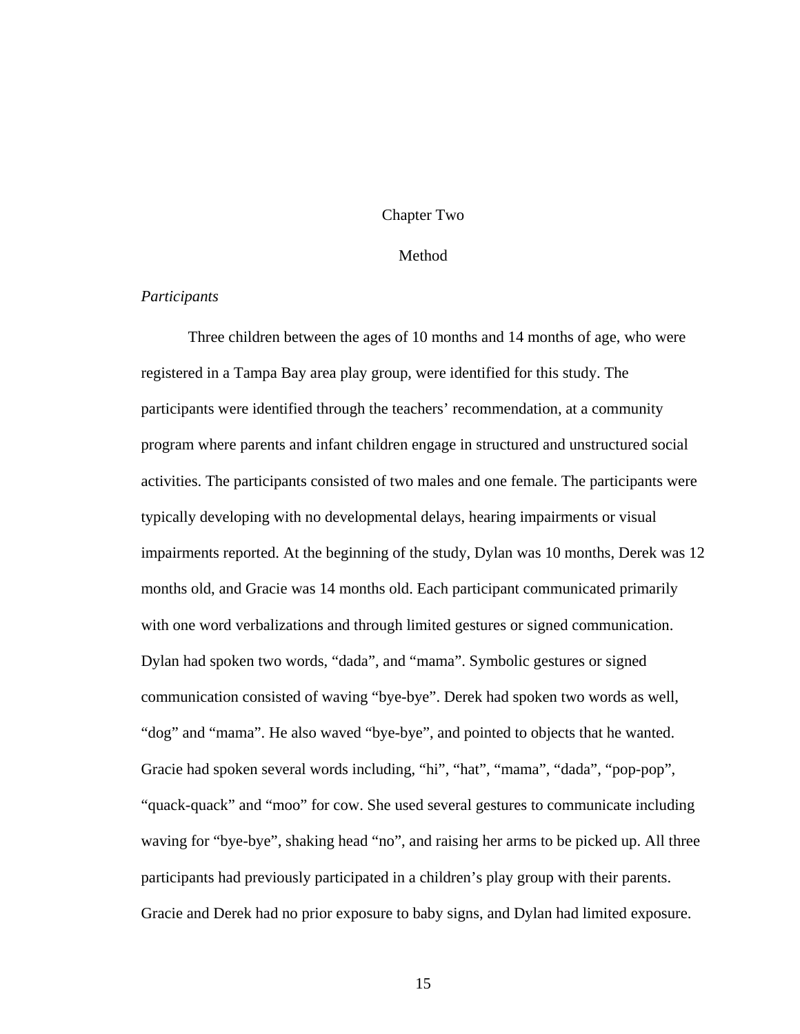# Chapter Two

# Method

### *Participants*

Three children between the ages of 10 months and 14 months of age, who were registered in a Tampa Bay area play group, were identified for this study. The participants were identified through the teachers' recommendation, at a community program where parents and infant children engage in structured and unstructured social activities. The participants consisted of two males and one female. The participants were typically developing with no developmental delays, hearing impairments or visual impairments reported. At the beginning of the study, Dylan was 10 months, Derek was 12 months old, and Gracie was 14 months old. Each participant communicated primarily with one word verbalizations and through limited gestures or signed communication. Dylan had spoken two words, "dada", and "mama". Symbolic gestures or signed communication consisted of waving "bye-bye". Derek had spoken two words as well, "dog" and "mama". He also waved "bye-bye", and pointed to objects that he wanted. Gracie had spoken several words including, "hi", "hat", "mama", "dada", "pop-pop", "quack-quack" and "moo" for cow. She used several gestures to communicate including waving for "bye-bye", shaking head "no", and raising her arms to be picked up. All three participants had previously participated in a children's play group with their parents. Gracie and Derek had no prior exposure to baby signs, and Dylan had limited exposure.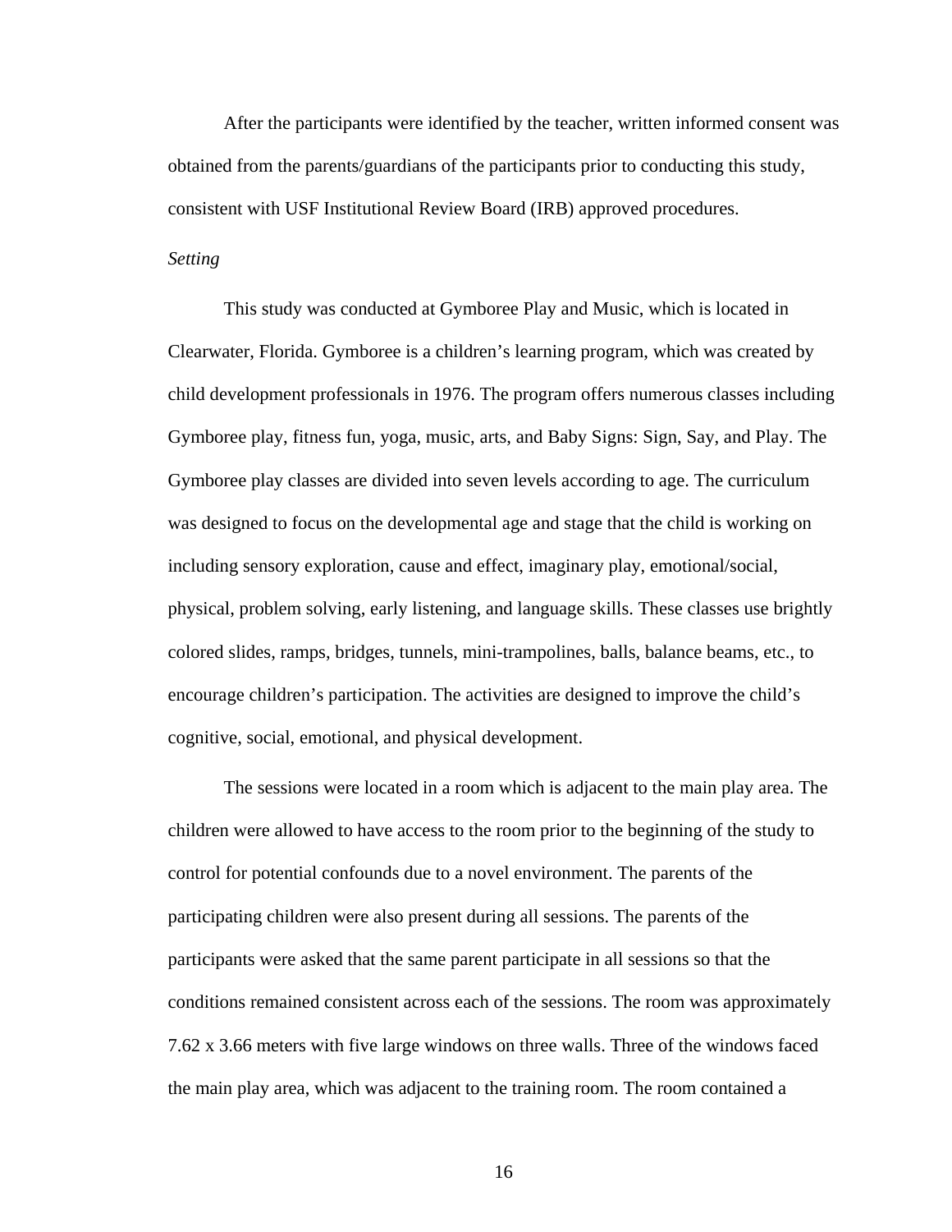After the participants were identified by the teacher, written informed consent was obtained from the parents/guardians of the participants prior to conducting this study, consistent with USF Institutional Review Board (IRB) approved procedures.

*Setting*

This study was conducted at Gymboree Play and Music, which is located in Clearwater, Florida. Gymboree is a children's learning program, which was created by child development professionals in 1976. The program offers numerous classes including Gymboree play, fitness fun, yoga, music, arts, and Baby Signs: Sign, Say, and Play. The Gymboree play classes are divided into seven levels according to age. The curriculum was designed to focus on the developmental age and stage that the child is working on including sensory exploration, cause and effect, imaginary play, emotional/social, physical, problem solving, early listening, and language skills. These classes use brightly colored slides, ramps, bridges, tunnels, mini-trampolines, balls, balance beams, etc., to encourage children's participation. The activities are designed to improve the child's cognitive, social, emotional, and physical development.

The sessions were located in a room which is adjacent to the main play area. The children were allowed to have access to the room prior to the beginning of the study to control for potential confounds due to a novel environment. The parents of the participating children were also present during all sessions. The parents of the participants were asked that the same parent participate in all sessions so that the conditions remained consistent across each of the sessions. The room was approximately 7.62 x 3.66 meters with five large windows on three walls. Three of the windows faced the main play area, which was adjacent to the training room. The room contained a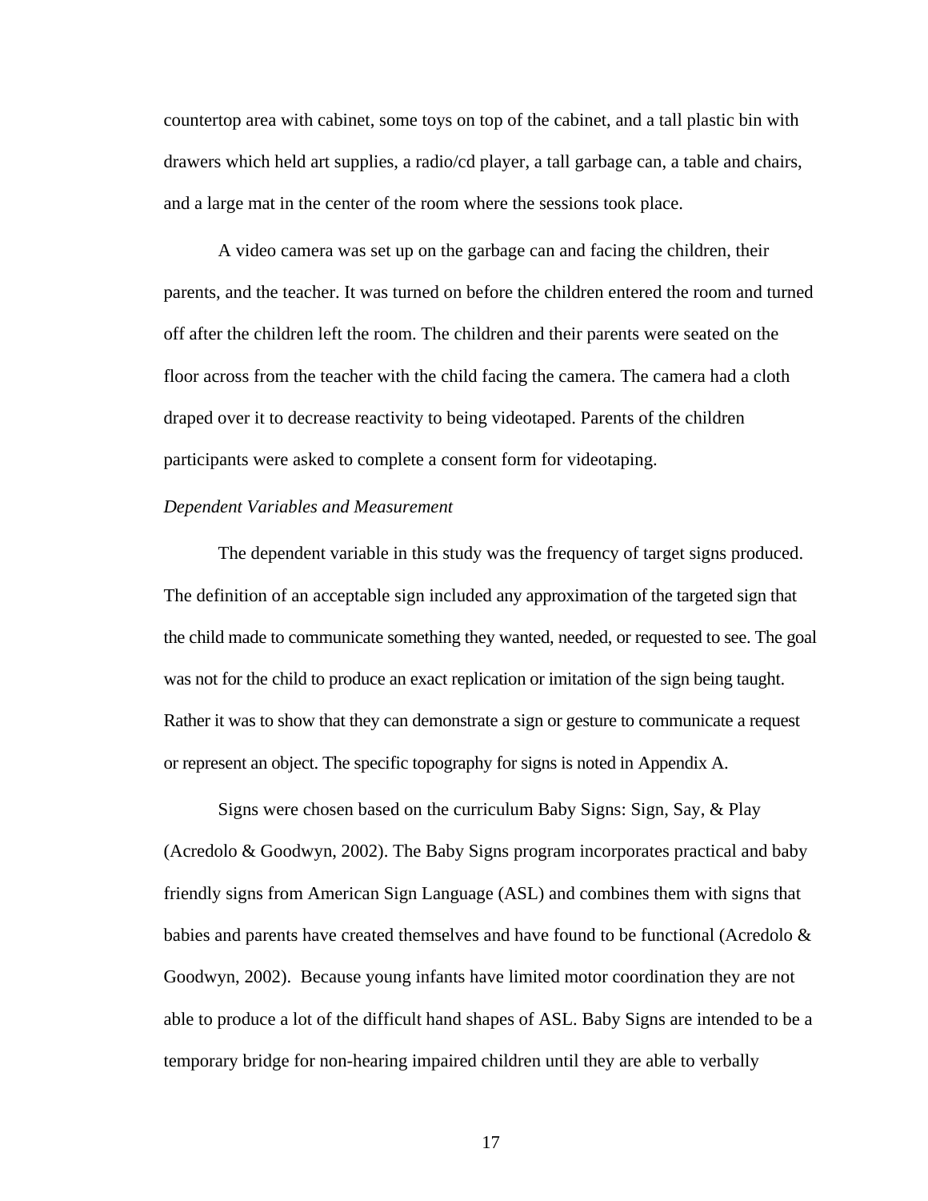countertop area with cabinet, some toys on top of the cabinet, and a tall plastic bin with drawers which held art supplies, a radio/cd player, a tall garbage can, a table and chairs, and a large mat in the center of the room where the sessions took place.

A video camera was set up on the garbage can and facing the children, their parents, and the teacher. It was turned on before the children entered the room and turned off after the children left the room. The children and their parents were seated on the floor across from the teacher with the child facing the camera. The camera had a cloth draped over it to decrease reactivity to being videotaped. Parents of the children participants were asked to complete a consent form for videotaping.

*Dependent Variables and Measurement*

The dependent variable in this study was the frequency of target signs produced. The definition of an acceptable sign included any approximation of the targeted sign that the child made to communicate something they wanted, needed, or requested to see. The goal was not for the child to produce an exact replication or imitation of the sign being taught. Rather it was to show that they can demonstrate a sign or gesture to communicate a request or represent an object. The specific topography for signs is noted in Appendix A.

Signs were chosen based on the curriculum Baby Signs: Sign, Say, & Play (Acredolo & Goodwyn, 2002). The Baby Signs program incorporates practical and baby friendly signs from American Sign Language (ASL) and combines them with signs that babies and parents have created themselves and have found to be functional (Acredolo & Goodwyn, 2002). Because young infants have limited motor coordination they are not able to produce a lot of the difficult hand shapes of ASL. Baby Signs are intended to be a temporary bridge for non-hearing impaired children until they are able to verbally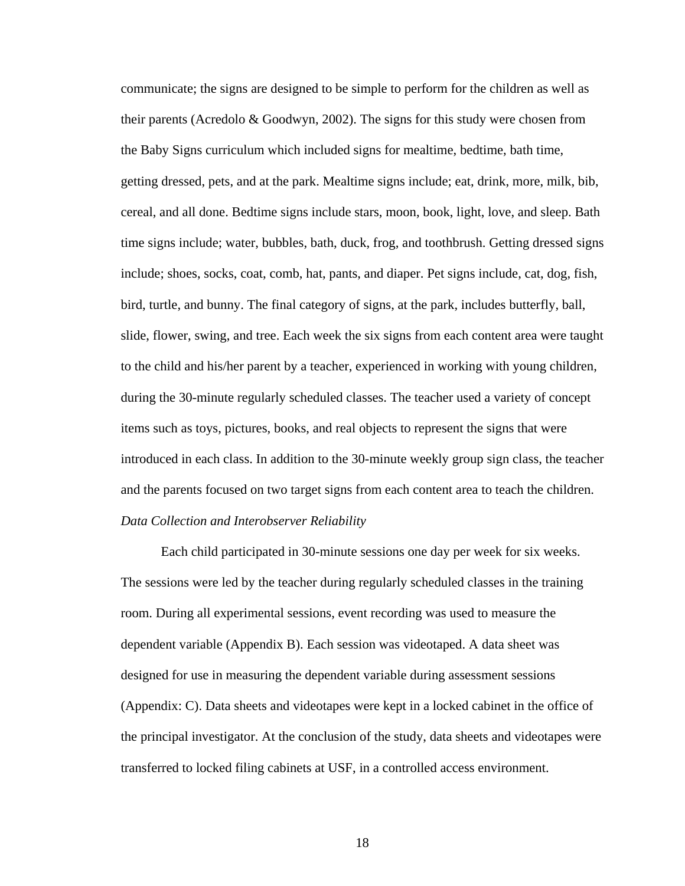communicate; the signs are designed to be simple to perform for the children as well as their parents (Acredolo & Goodwyn, 2002). The signs for this study were chosen from the Baby Signs curriculum which included signs for mealtime, bedtime, bath time, getting dressed, pets, and at the park. Mealtime signs include; eat, drink, more, milk, bib, cereal, and all done. Bedtime signs include stars, moon, book, light, love, and sleep. Bath time signs include; water, bubbles, bath, duck, frog, and toothbrush. Getting dressed signs include; shoes, socks, coat, comb, hat, pants, and diaper. Pet signs include, cat, dog, fish, bird, turtle, and bunny. The final category of signs, at the park, includes butterfly, ball, slide, flower, swing, and tree. Each week the six signs from each content area were taught to the child and his/her parent by a teacher, experienced in working with young children, during the 30-minute regularly scheduled classes. The teacher used a variety of concept items such as toys, pictures, books, and real objects to represent the signs that were introduced in each class. In addition to the 30-minute weekly group sign class, the teacher and the parents focused on two target signs from each content area to teach the children.

*Data Collection and Interobserver Reliability*

Each child participated in 30-minute sessions one day per week for six weeks. The sessions were led by the teacher during regularly scheduled classes in the training room. During all experimental sessions, event recording was used to measure the dependent variable (Appendix B). Each session was videotaped. A data sheet was designed for use in measuring the dependent variable during assessment sessions (Appendix: C). Data sheets and videotapes were kept in a locked cabinet in the office of the principal investigator. At the conclusion of the study, data sheets and videotapes were transferred to locked filing cabinets at USF, in a controlled access environment.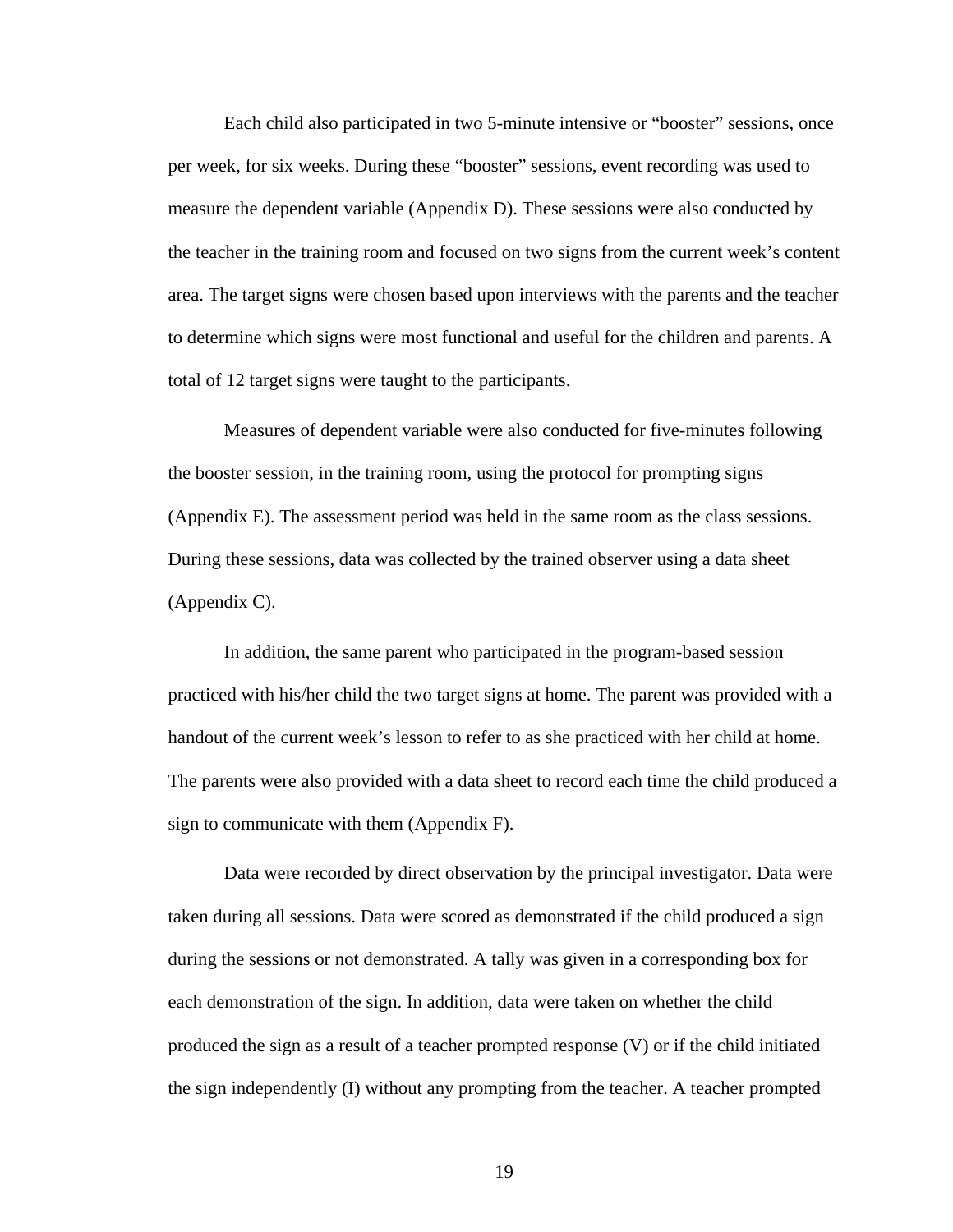Each child also participated in two 5-minute intensive or "booster" sessions, once per week, for six weeks. During these "booster" sessions, event recording was used to measure the dependent variable (Appendix D). These sessions were also conducted by the teacher in the training room and focused on two signs from the current week's content area. The target signs were chosen based upon interviews with the parents and the teacher to determine which signs were most functional and useful for the children and parents. A total of 12 target signs were taught to the participants.

Measures of dependent variable were also conducted for five-minutes following the booster session, in the training room, using the protocol for prompting signs (Appendix E). The assessment period was held in the same room as the class sessions. During these sessions, data was collected by the trained observer using a data sheet (Appendix C).

In addition, the same parent who participated in the program-based session practiced with his/her child the two target signs at home. The parent was provided with a handout of the current week's lesson to refer to as she practiced with her child at home. The parents were also provided with a data sheet to record each time the child produced a sign to communicate with them (Appendix F).

Data were recorded by direct observation by the principal investigator. Data were taken during all sessions. Data were scored as demonstrated if the child produced a sign during the sessions or not demonstrated. A tally was given in a corresponding box for each demonstration of the sign. In addition, data were taken on whether the child produced the sign as a result of a teacher prompted response (V) or if the child initiated the sign independently (I) without any prompting from the teacher. A teacher prompted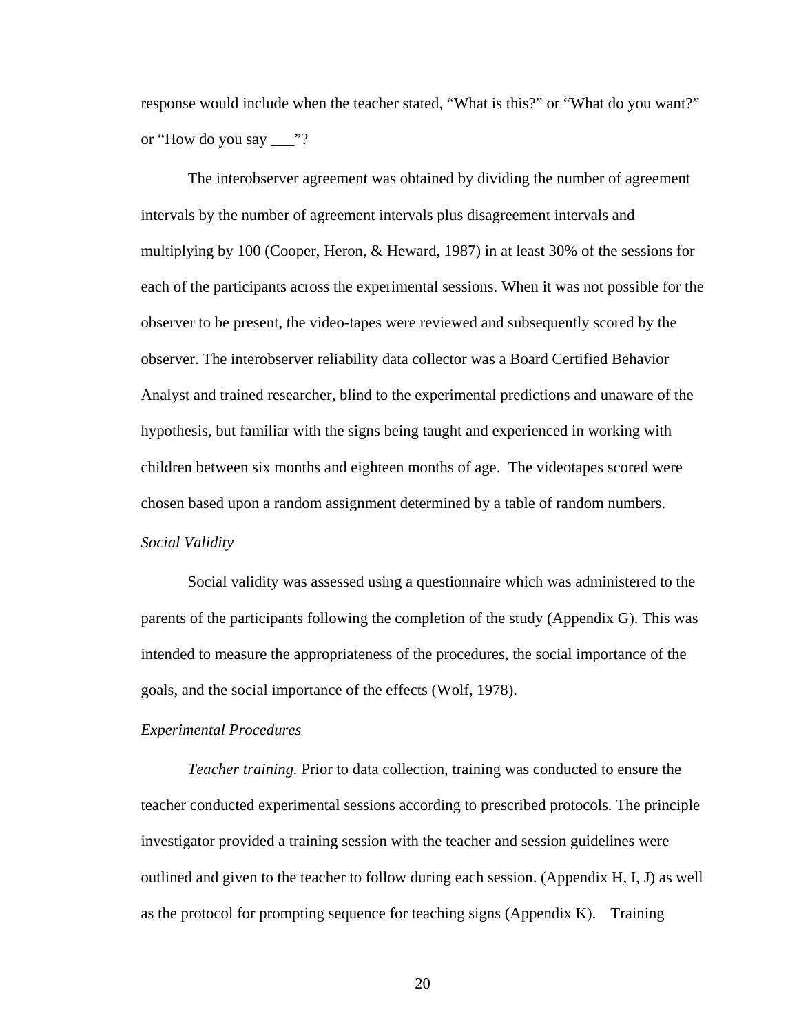response would include when the teacher stated, “What is this?” or “What do you want?” or “How do you say ___”?

The interobserver agreement was obtained by dividing the number of agreement intervals by the number of agreement intervals plus disagreement intervals and multiplying by 100 (Cooper, Heron, & Heward, 1987) in at least 30% of the sessions for each of the participants across the experimental sessions. When it was not possible for the observer to be present, the video-tapes were reviewed and subsequently scored by the observer. The interobserver reliability data collector was a Board Certified Behavior Analyst and trained researcher, blind to the experimental predictions and unaware of the hypothesis, but familiar with the signs being taught and experienced in working with children between six months and eighteen months of age. The videotapes scored were chosen based upon a random assignment determined by a table of random numbers.

*Social Validity*

Social validity was assessed using a questionnaire which was administered to the parents of the participants following the completion of the study (Appendix G). This was intended to measure the appropriateness of the procedures, the social importance of the goals, and the social importance of the effects (Wolf, 1978).

*Experimental Procedures*

*Teacher training.* Prior to data collection, training was conducted to ensure the teacher conducted experimental sessions according to prescribed protocols. The principle investigator provided a training session with the teacher and session guidelines were outlined and given to the teacher to follow during each session. (Appendix H, I, J) as well as the protocol for prompting sequence for teaching signs (Appendix K). Training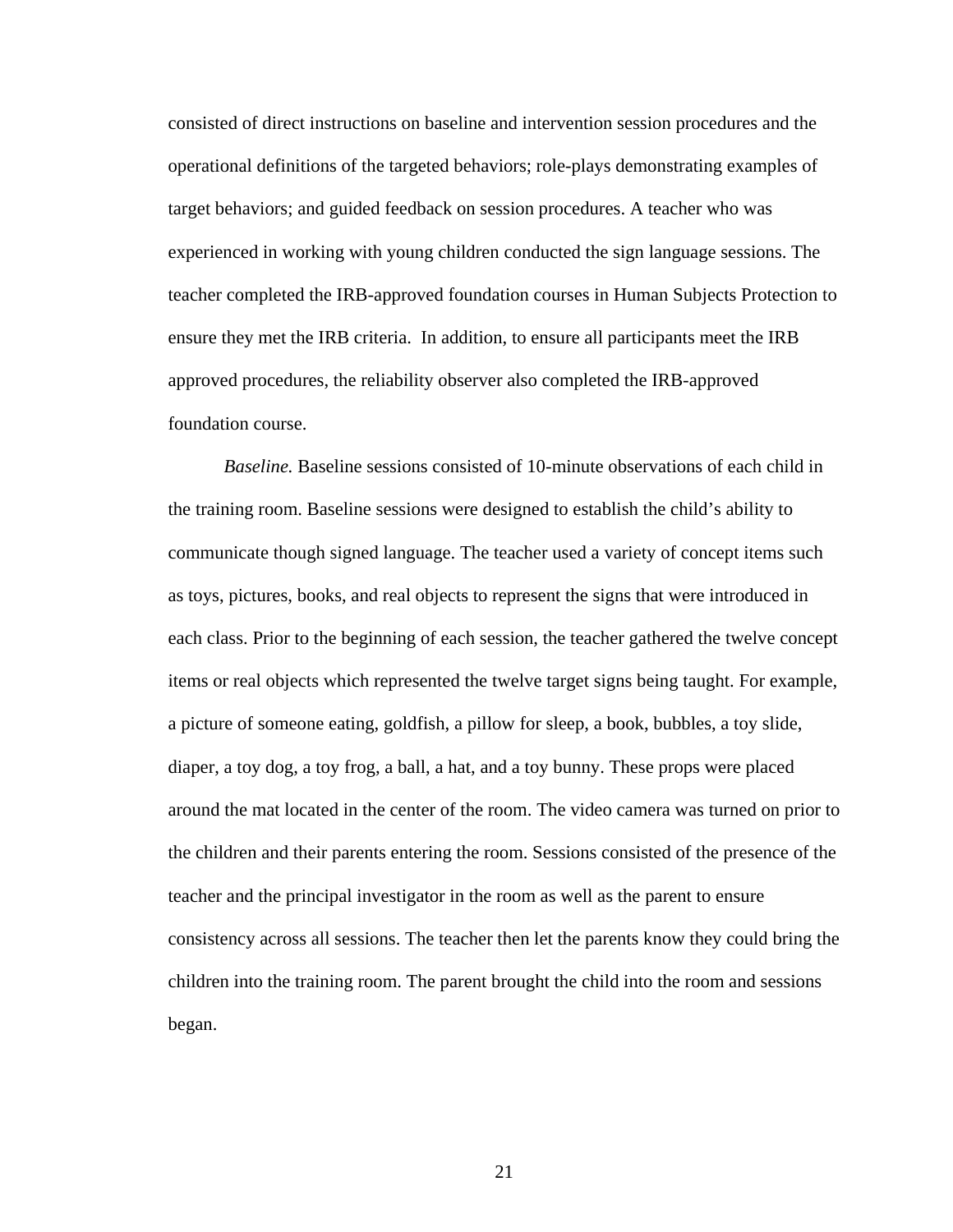consisted of direct instructions on baseline and intervention session procedures and the operational definitions of the targeted behaviors; role-plays demonstrating examples of target behaviors; and guided feedback on session procedures. A teacher who was experienced in working with young children conducted the sign language sessions. The teacher completed the IRB-approved foundation courses in Human Subjects Protection to ensure they met the IRB criteria. In addition, to ensure all participants meet the IRB approved procedures, the reliability observer also completed the IRB-approved foundation course.

*Baseline.* Baseline sessions consisted of 10-minute observations of each child in the training room. Baseline sessions were designed to establish the child's ability to communicate though signed language. The teacher used a variety of concept items such as toys, pictures, books, and real objects to represent the signs that were introduced in each class. Prior to the beginning of each session, the teacher gathered the twelve concept items or real objects which represented the twelve target signs being taught. For example, a picture of someone eating, goldfish, a pillow for sleep, a book, bubbles, a toy slide, diaper, a toy dog, a toy frog, a ball, a hat, and a toy bunny. These props were placed around the mat located in the center of the room. The video camera was turned on prior to the children and their parents entering the room. Sessions consisted of the presence of the teacher and the principal investigator in the room as well as the parent to ensure consistency across all sessions. The teacher then let the parents know they could bring the children into the training room. The parent brought the child into the room and sessions began.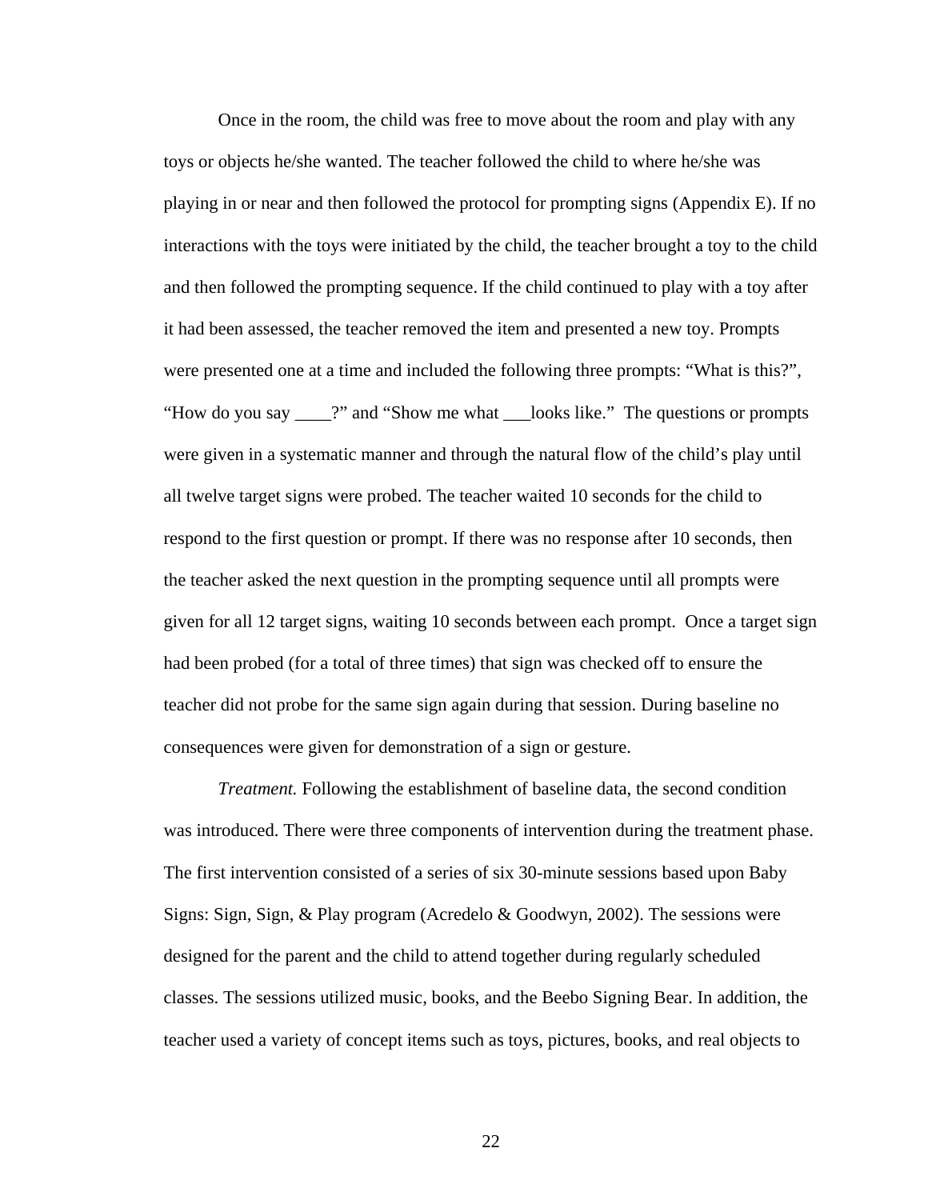Once in the room, the child was free to move about the room and play with any toys or objects he/she wanted. The teacher followed the child to where he/she was playing in or near and then followed the protocol for prompting signs (Appendix E). If no interactions with the toys were initiated by the child, the teacher brought a toy to the child and then followed the prompting sequence. If the child continued to play with a toy after it had been assessed, the teacher removed the item and presented a new toy. Prompts were presented one at a time and included the following three prompts: "What is this?", "How do you say ____?" and "Show me what ___looks like." The questions or prompts were given in a systematic manner and through the natural flow of the child's play until all twelve target signs were probed. The teacher waited 10 seconds for the child to respond to the first question or prompt. If there was no response after 10 seconds, then the teacher asked the next question in the prompting sequence until all prompts were given for all 12 target signs, waiting 10 seconds between each prompt. Once a target sign had been probed (for a total of three times) that sign was checked off to ensure the teacher did not probe for the same sign again during that session. During baseline no consequences were given for demonstration of a sign or gesture.

*Treatment.* Following the establishment of baseline data, the second condition was introduced. There were three components of intervention during the treatment phase. The first intervention consisted of a series of six 30-minute sessions based upon Baby Signs: Sign, Sign, & Play program (Acredelo & Goodwyn, 2002). The sessions were designed for the parent and the child to attend together during regularly scheduled classes. The sessions utilized music, books, and the Beebo Signing Bear. In addition, the teacher used a variety of concept items such as toys, pictures, books, and real objects to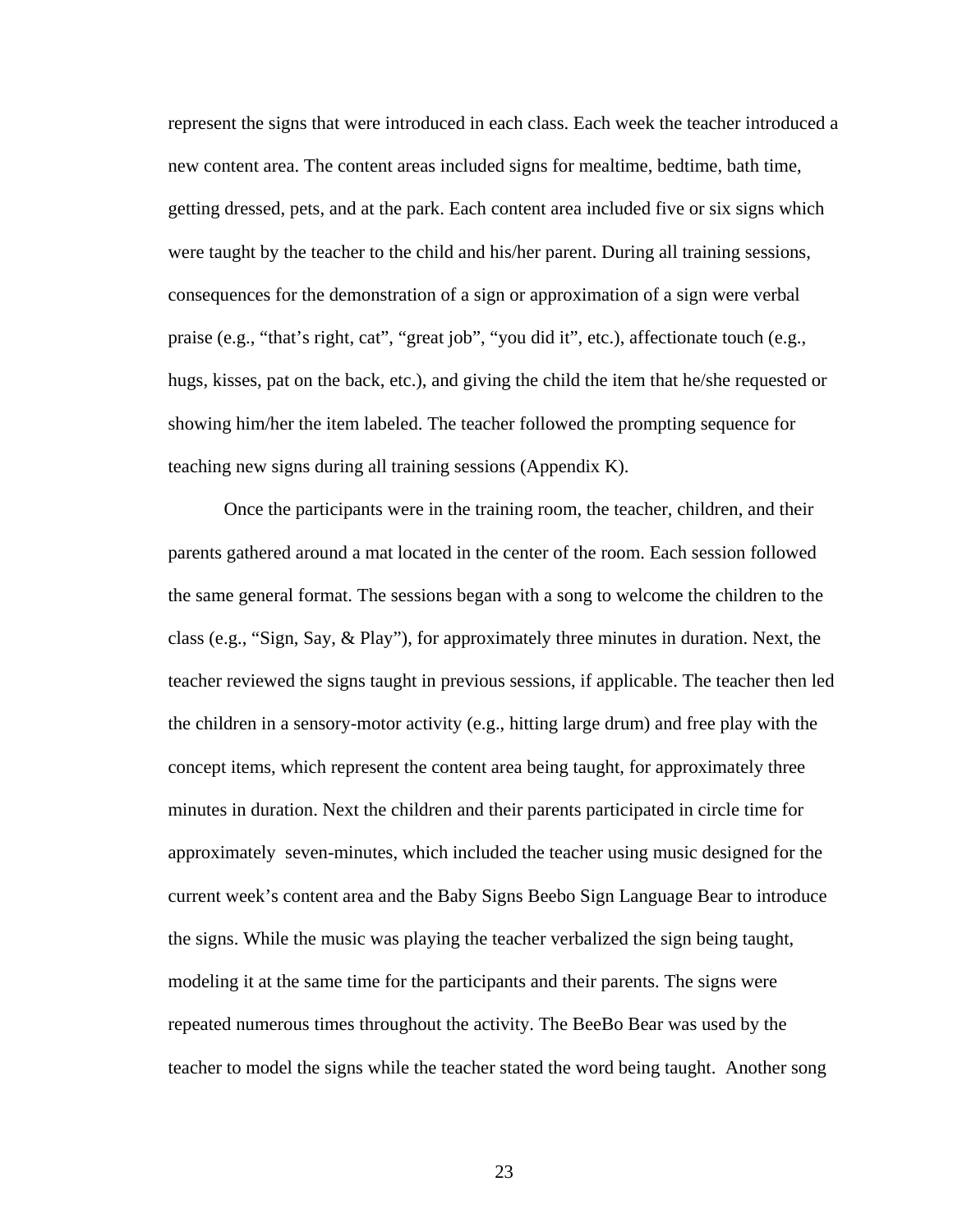represent the signs that were introduced in each class. Each week the teacher introduced a new content area. The content areas included signs for mealtime, bedtime, bath time, getting dressed, pets, and at the park. Each content area included five or six signs which were taught by the teacher to the child and his/her parent. During all training sessions, consequences for the demonstration of a sign or approximation of a sign were verbal praise (e.g., "that's right, cat", "great job", "you did it", etc.), affectionate touch (e.g., hugs, kisses, pat on the back, etc.), and giving the child the item that he/she requested or showing him/her the item labeled. The teacher followed the prompting sequence for teaching new signs during all training sessions (Appendix K).

Once the participants were in the training room, the teacher, children, and their parents gathered around a mat located in the center of the room. Each session followed the same general format. The sessions began with a song to welcome the children to the class (e.g., "Sign, Say, & Play"), for approximately three minutes in duration. Next, the teacher reviewed the signs taught in previous sessions, if applicable. The teacher then led the children in a sensory-motor activity (e.g., hitting large drum) and free play with the concept items, which represent the content area being taught, for approximately three minutes in duration. Next the children and their parents participated in circle time for approximately seven-minutes, which included the teacher using music designed for the current week's content area and the Baby Signs Beebo Sign Language Bear to introduce the signs. While the music was playing the teacher verbalized the sign being taught, modeling it at the same time for the participants and their parents. The signs were repeated numerous times throughout the activity. The BeeBo Bear was used by the teacher to model the signs while the teacher stated the word being taught. Another song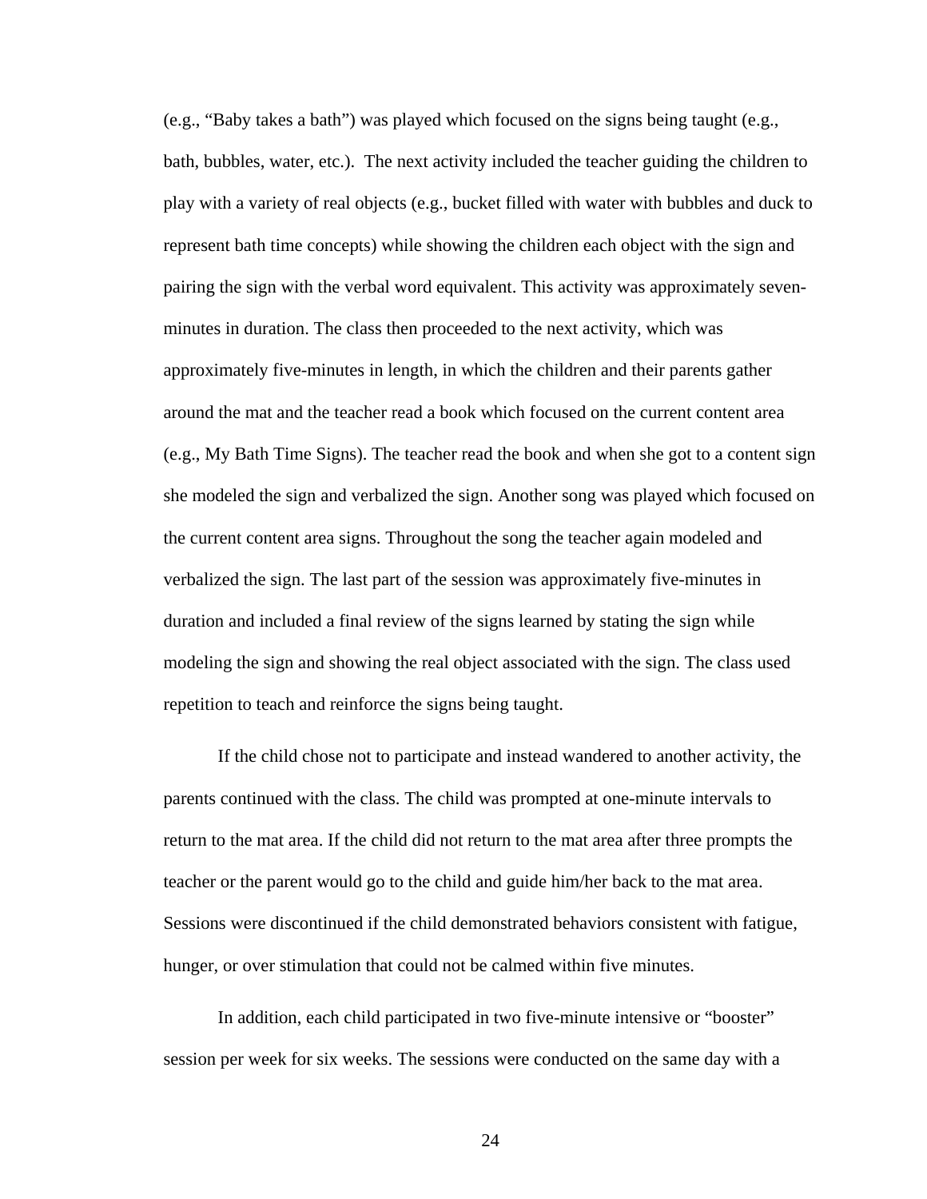(e.g., “Baby takes a bath”) was played which focused on the signs being taught (e.g., bath, bubbles, water, etc.). The next activity included the teacher guiding the children to play with a variety of real objects (e.g., bucket filled with water with bubbles and duck to represent bath time concepts) while showing the children each object with the sign and pairing the sign with the verbal word equivalent. This activity was approximately seven-minutes in duration. The class then proceeded to the next activity, which was approximately five-minutes in length, in which the children and their parents gather around the mat and the teacher read a book which focused on the current content area (e.g., My Bath Time Signs). The teacher read the book and when she got to a content sign she modeled the sign and verbalized the sign. Another song was played which focused on the current content area signs. Throughout the song the teacher again modeled and verbalized the sign. The last part of the session was approximately five-minutes in duration and included a final review of the signs learned by stating the sign while modeling the sign and showing the real object associated with the sign. The class used repetition to teach and reinforce the signs being taught.

If the child chose not to participate and instead wandered to another activity, the parents continued with the class. The child was prompted at one-minute intervals to return to the mat area. If the child did not return to the mat area after three prompts the teacher or the parent would go to the child and guide him/her back to the mat area. Sessions were discontinued if the child demonstrated behaviors consistent with fatigue, hunger, or over stimulation that could not be calmed within five minutes.

In addition, each child participated in two five-minute intensive or “booster” session per week for six weeks. The sessions were conducted on the same day with a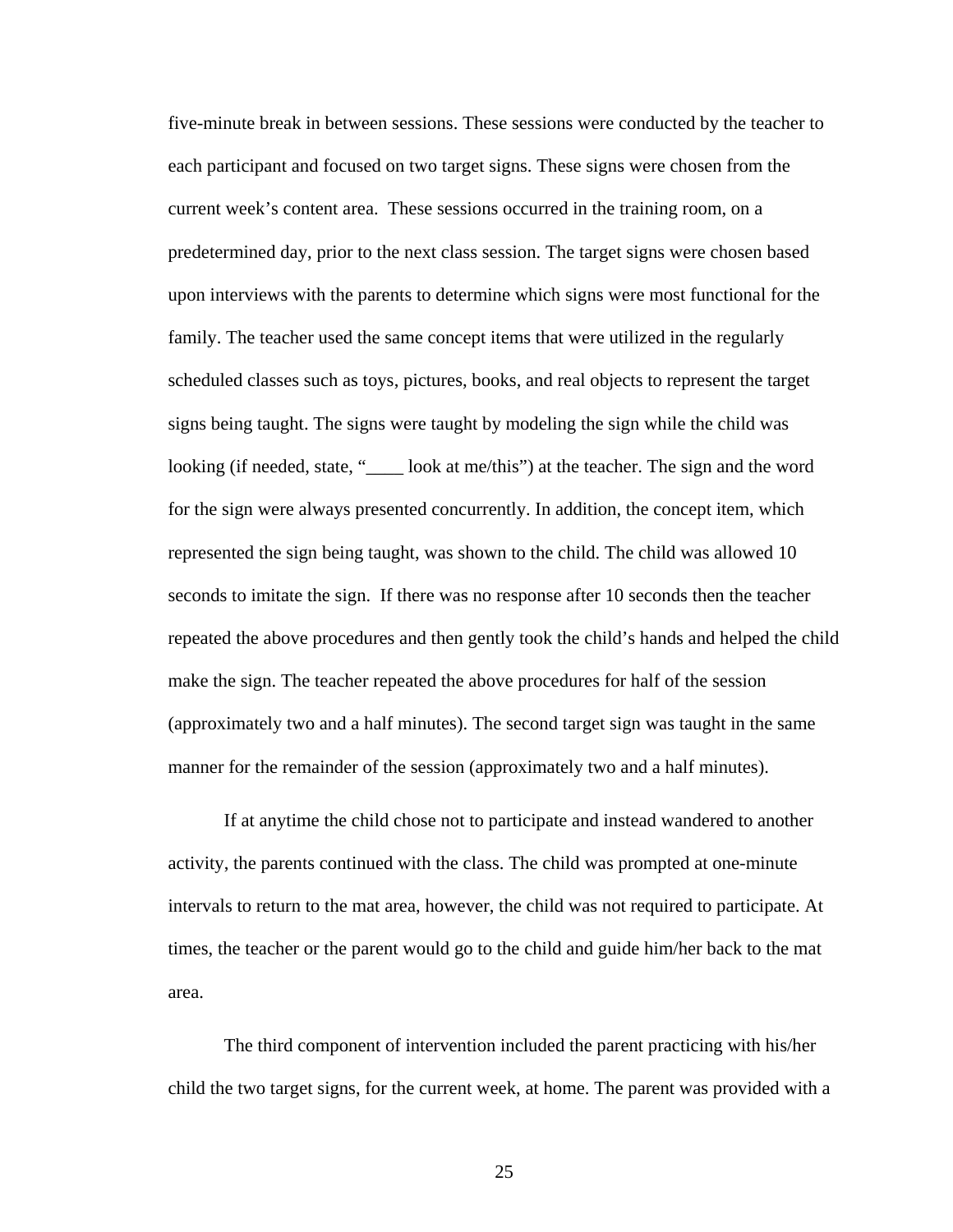five-minute break in between sessions. These sessions were conducted by the teacher to each participant and focused on two target signs. These signs were chosen from the current week's content area.  These sessions occurred in the training room, on a predetermined day, prior to the next class session. The target signs were chosen based upon interviews with the parents to determine which signs were most functional for the family. The teacher used the same concept items that were utilized in the regularly scheduled classes such as toys, pictures, books, and real objects to represent the target signs being taught. The signs were taught by modeling the sign while the child was looking (if needed, state, "____ look at me/this") at the teacher. The sign and the word for the sign were always presented concurrently. In addition, the concept item, which represented the sign being taught, was shown to the child. The child was allowed 10 seconds to imitate the sign.  If there was no response after 10 seconds then the teacher repeated the above procedures and then gently took the child's hands and helped the child make the sign. The teacher repeated the above procedures for half of the session (approximately two and a half minutes). The second target sign was taught in the same manner for the remainder of the session (approximately two and a half minutes).

If at anytime the child chose not to participate and instead wandered to another activity, the parents continued with the class. The child was prompted at one-minute intervals to return to the mat area, however, the child was not required to participate. At times, the teacher or the parent would go to the child and guide him/her back to the mat area.

The third component of intervention included the parent practicing with his/her child the two target signs, for the current week, at home. The parent was provided with a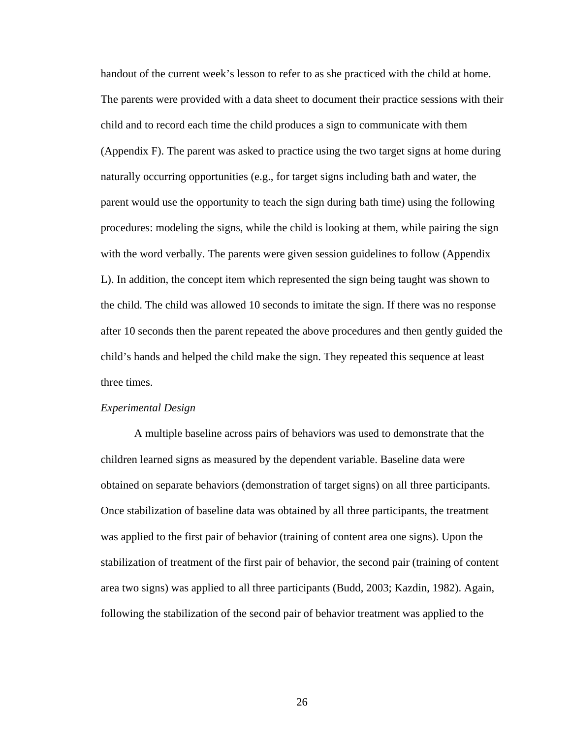handout of the current week's lesson to refer to as she practiced with the child at home. The parents were provided with a data sheet to document their practice sessions with their child and to record each time the child produces a sign to communicate with them (Appendix F). The parent was asked to practice using the two target signs at home during naturally occurring opportunities (e.g., for target signs including bath and water, the parent would use the opportunity to teach the sign during bath time) using the following procedures: modeling the signs, while the child is looking at them, while pairing the sign with the word verbally. The parents were given session guidelines to follow (Appendix L). In addition, the concept item which represented the sign being taught was shown to the child. The child was allowed 10 seconds to imitate the sign. If there was no response after 10 seconds then the parent repeated the above procedures and then gently guided the child's hands and helped the child make the sign. They repeated this sequence at least three times.

*Experimental Design*

A multiple baseline across pairs of behaviors was used to demonstrate that the children learned signs as measured by the dependent variable. Baseline data were obtained on separate behaviors (demonstration of target signs) on all three participants. Once stabilization of baseline data was obtained by all three participants, the treatment was applied to the first pair of behavior (training of content area one signs). Upon the stabilization of treatment of the first pair of behavior, the second pair (training of content area two signs) was applied to all three participants (Budd, 2003; Kazdin, 1982). Again, following the stabilization of the second pair of behavior treatment was applied to the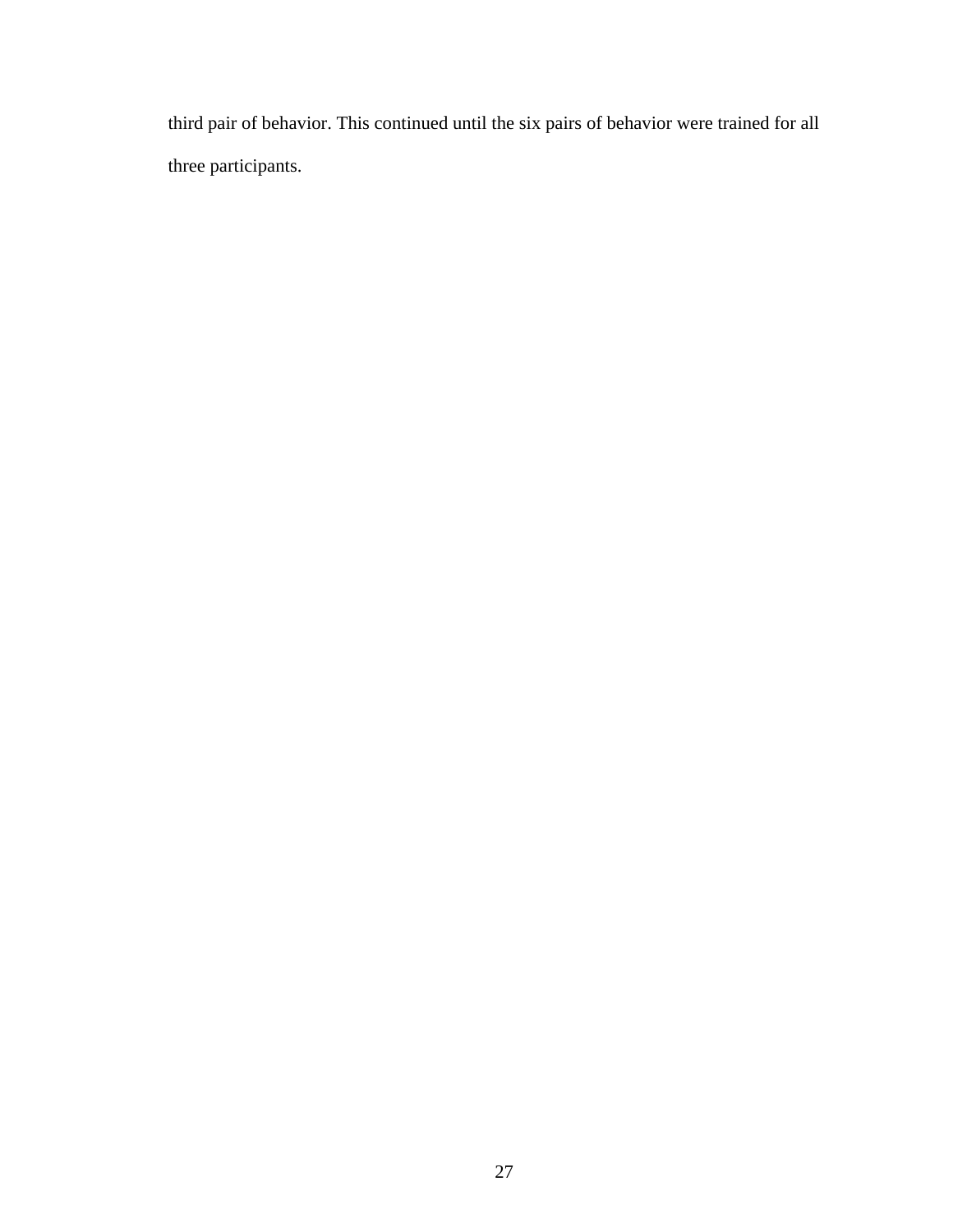third pair of behavior. This continued until the six pairs of behavior were trained for all three participants.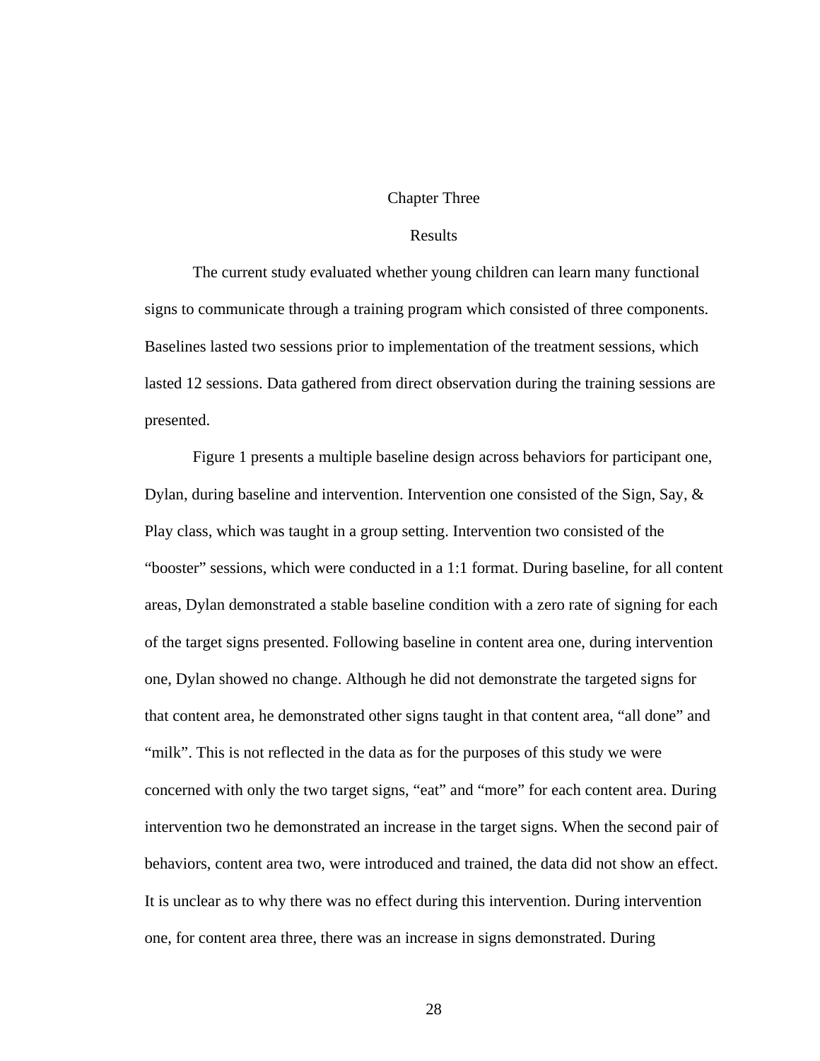# Chapter Three

## Results

The current study evaluated whether young children can learn many functional signs to communicate through a training program which consisted of three components. Baselines lasted two sessions prior to implementation of the treatment sessions, which lasted 12 sessions. Data gathered from direct observation during the training sessions are presented.

Figure 1 presents a multiple baseline design across behaviors for participant one, Dylan, during baseline and intervention. Intervention one consisted of the Sign, Say, & Play class, which was taught in a group setting. Intervention two consisted of the "booster" sessions, which were conducted in a 1:1 format. During baseline, for all content areas, Dylan demonstrated a stable baseline condition with a zero rate of signing for each of the target signs presented. Following baseline in content area one, during intervention one, Dylan showed no change. Although he did not demonstrate the targeted signs for that content area, he demonstrated other signs taught in that content area, "all done" and "milk". This is not reflected in the data as for the purposes of this study we were concerned with only the two target signs, "eat" and "more" for each content area. During intervention two he demonstrated an increase in the target signs. When the second pair of behaviors, content area two, were introduced and trained, the data did not show an effect. It is unclear as to why there was no effect during this intervention. During intervention one, for content area three, there was an increase in signs demonstrated. During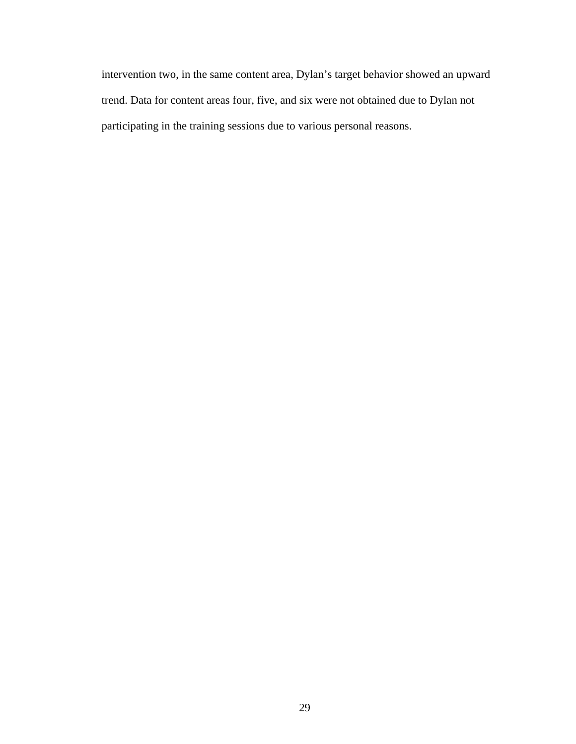intervention two, in the same content area, Dylan's target behavior showed an upward trend. Data for content areas four, five, and six were not obtained due to Dylan not participating in the training sessions due to various personal reasons.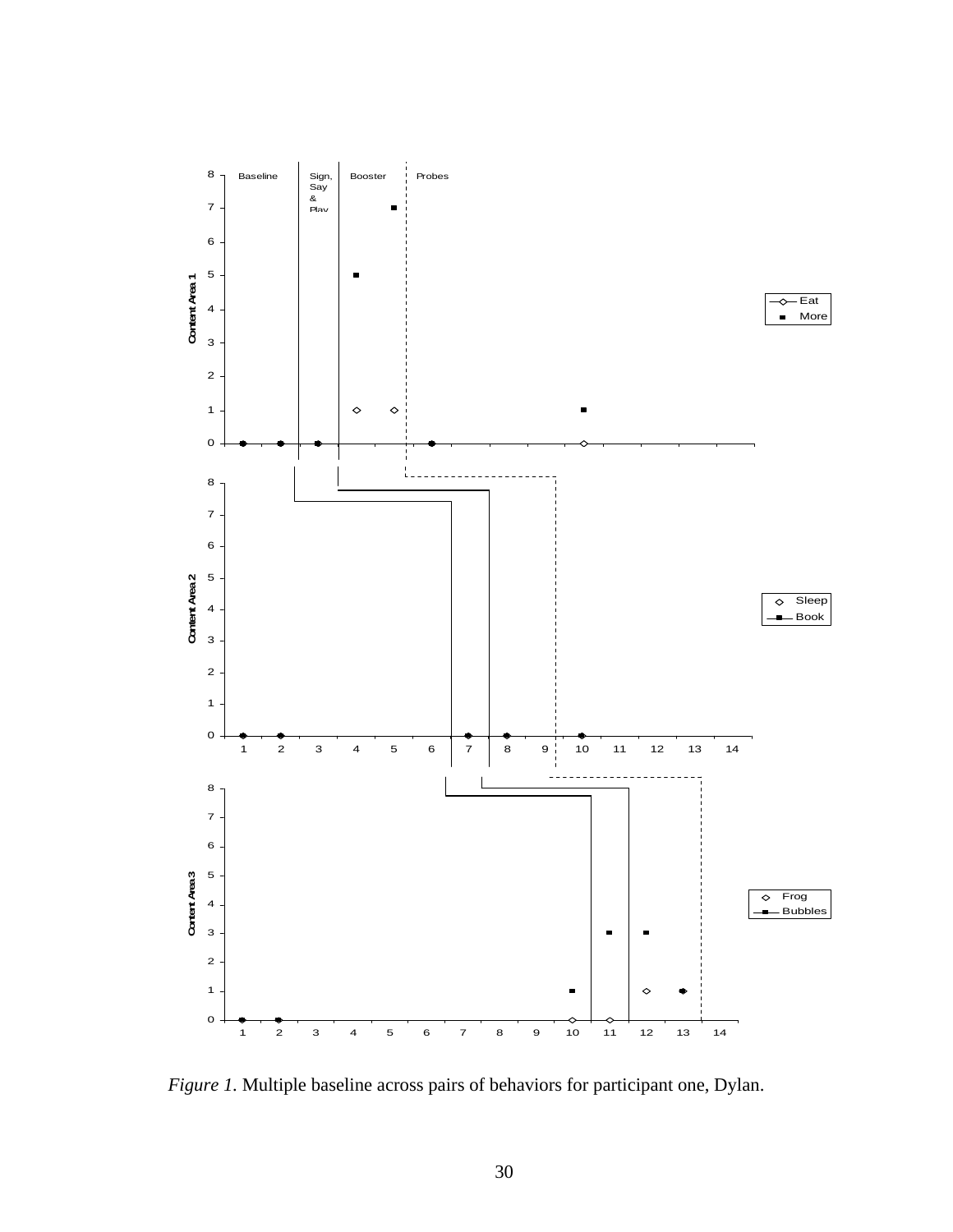*Figure 1.* Multiple baseline across pairs of behaviors for participant one, Dylan.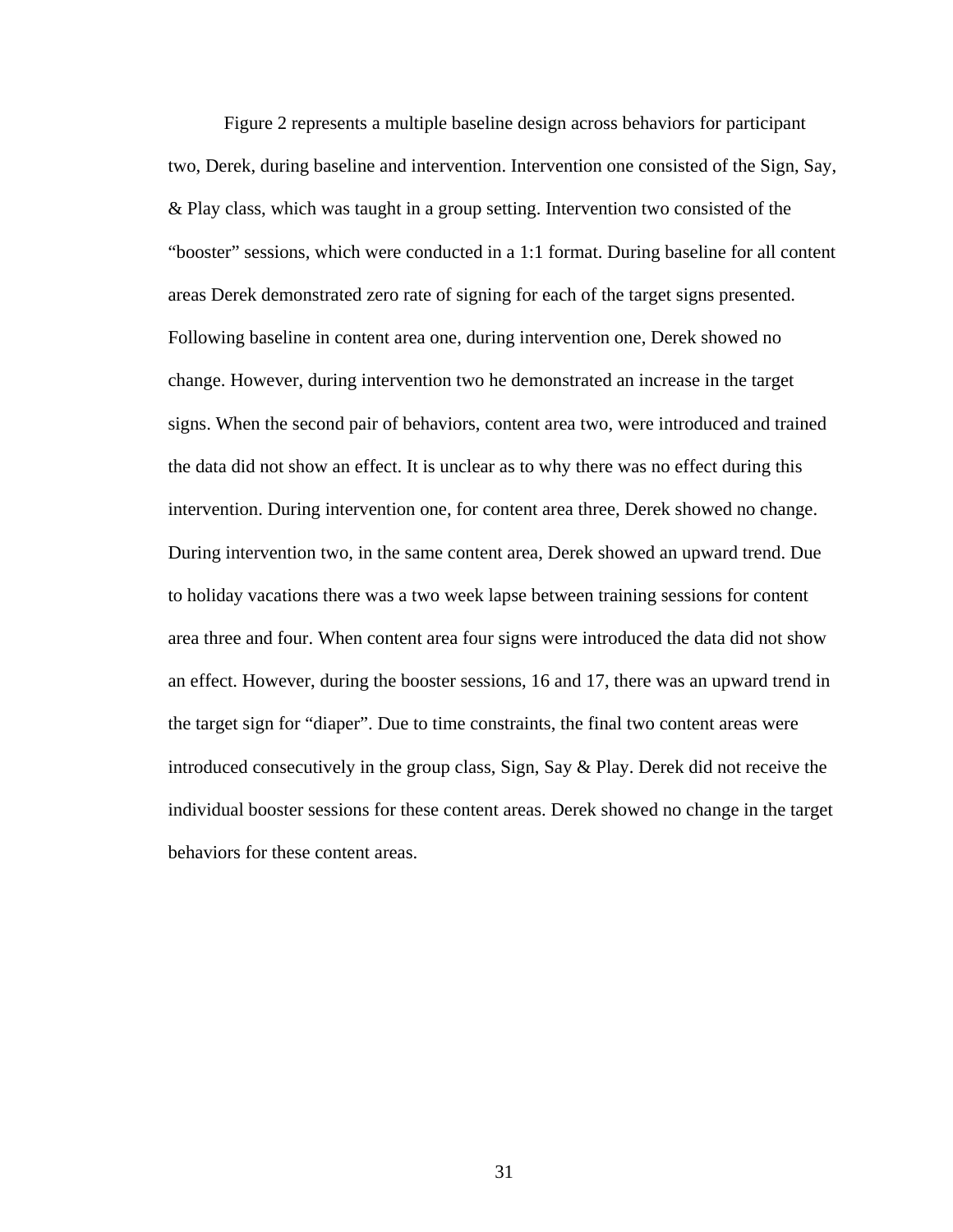Figure 2 represents a multiple baseline design across behaviors for participant two, Derek, during baseline and intervention. Intervention one consisted of the Sign, Say, & Play class, which was taught in a group setting. Intervention two consisted of the "booster" sessions, which were conducted in a 1:1 format. During baseline for all content areas Derek demonstrated zero rate of signing for each of the target signs presented. Following baseline in content area one, during intervention one, Derek showed no change. However, during intervention two he demonstrated an increase in the target signs. When the second pair of behaviors, content area two, were introduced and trained the data did not show an effect. It is unclear as to why there was no effect during this intervention. During intervention one, for content area three, Derek showed no change. During intervention two, in the same content area, Derek showed an upward trend. Due to holiday vacations there was a two week lapse between training sessions for content area three and four. When content area four signs were introduced the data did not show an effect. However, during the booster sessions, 16 and 17, there was an upward trend in the target sign for "diaper". Due to time constraints, the final two content areas were introduced consecutively in the group class, Sign, Say & Play. Derek did not receive the individual booster sessions for these content areas. Derek showed no change in the target behaviors for these content areas.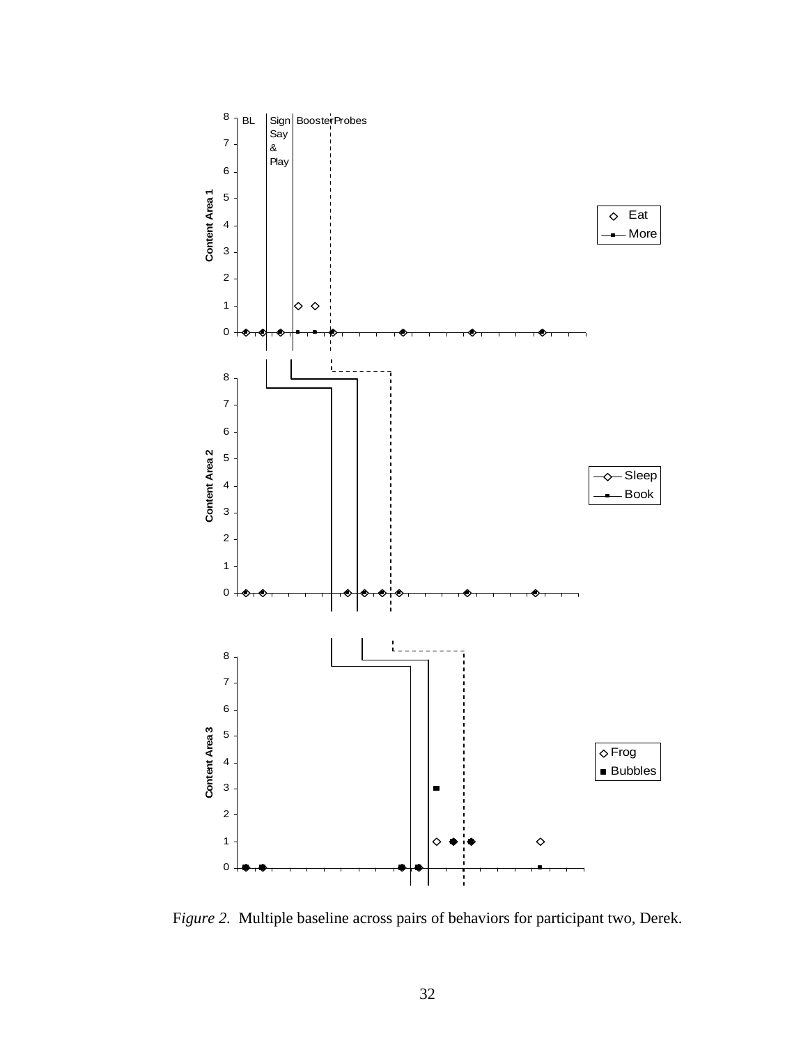*Figure 2*. Multiple baseline across pairs of behaviors for participant two, Derek.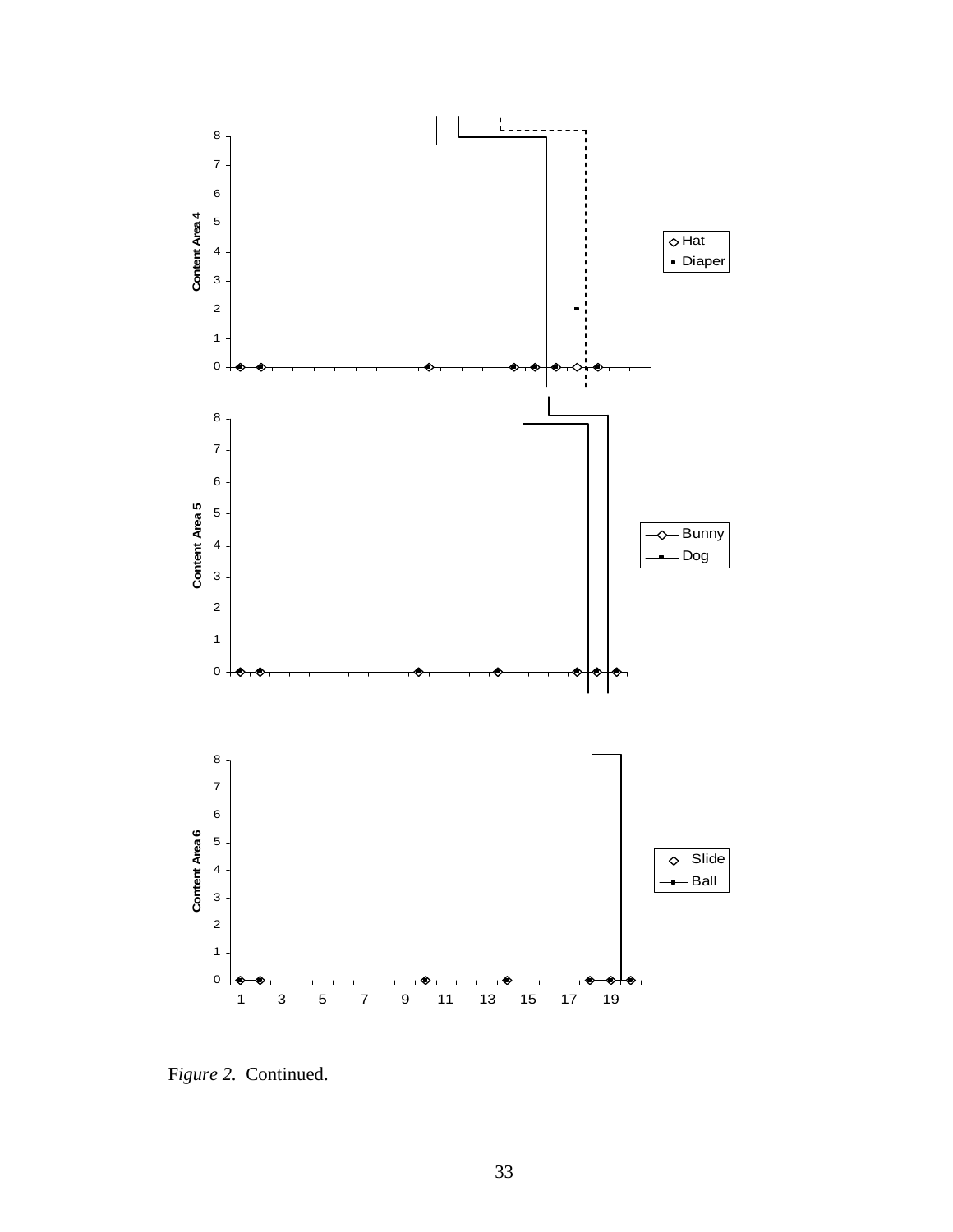*Figure 2.* Continued.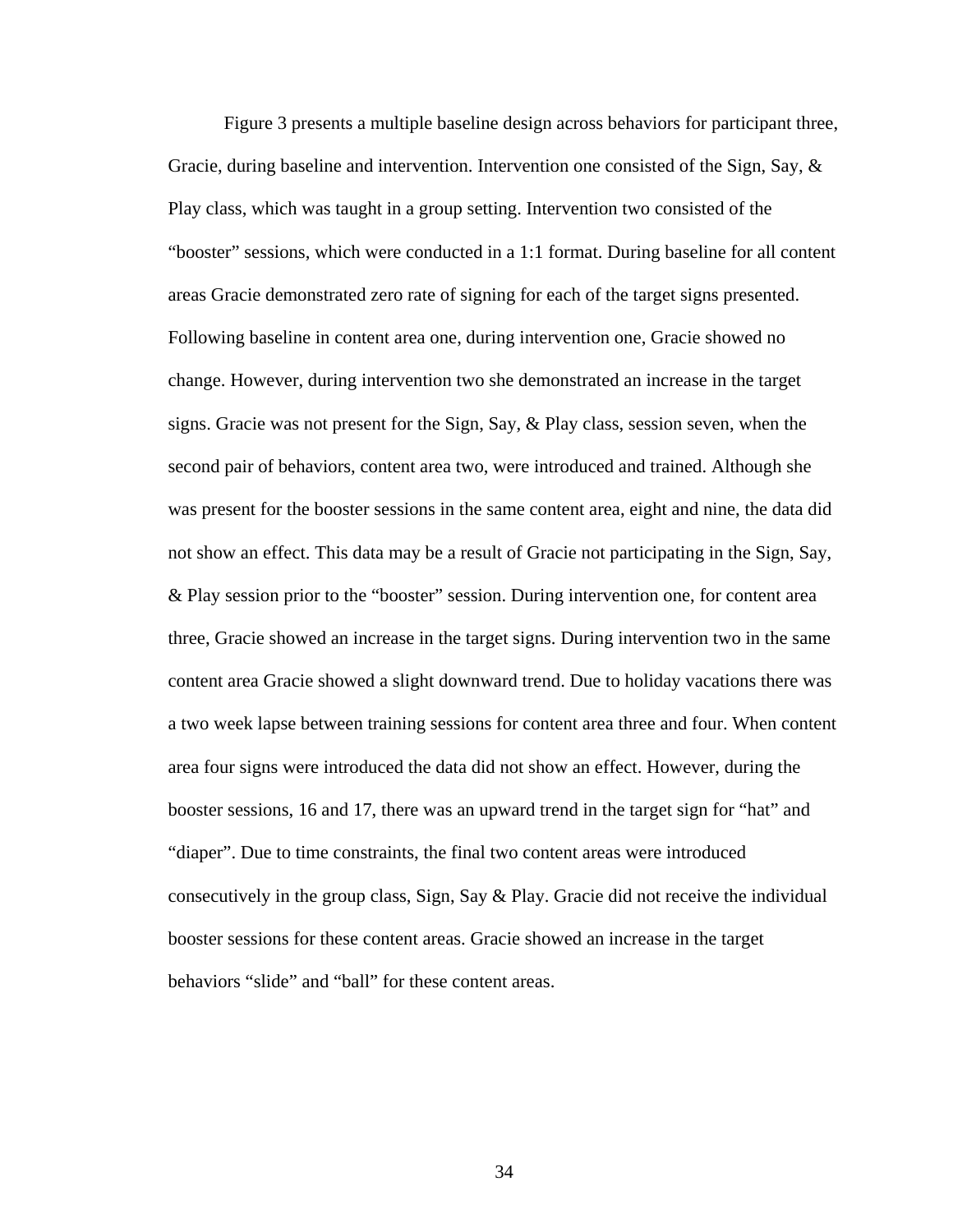Figure 3 presents a multiple baseline design across behaviors for participant three, Gracie, during baseline and intervention. Intervention one consisted of the Sign, Say, & Play class, which was taught in a group setting. Intervention two consisted of the "booster" sessions, which were conducted in a 1:1 format. During baseline for all content areas Gracie demonstrated zero rate of signing for each of the target signs presented. Following baseline in content area one, during intervention one, Gracie showed no change. However, during intervention two she demonstrated an increase in the target signs. Gracie was not present for the Sign, Say, & Play class, session seven, when the second pair of behaviors, content area two, were introduced and trained. Although she was present for the booster sessions in the same content area, eight and nine, the data did not show an effect. This data may be a result of Gracie not participating in the Sign, Say, & Play session prior to the "booster" session. During intervention one, for content area three, Gracie showed an increase in the target signs. During intervention two in the same content area Gracie showed a slight downward trend. Due to holiday vacations there was a two week lapse between training sessions for content area three and four. When content area four signs were introduced the data did not show an effect. However, during the booster sessions, 16 and 17, there was an upward trend in the target sign for "hat" and "diaper". Due to time constraints, the final two content areas were introduced consecutively in the group class, Sign, Say & Play. Gracie did not receive the individual booster sessions for these content areas. Gracie showed an increase in the target behaviors "slide" and "ball" for these content areas.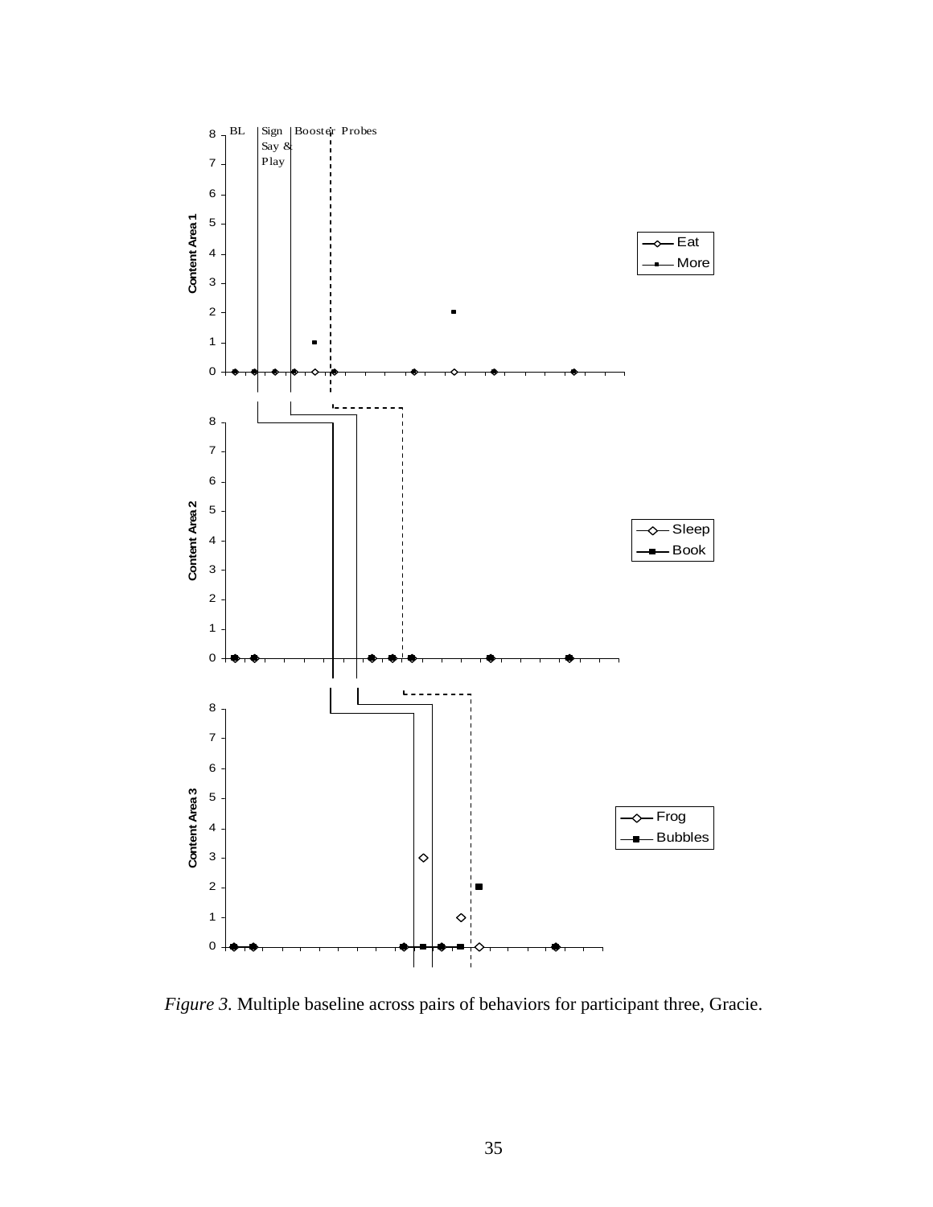*Figure 3.* Multiple baseline across pairs of behaviors for participant three, Gracie.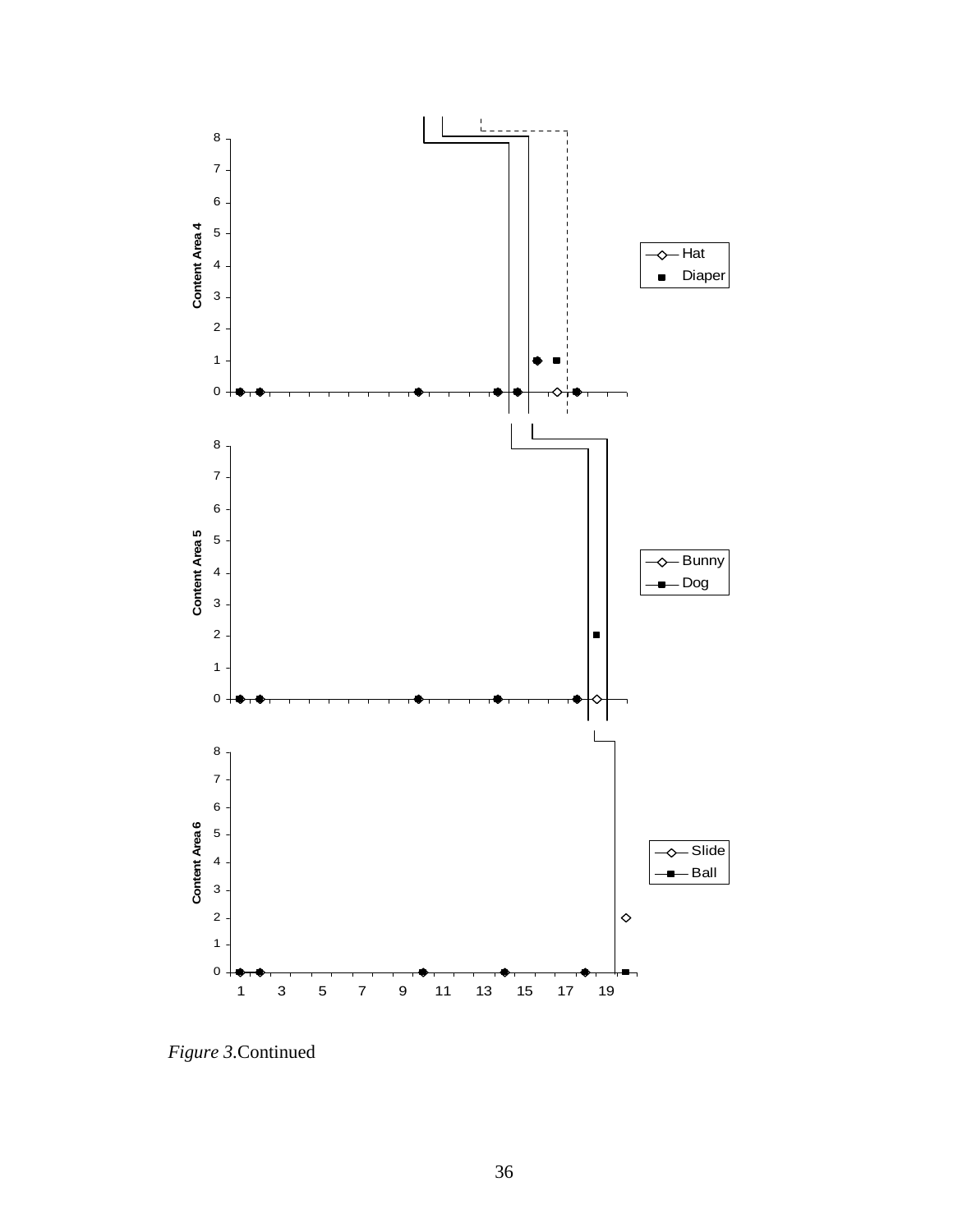*Figure 3.*Continued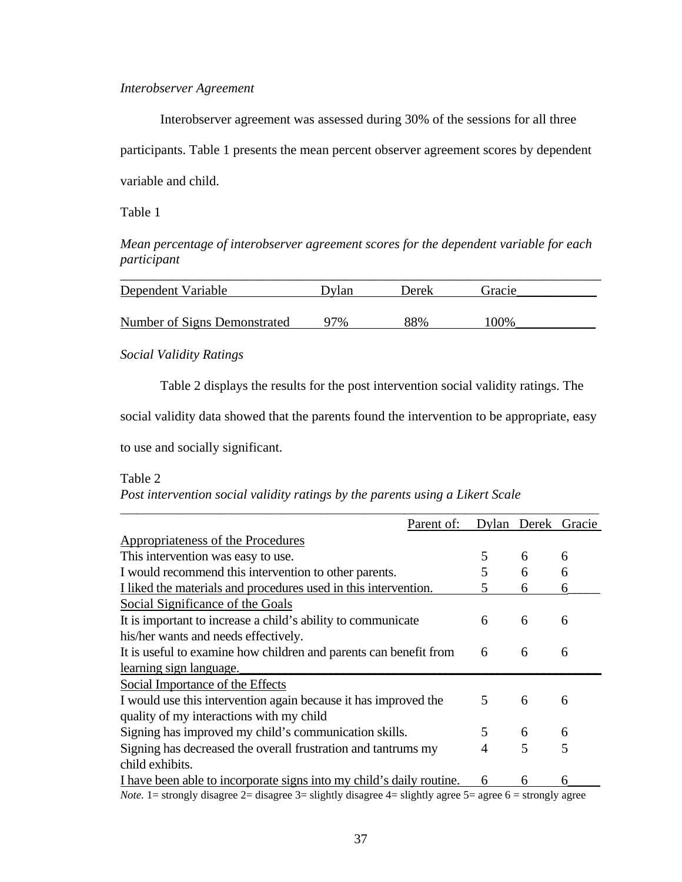*Interobserver Agreement*

Interobserver agreement was assessed during 30% of the sessions for all three participants. Table 1 presents the mean percent observer agreement scores by dependent variable and child.

Table 1

*Mean percentage of interobserver agreement scores for the dependent variable for each participant*

| Dependent Variable | Dylan | Derek | Gracie |
|---|---|---|---|
| Number of Signs Demonstrated | 97% | 88% | 100% |

*Social Validity Ratings*

Table 2 displays the results for the post intervention social validity ratings. The social validity data showed that the parents found the intervention to be appropriate, easy to use and socially significant.

Table 2

*Post intervention social validity ratings by the parents using a Likert Scale*

| Parent of: | Dylan | Derek | Gracie |
|---|---|---|---|
| Appropriateness of the Procedures | | | |
| This intervention was easy to use. | 5 | 6 | 6 |
| I would recommend this intervention to other parents. | 5 | 6 | 6 |
| I liked the materials and procedures used in this intervention. | 5 | 6 | 6 |
| Social Significance of the Goals | | | |
| It is important to increase a child's ability to communicate his/her wants and needs effectively. | 6 | 6 | 6 |
| It is useful to examine how children and parents can benefit from learning sign language. | 6 | 6 | 6 |
| Social Importance of the Effects | | | |
| I would use this intervention again because it has improved the quality of my interactions with my child | 5 | 6 | 6 |
| Signing has improved my child's communication skills. | 5 | 6 | 6 |
| Signing has decreased the overall frustration and tantrums my child exhibits. | 4 | 5 | 5 |
| I have been able to incorporate signs into my child's daily routine. | 6 | 6 | 6 |

*Note.* 1= strongly disagree 2= disagree 3= slightly disagree 4= slightly agree 5= agree 6 = strongly agree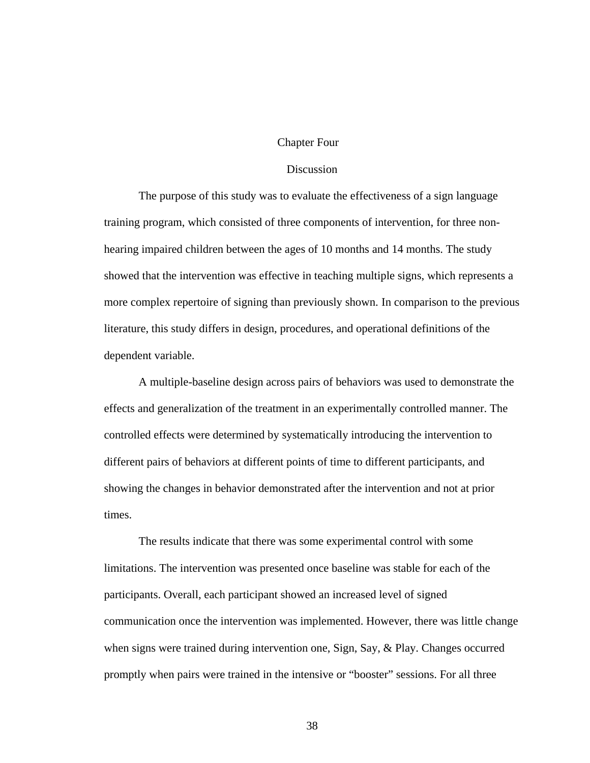# Chapter Four

## Discussion

The purpose of this study was to evaluate the effectiveness of a sign language training program, which consisted of three components of intervention, for three non-hearing impaired children between the ages of 10 months and 14 months. The study showed that the intervention was effective in teaching multiple signs, which represents a more complex repertoire of signing than previously shown. In comparison to the previous literature, this study differs in design, procedures, and operational definitions of the dependent variable.

A multiple-baseline design across pairs of behaviors was used to demonstrate the effects and generalization of the treatment in an experimentally controlled manner. The controlled effects were determined by systematically introducing the intervention to different pairs of behaviors at different points of time to different participants, and showing the changes in behavior demonstrated after the intervention and not at prior times.

The results indicate that there was some experimental control with some limitations. The intervention was presented once baseline was stable for each of the participants. Overall, each participant showed an increased level of signed communication once the intervention was implemented. However, there was little change when signs were trained during intervention one, Sign, Say, & Play. Changes occurred promptly when pairs were trained in the intensive or "booster" sessions. For all three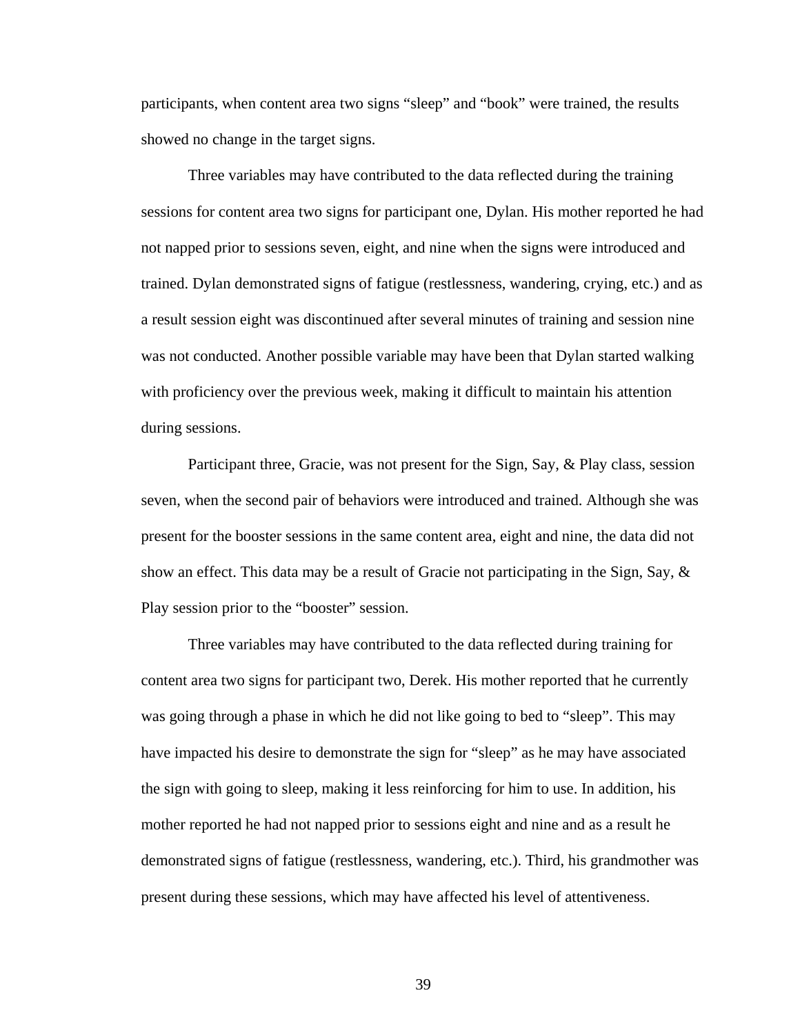participants, when content area two signs “sleep” and “book” were trained, the results showed no change in the target signs.

Three variables may have contributed to the data reflected during the training sessions for content area two signs for participant one, Dylan. His mother reported he had not napped prior to sessions seven, eight, and nine when the signs were introduced and trained. Dylan demonstrated signs of fatigue (restlessness, wandering, crying, etc.) and as a result session eight was discontinued after several minutes of training and session nine was not conducted. Another possible variable may have been that Dylan started walking with proficiency over the previous week, making it difficult to maintain his attention during sessions.

Participant three, Gracie, was not present for the Sign, Say, & Play class, session seven, when the second pair of behaviors were introduced and trained. Although she was present for the booster sessions in the same content area, eight and nine, the data did not show an effect. This data may be a result of Gracie not participating in the Sign, Say, & Play session prior to the “booster” session.

Three variables may have contributed to the data reflected during training for content area two signs for participant two, Derek. His mother reported that he currently was going through a phase in which he did not like going to bed to “sleep”. This may have impacted his desire to demonstrate the sign for “sleep” as he may have associated the sign with going to sleep, making it less reinforcing for him to use. In addition, his mother reported he had not napped prior to sessions eight and nine and as a result he demonstrated signs of fatigue (restlessness, wandering, etc.). Third, his grandmother was present during these sessions, which may have affected his level of attentiveness.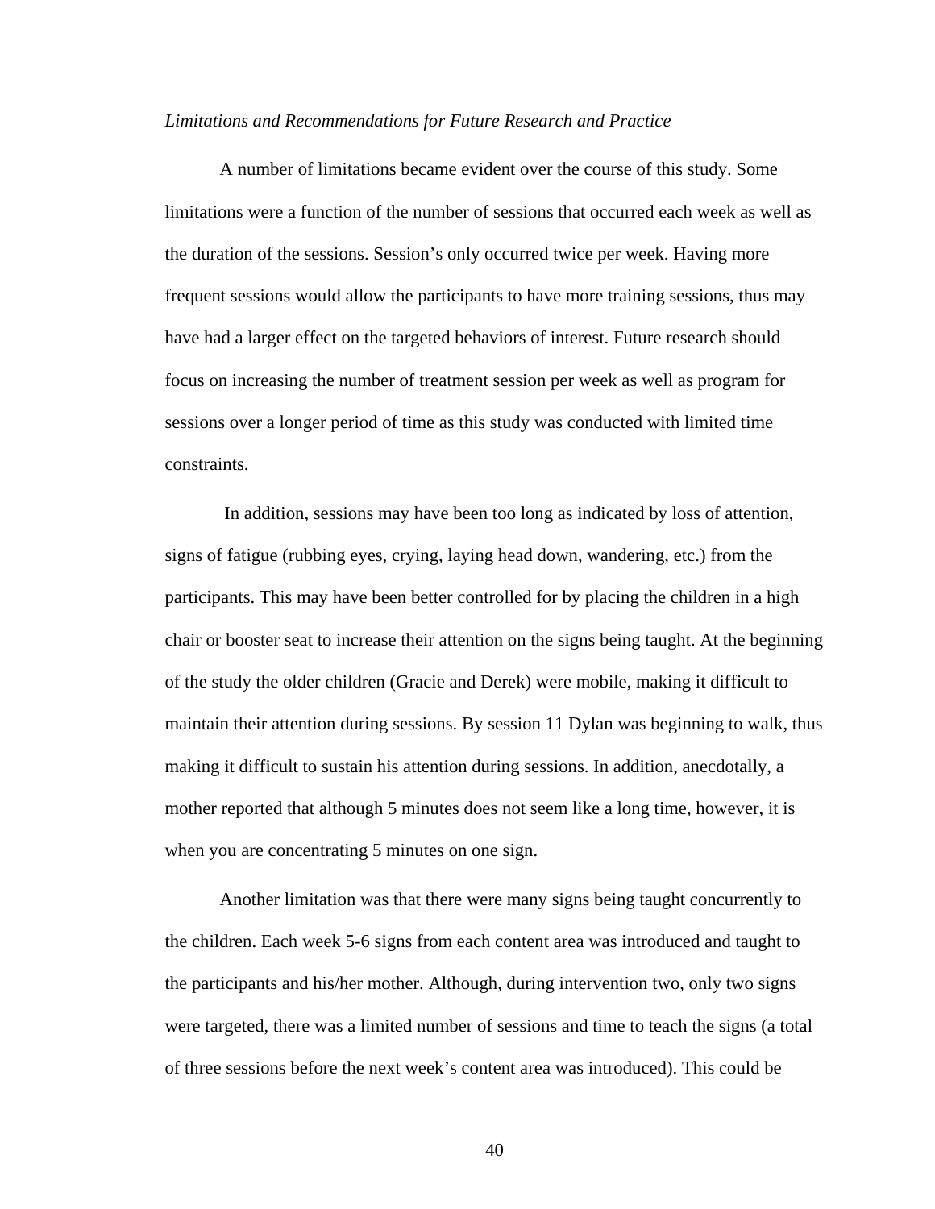*Limitations and Recommendations for Future Research and Practice*

A number of limitations became evident over the course of this study. Some limitations were a function of the number of sessions that occurred each week as well as the duration of the sessions. Session's only occurred twice per week. Having more frequent sessions would allow the participants to have more training sessions, thus may have had a larger effect on the targeted behaviors of interest. Future research should focus on increasing the number of treatment session per week as well as program for sessions over a longer period of time as this study was conducted with limited time constraints.

In addition, sessions may have been too long as indicated by loss of attention, signs of fatigue (rubbing eyes, crying, laying head down, wandering, etc.) from the participants. This may have been better controlled for by placing the children in a high chair or booster seat to increase their attention on the signs being taught. At the beginning of the study the older children (Gracie and Derek) were mobile, making it difficult to maintain their attention during sessions. By session 11 Dylan was beginning to walk, thus making it difficult to sustain his attention during sessions. In addition, anecdotally, a mother reported that although 5 minutes does not seem like a long time, however, it is when you are concentrating 5 minutes on one sign.

Another limitation was that there were many signs being taught concurrently to the children. Each week 5-6 signs from each content area was introduced and taught to the participants and his/her mother. Although, during intervention two, only two signs were targeted, there was a limited number of sessions and time to teach the signs (a total of three sessions before the next week's content area was introduced). This could be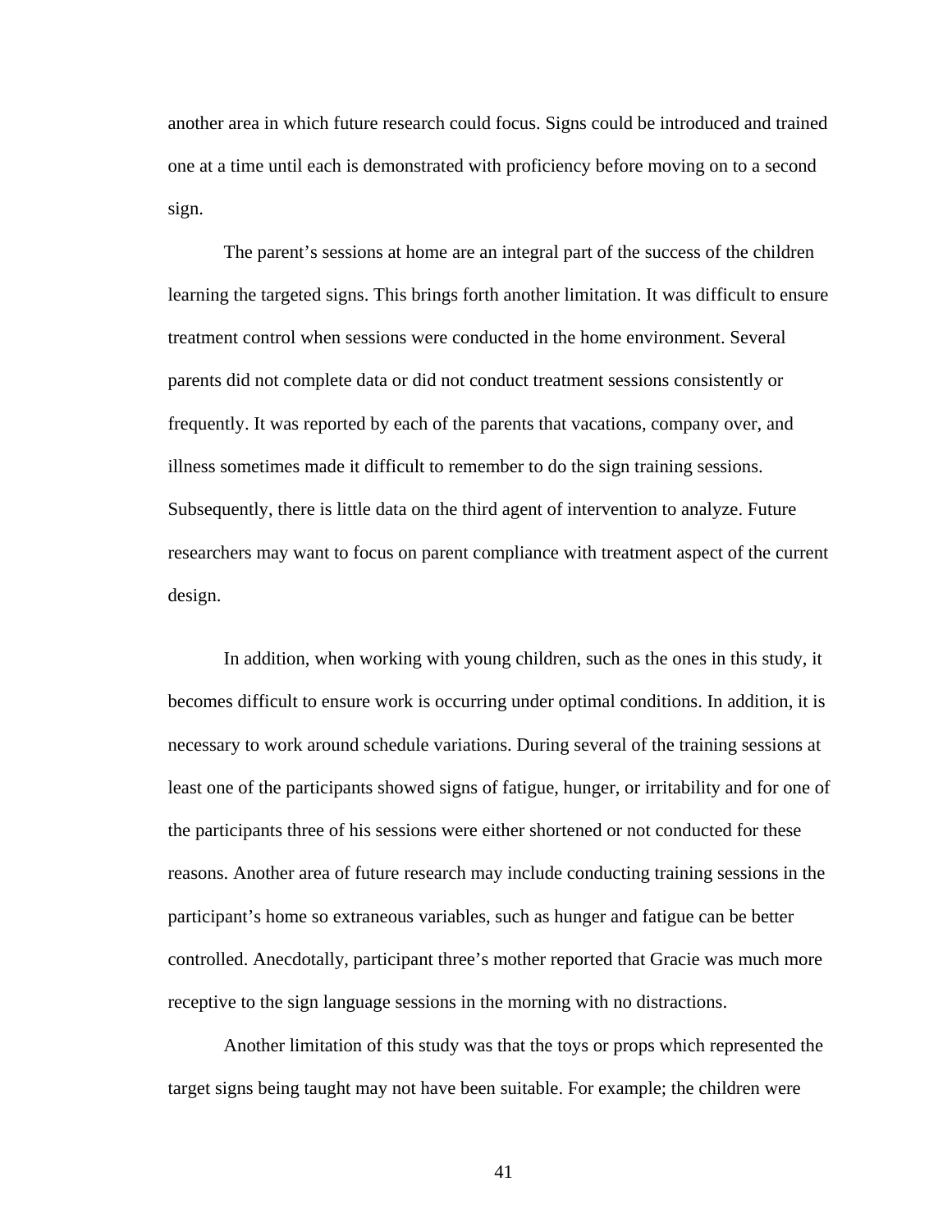another area in which future research could focus. Signs could be introduced and trained one at a time until each is demonstrated with proficiency before moving on to a second sign.

The parent's sessions at home are an integral part of the success of the children learning the targeted signs. This brings forth another limitation. It was difficult to ensure treatment control when sessions were conducted in the home environment. Several parents did not complete data or did not conduct treatment sessions consistently or frequently. It was reported by each of the parents that vacations, company over, and illness sometimes made it difficult to remember to do the sign training sessions. Subsequently, there is little data on the third agent of intervention to analyze. Future researchers may want to focus on parent compliance with treatment aspect of the current design.

In addition, when working with young children, such as the ones in this study, it becomes difficult to ensure work is occurring under optimal conditions. In addition, it is necessary to work around schedule variations. During several of the training sessions at least one of the participants showed signs of fatigue, hunger, or irritability and for one of the participants three of his sessions were either shortened or not conducted for these reasons. Another area of future research may include conducting training sessions in the participant's home so extraneous variables, such as hunger and fatigue can be better controlled. Anecdotally, participant three's mother reported that Gracie was much more receptive to the sign language sessions in the morning with no distractions.

Another limitation of this study was that the toys or props which represented the target signs being taught may not have been suitable. For example; the children were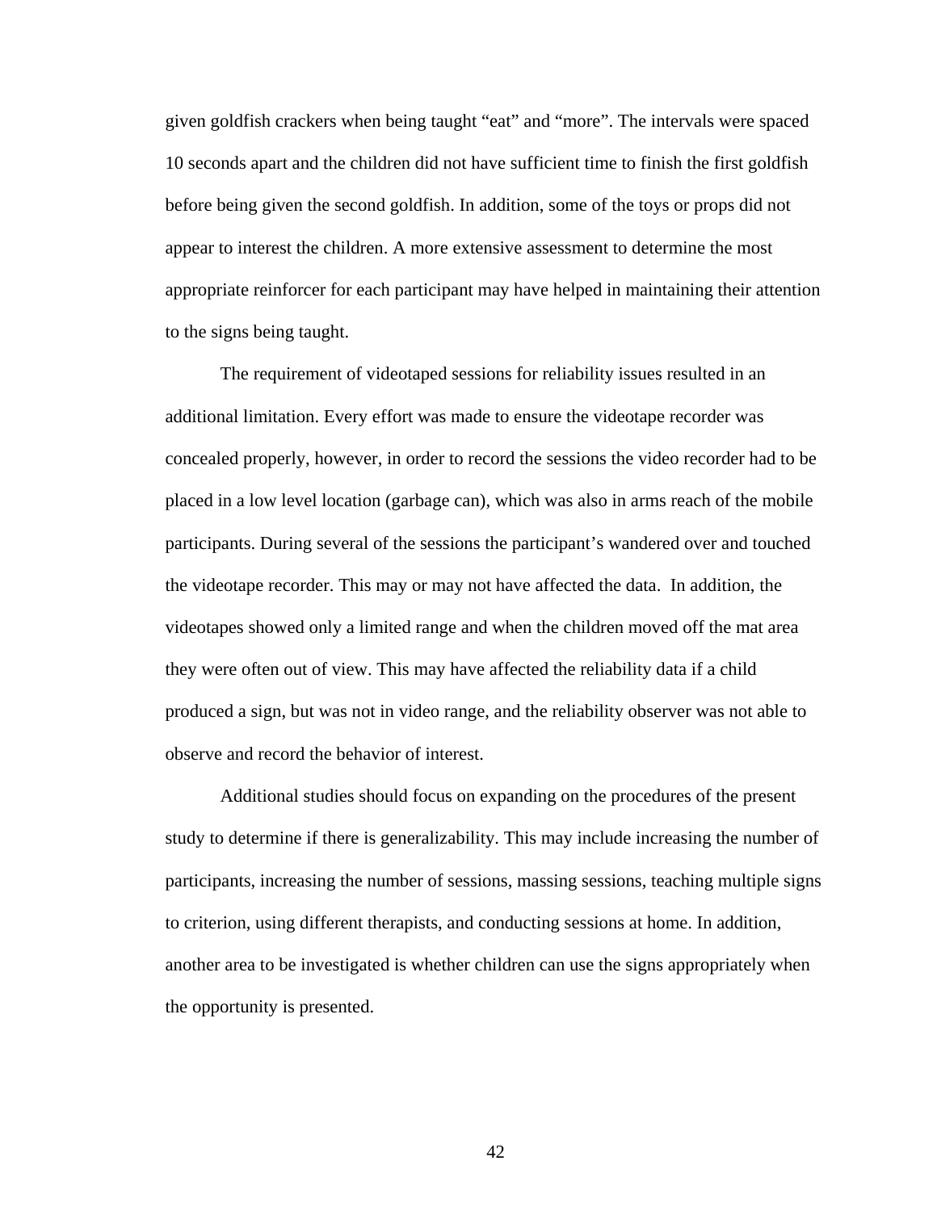given goldfish crackers when being taught “eat” and “more”. The intervals were spaced 10 seconds apart and the children did not have sufficient time to finish the first goldfish before being given the second goldfish. In addition, some of the toys or props did not appear to interest the children. A more extensive assessment to determine the most appropriate reinforcer for each participant may have helped in maintaining their attention to the signs being taught.

The requirement of videotaped sessions for reliability issues resulted in an additional limitation. Every effort was made to ensure the videotape recorder was concealed properly, however, in order to record the sessions the video recorder had to be placed in a low level location (garbage can), which was also in arms reach of the mobile participants. During several of the sessions the participant’s wandered over and touched the videotape recorder. This may or may not have affected the data.  In addition, the videotapes showed only a limited range and when the children moved off the mat area they were often out of view. This may have affected the reliability data if a child produced a sign, but was not in video range, and the reliability observer was not able to observe and record the behavior of interest.

Additional studies should focus on expanding on the procedures of the present study to determine if there is generalizability. This may include increasing the number of participants, increasing the number of sessions, massing sessions, teaching multiple signs to criterion, using different therapists, and conducting sessions at home. In addition, another area to be investigated is whether children can use the signs appropriately when the opportunity is presented.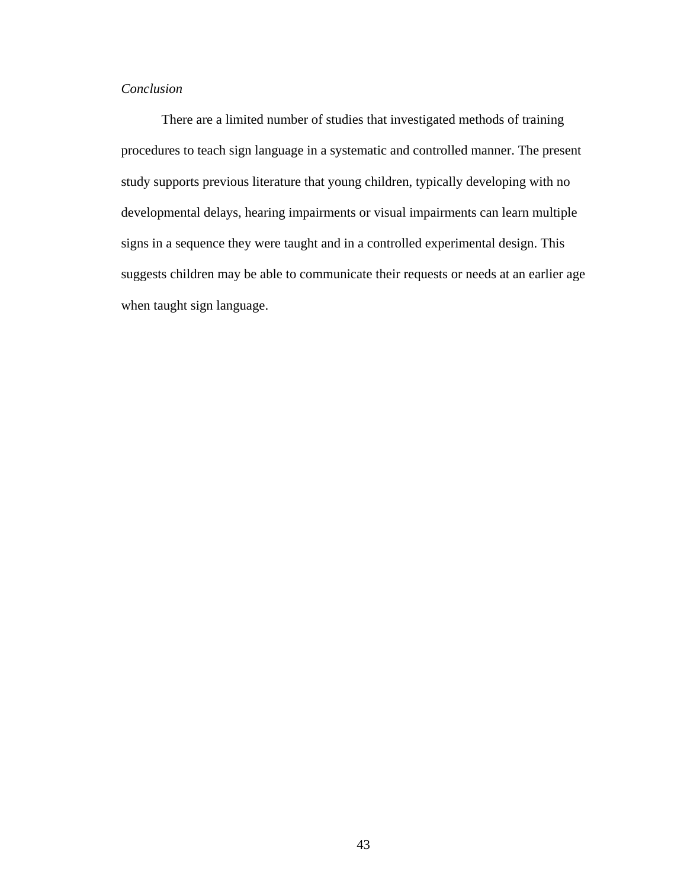*Conclusion*

There are a limited number of studies that investigated methods of training procedures to teach sign language in a systematic and controlled manner. The present study supports previous literature that young children, typically developing with no developmental delays, hearing impairments or visual impairments can learn multiple signs in a sequence they were taught and in a controlled experimental design. This suggests children may be able to communicate their requests or needs at an earlier age when taught sign language.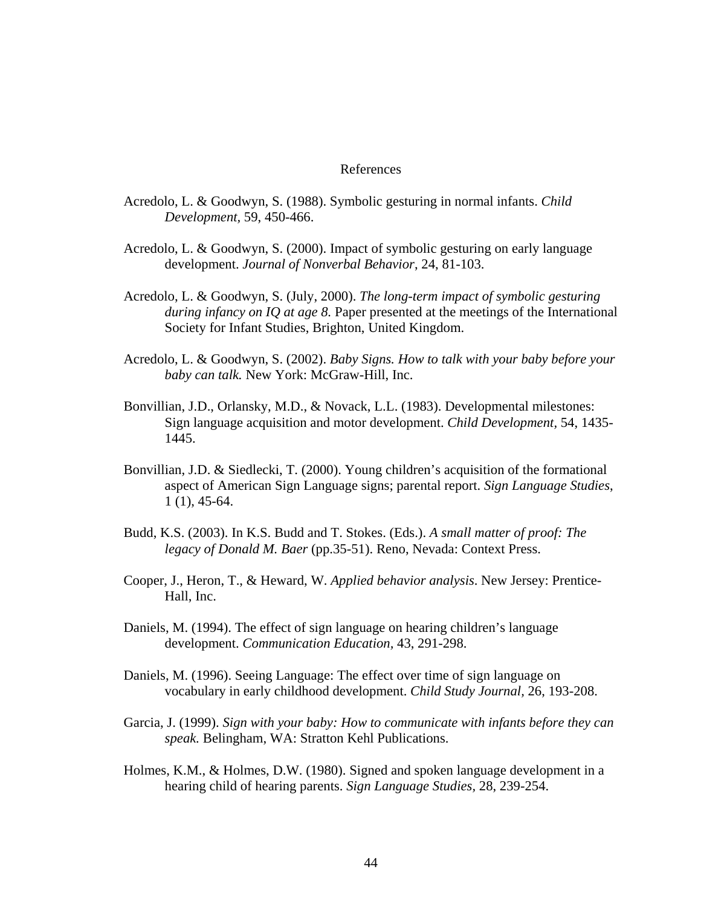# References

Acredolo, L. & Goodwyn, S. (1988). Symbolic gesturing in normal infants. *Child Development,* 59, 450-466.

Acredolo, L. & Goodwyn, S. (2000). Impact of symbolic gesturing on early language development. *Journal of Nonverbal Behavior*, 24, 81-103.

Acredolo, L. & Goodwyn, S. (July, 2000). *The long-term impact of symbolic gesturing during infancy on IQ at age 8.* Paper presented at the meetings of the International Society for Infant Studies, Brighton, United Kingdom.

Acredolo, L. & Goodwyn, S. (2002). *Baby Signs. How to talk with your baby before your baby can talk.* New York: McGraw-Hill, Inc.

Bonvillian, J.D., Orlansky, M.D., & Novack, L.L. (1983). Developmental milestones: Sign language acquisition and motor development. *Child Development,* 54, 1435-1445.

Bonvillian, J.D. & Siedlecki, T. (2000). Young children's acquisition of the formational aspect of American Sign Language signs; parental report. *Sign Language Studies*, 1 (1), 45-64.

Budd, K.S. (2003). In K.S. Budd and T. Stokes. (Eds.). *A small matter of proof: The legacy of Donald M. Baer* (pp.35-51). Reno, Nevada: Context Press.

Cooper, J., Heron, T., & Heward, W. *Applied behavior analysis*. New Jersey: Prentice-Hall, Inc.

Daniels, M. (1994). The effect of sign language on hearing children's language development. *Communication Education,* 43, 291-298.

Daniels, M. (1996). Seeing Language: The effect over time of sign language on vocabulary in early childhood development. *Child Study Journal*, 26, 193-208.

Garcia, J. (1999). *Sign with your baby: How to communicate with infants before they can speak.* Belingham, WA: Stratton Kehl Publications.

Holmes, K.M., & Holmes, D.W. (1980). Signed and spoken language development in a hearing child of hearing parents. *Sign Language Studies,* 28, 239-254.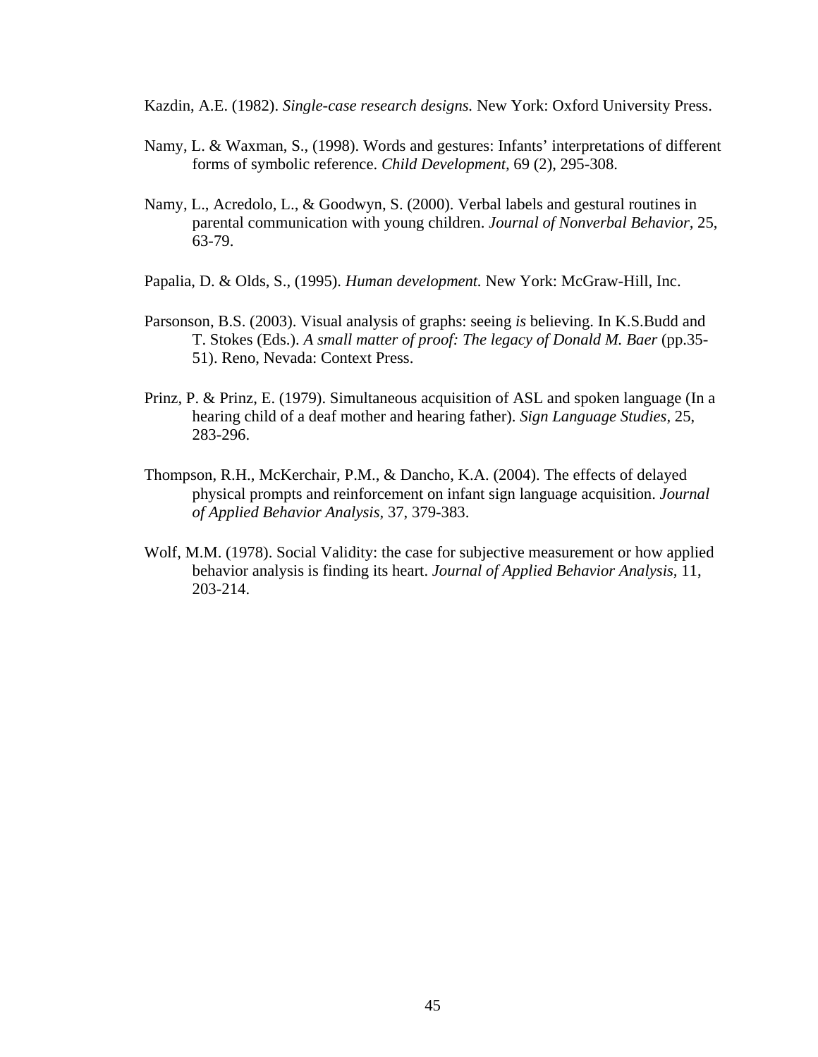Kazdin, A.E. (1982). *Single-case research designs.* New York: Oxford University Press.

Namy, L. & Waxman, S., (1998). Words and gestures: Infants' interpretations of different forms of symbolic reference. *Child Development,* 69 (2), 295-308.

Namy, L., Acredolo, L., & Goodwyn, S. (2000). Verbal labels and gestural routines in parental communication with young children. *Journal of Nonverbal Behavior,* 25, 63-79.

Papalia, D. & Olds, S., (1995). *Human development.* New York: McGraw-Hill, Inc.

Parsonson, B.S. (2003). Visual analysis of graphs: seeing *is* believing. In K.S.Budd and T. Stokes (Eds.). *A small matter of proof: The legacy of Donald M. Baer* (pp.35-51). Reno, Nevada: Context Press.

Prinz, P. & Prinz, E. (1979). Simultaneous acquisition of ASL and spoken language (In a hearing child of a deaf mother and hearing father). *Sign Language Studies,* 25, 283-296.

Thompson, R.H., McKerchair, P.M., & Dancho, K.A. (2004). The effects of delayed physical prompts and reinforcement on infant sign language acquisition. *Journal of Applied Behavior Analysis,* 37, 379-383.

Wolf, M.M. (1978). Social Validity: the case for subjective measurement or how applied behavior analysis is finding its heart. *Journal of Applied Behavior Analysis,* 11, 203-214.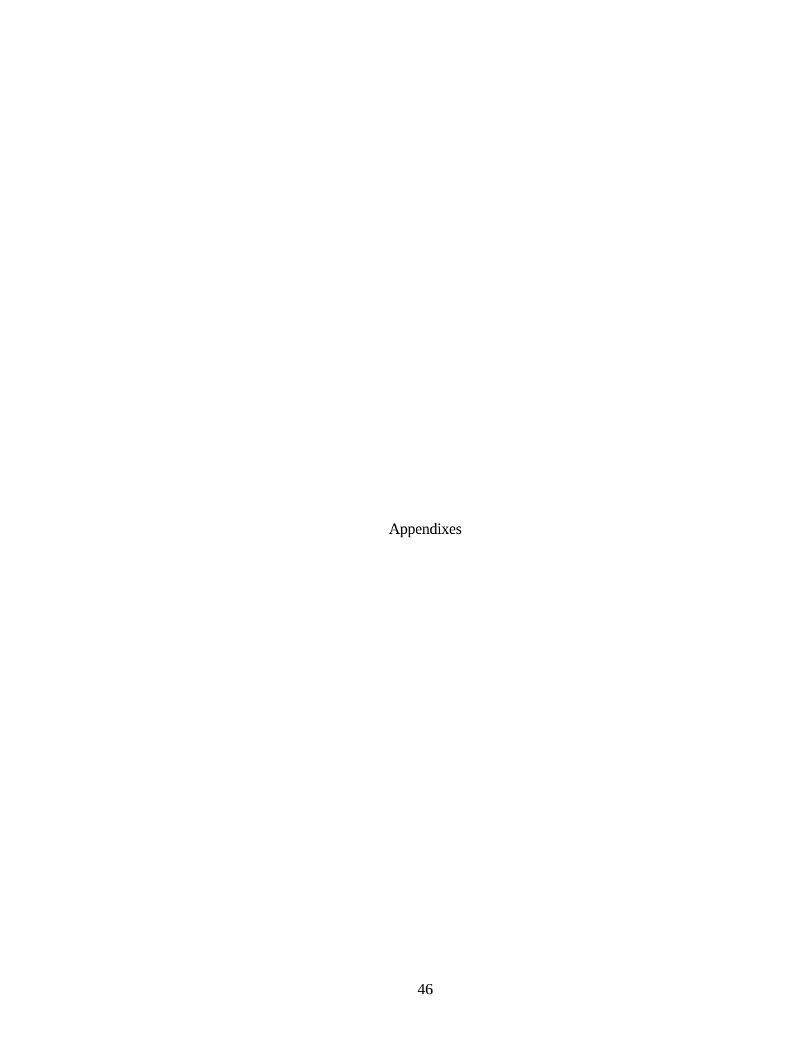# Appendixes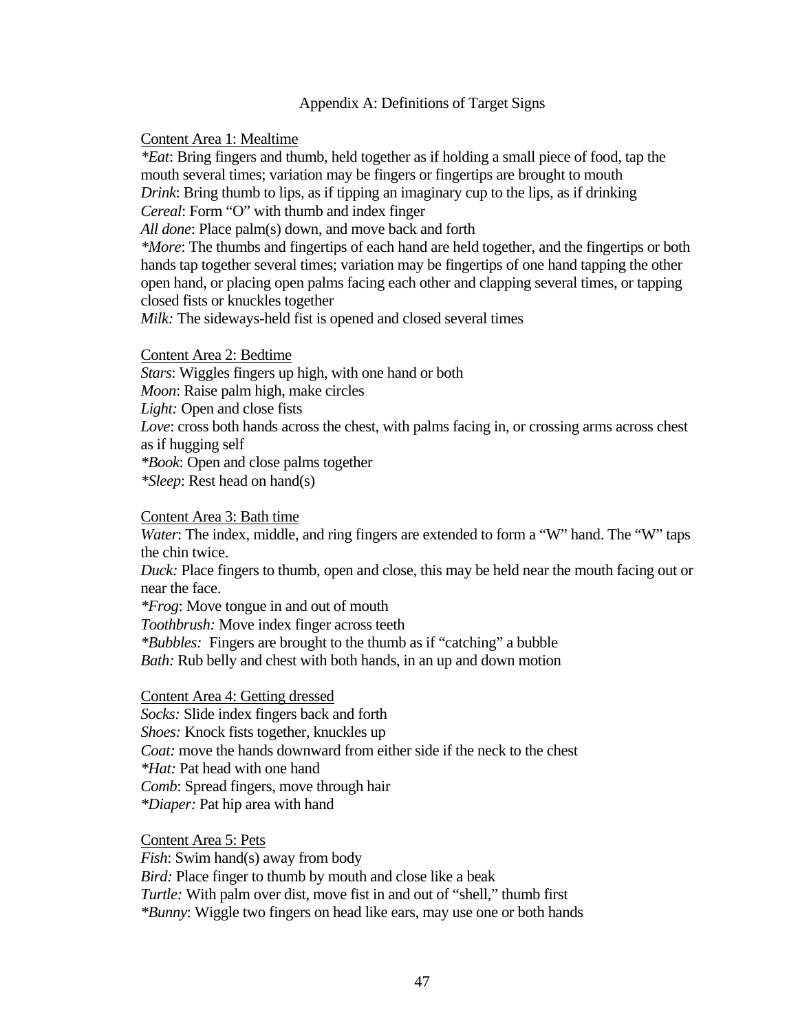# Appendix A: Definitions of Target Signs

Content Area 1: Mealtime

*\*Eat*: Bring fingers and thumb, held together as if holding a small piece of food, tap the mouth several times; variation may be fingers or fingertips are brought to mouth
*Drink*: Bring thumb to lips, as if tipping an imaginary cup to the lips, as if drinking
*Cereal*: Form "O" with thumb and index finger
*All done*: Place palm(s) down, and move back and forth
*\*More*: The thumbs and fingertips of each hand are held together, and the fingertips or both hands tap together several times; variation may be fingertips of one hand tapping the other open hand, or placing open palms facing each other and clapping several times, or tapping closed fists or knuckles together
*Milk:* The sideways-held fist is opened and closed several times

Content Area 2: Bedtime

*Stars*: Wiggles fingers up high, with one hand or both
*Moon*: Raise palm high, make circles
*Light:* Open and close fists
*Love*: cross both hands across the chest, with palms facing in, or crossing arms across chest as if hugging self
*\*Book*: Open and close palms together
*\*Sleep*: Rest head on hand(s)

Content Area 3: Bath time

*Water*: The index, middle, and ring fingers are extended to form a "W" hand. The "W" taps the chin twice.
*Duck:* Place fingers to thumb, open and close, this may be held near the mouth facing out or near the face.
*\*Frog*: Move tongue in and out of mouth
*Toothbrush:* Move index finger across teeth
*\*Bubbles:* Fingers are brought to the thumb as if "catching" a bubble
*Bath:* Rub belly and chest with both hands, in an up and down motion

Content Area 4: Getting dressed

*Socks:* Slide index fingers back and forth
*Shoes:* Knock fists together, knuckles up
*Coat:* move the hands downward from either side if the neck to the chest
*\*Hat:* Pat head with one hand
*Comb*: Spread fingers, move through hair
*\*Diaper:* Pat hip area with hand

Content Area 5: Pets

*Fish*: Swim hand(s) away from body
*Bird:* Place finger to thumb by mouth and close like a beak
*Turtle:* With palm over dist, move fist in and out of "shell," thumb first
*\*Bunny*: Wiggle two fingers on head like ears, may use one or both hands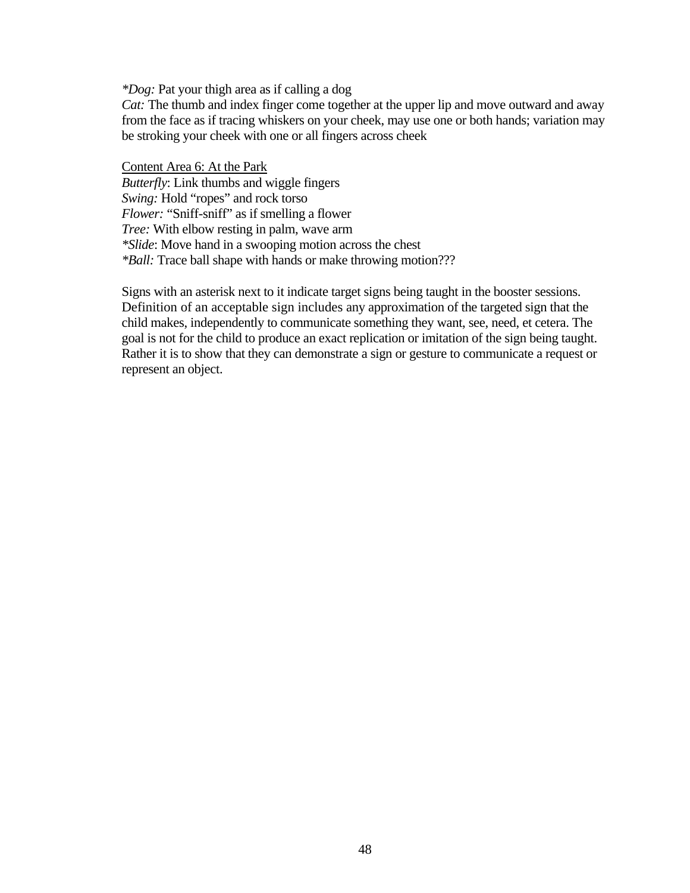*\*Dog:* Pat your thigh area as if calling a dog
*Cat:* The thumb and index finger come together at the upper lip and move outward and away from the face as if tracing whiskers on your cheek, may use one or both hands; variation may be stroking your cheek with one or all fingers across cheek

<u>Content Area 6: At the Park</u>
*Butterfly*: Link thumbs and wiggle fingers
*Swing:* Hold "ropes" and rock torso
*Flower:* "Sniff-sniff" as if smelling a flower
*Tree:* With elbow resting in palm, wave arm
*\*Slide*: Move hand in a swooping motion across the chest
*\*Ball:* Trace ball shape with hands or make throwing motion???

Signs with an asterisk next to it indicate target signs being taught in the booster sessions. Definition of an acceptable sign includes any approximation of the targeted sign that the child makes, independently to communicate something they want, see, need, et cetera. The goal is not for the child to produce an exact replication or imitation of the sign being taught. Rather it is to show that they can demonstrate a sign or gesture to communicate a request or represent an object.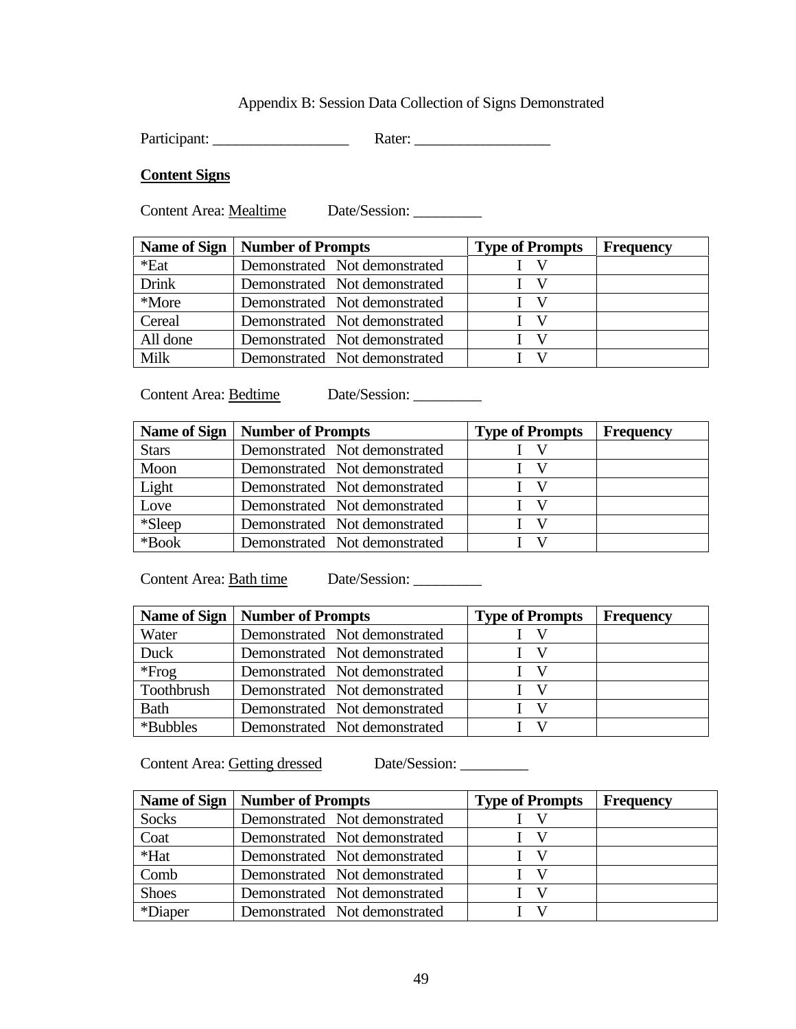Appendix B: Session Data Collection of Signs Demonstrated

Participant: __________________ Rater: __________________

**Content Signs**

Content Area: Mealtime Date/Session: _________

| Name of Sign | Number of Prompts | Type of Prompts | Frequency |
|---|---|---|---|
| *Eat | Demonstrated Not demonstrated | I V | |
| Drink | Demonstrated Not demonstrated | I V | |
| *More | Demonstrated Not demonstrated | I V | |
| Cereal | Demonstrated Not demonstrated | I V | |
| All done | Demonstrated Not demonstrated | I V | |
| Milk | Demonstrated Not demonstrated | I V | |

Content Area: Bedtime Date/Session: _________

| Name of Sign | Number of Prompts | Type of Prompts | Frequency |
|---|---|---|---|
| Stars | Demonstrated Not demonstrated | I V | |
| Moon | Demonstrated Not demonstrated | I V | |
| Light | Demonstrated Not demonstrated | I V | |
| Love | Demonstrated Not demonstrated | I V | |
| *Sleep | Demonstrated Not demonstrated | I V | |
| *Book | Demonstrated Not demonstrated | I V | |

Content Area: Bath time Date/Session: _________

| Name of Sign | Number of Prompts | Type of Prompts | Frequency |
|---|---|---|---|
| Water | Demonstrated Not demonstrated | I V | |
| Duck | Demonstrated Not demonstrated | I V | |
| *Frog | Demonstrated Not demonstrated | I V | |
| Toothbrush | Demonstrated Not demonstrated | I V | |
| Bath | Demonstrated Not demonstrated | I V | |
| *Bubbles | Demonstrated Not demonstrated | I V | |

Content Area: Getting dressed Date/Session: _________

| Name of Sign | Number of Prompts | Type of Prompts | Frequency |
|---|---|---|---|
| Socks | Demonstrated Not demonstrated | I V | |
| Coat | Demonstrated Not demonstrated | I V | |
| *Hat | Demonstrated Not demonstrated | I V | |
| Comb | Demonstrated Not demonstrated | I V | |
| Shoes | Demonstrated Not demonstrated | I V | |
| *Diaper | Demonstrated Not demonstrated | I V | |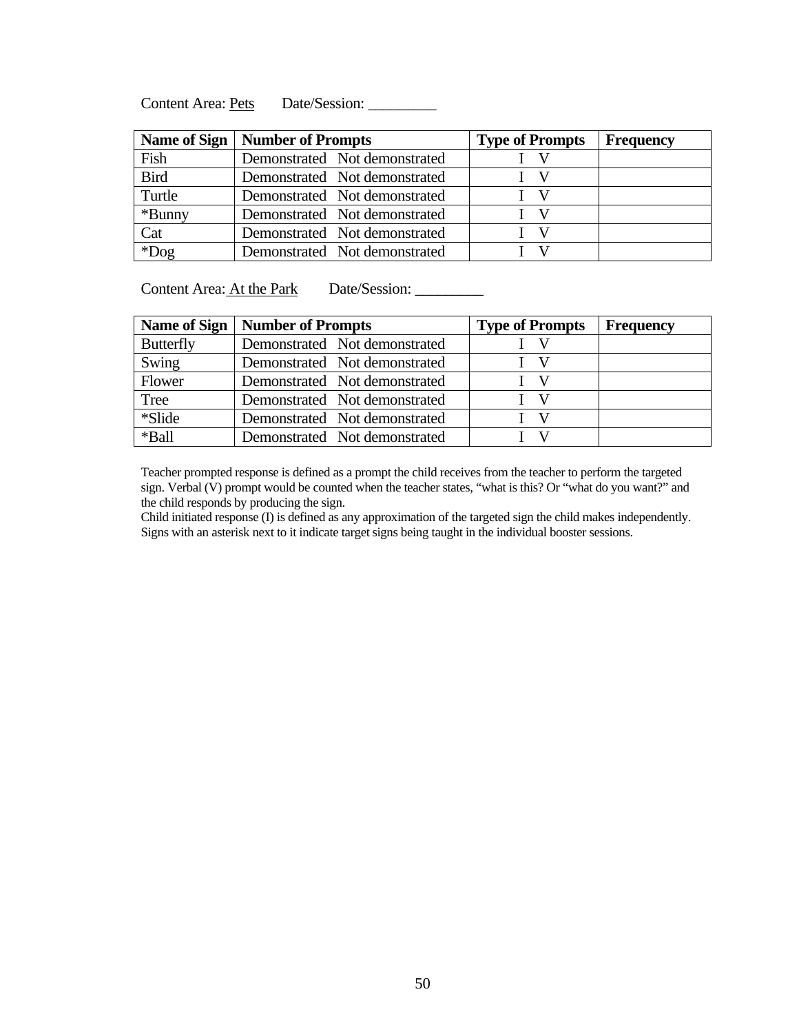Content Area: Pets Date/Session: _________

| Name of Sign | Number of Prompts | Type of Prompts | Frequency |
|---|---|---|---|
| Fish | Demonstrated Not demonstrated | I V | |
| Bird | Demonstrated Not demonstrated | I V | |
| Turtle | Demonstrated Not demonstrated | I V | |
| *Bunny | Demonstrated Not demonstrated | I V | |
| Cat | Demonstrated Not demonstrated | I V | |
| *Dog | Demonstrated Not demonstrated | I V | |

Content Area: At the Park Date/Session: _________

| Name of Sign | Number of Prompts | Type of Prompts | Frequency |
|---|---|---|---|
| Butterfly | Demonstrated Not demonstrated | I V | |
| Swing | Demonstrated Not demonstrated | I V | |
| Flower | Demonstrated Not demonstrated | I V | |
| Tree | Demonstrated Not demonstrated | I V | |
| *Slide | Demonstrated Not demonstrated | I V | |
| *Ball | Demonstrated Not demonstrated | I V | |

Teacher prompted response is defined as a prompt the child receives from the teacher to perform the targeted sign. Verbal (V) prompt would be counted when the teacher states, "what is this? Or "what do you want?" and the child responds by producing the sign.
Child initiated response (I) is defined as any approximation of the targeted sign the child makes independently.
Signs with an asterisk next to it indicate target signs being taught in the individual booster sessions.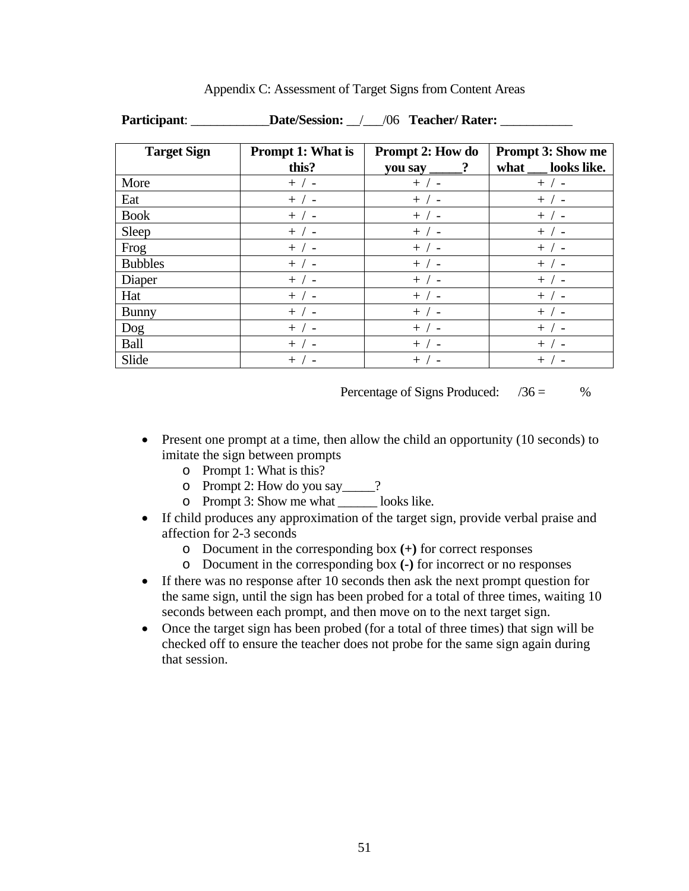Appendix C: Assessment of Target Signs from Content Areas

**Participant**: ____________**Date/Session:** __/___/06 **Teacher/ Rater:** ___________

| Target Sign | Prompt 1: What is this? | Prompt 2: How do you say _____? | Prompt 3: Show me what ___ looks like. |
|---|---|---|---|
| More | + / - | + / - | + / - |
| Eat | + / - | + / - | + / - |
| Book | + / - | + / - | + / - |
| Sleep | + / - | + / - | + / - |
| Frog | + / - | + / - | + / - |
| Bubbles | + / - | + / - | + / - |
| Diaper | + / - | + / - | + / - |
| Hat | + / - | + / - | + / - |
| Bunny | + / - | + / - | + / - |
| Dog | + / - | + / - | + / - |
| Ball | + / - | + / - | + / - |
| Slide | + / - | + / - | + / - |

Percentage of Signs Produced: /36 = %

- Present one prompt at a time, then allow the child an opportunity (10 seconds) to imitate the sign between prompts
    - Prompt 1: What is this?
    - Prompt 2: How do you say_____?
    - Prompt 3: Show me what ______ looks like.
- If child produces any approximation of the target sign, provide verbal praise and affection for 2-3 seconds
    - Document in the corresponding box **(+)** for correct responses
    - Document in the corresponding box **(-)** for incorrect or no responses
- If there was no response after 10 seconds then ask the next prompt question for the same sign, until the sign has been probed for a total of three times, waiting 10 seconds between each prompt, and then move on to the next target sign.
- Once the target sign has been probed (for a total of three times) that sign will be checked off to ensure the teacher does not probe for the same sign again during that session.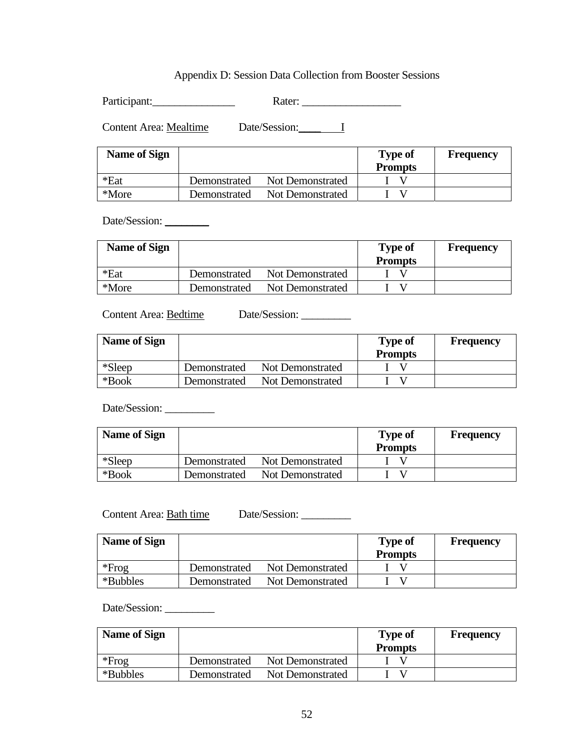Appendix D: Session Data Collection from Booster Sessions

Participant:_______________ Rater: __________________

Content Area: Mealtime Date/Session:____ I

| Name of Sign | | Type of Prompts | Frequency |
|---|---|---|---|
| *Eat | Demonstrated Not Demonstrated | I V | |
| *More | Demonstrated Not Demonstrated | I V | |

Date/Session: ________

| Name of Sign | | Type of Prompts | Frequency |
|---|---|---|---|
| *Eat | Demonstrated Not Demonstrated | I V | |
| *More | Demonstrated Not Demonstrated | I V | |

Content Area: Bedtime Date/Session: _________

| Name of Sign | | Type of Prompts | Frequency |
|---|---|---|---|
| *Sleep | Demonstrated Not Demonstrated | I V | |
| *Book | Demonstrated Not Demonstrated | I V | |

Date/Session: _________

| Name of Sign | | Type of Prompts | Frequency |
|---|---|---|---|
| *Sleep | Demonstrated Not Demonstrated | I V | |
| *Book | Demonstrated Not Demonstrated | I V | |

Content Area: Bath time Date/Session: _________

| Name of Sign | | Type of Prompts | Frequency |
|---|---|---|---|
| *Frog | Demonstrated Not Demonstrated | I V | |
| *Bubbles | Demonstrated Not Demonstrated | I V | |

Date/Session: _________

| Name of Sign | | Type of Prompts | Frequency |
|---|---|---|---|
| *Frog | Demonstrated Not Demonstrated | I V | |
| *Bubbles | Demonstrated Not Demonstrated | I V | |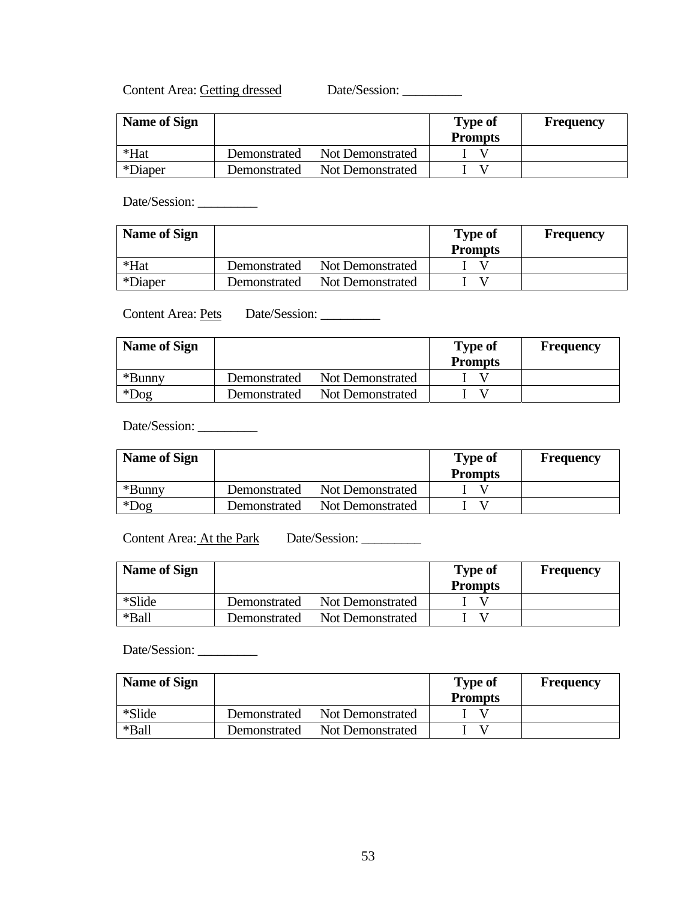Content Area: Getting dressed Date/Session: _________

| Name of Sign | | | Type of Prompts | Frequency |
|---|---|---|---|---|
| *Hat | Demonstrated | Not Demonstrated | I V | |
| *Diaper | Demonstrated | Not Demonstrated | I V | |

Date/Session: _________

| Name of Sign | | | Type of Prompts | Frequency |
|---|---|---|---|---|
| *Hat | Demonstrated | Not Demonstrated | I V | |
| *Diaper | Demonstrated | Not Demonstrated | I V | |

Content Area: Pets Date/Session: _________

| Name of Sign | | | Type of Prompts | Frequency |
|---|---|---|---|---|
| *Bunny | Demonstrated | Not Demonstrated | I V | |
| *Dog | Demonstrated | Not Demonstrated | I V | |

Date/Session: _________

| Name of Sign | | | Type of Prompts | Frequency |
|---|---|---|---|---|
| *Bunny | Demonstrated | Not Demonstrated | I V | |
| *Dog | Demonstrated | Not Demonstrated | I V | |

Content Area: At the Park Date/Session: _________

| Name of Sign | | | Type of Prompts | Frequency |
|---|---|---|---|---|
| *Slide | Demonstrated | Not Demonstrated | I V | |
| *Ball | Demonstrated | Not Demonstrated | I V | |

Date/Session: _________

| Name of Sign | | | Type of Prompts | Frequency |
|---|---|---|---|---|
| *Slide | Demonstrated | Not Demonstrated | I V | |
| *Ball | Demonstrated | Not Demonstrated | I V | |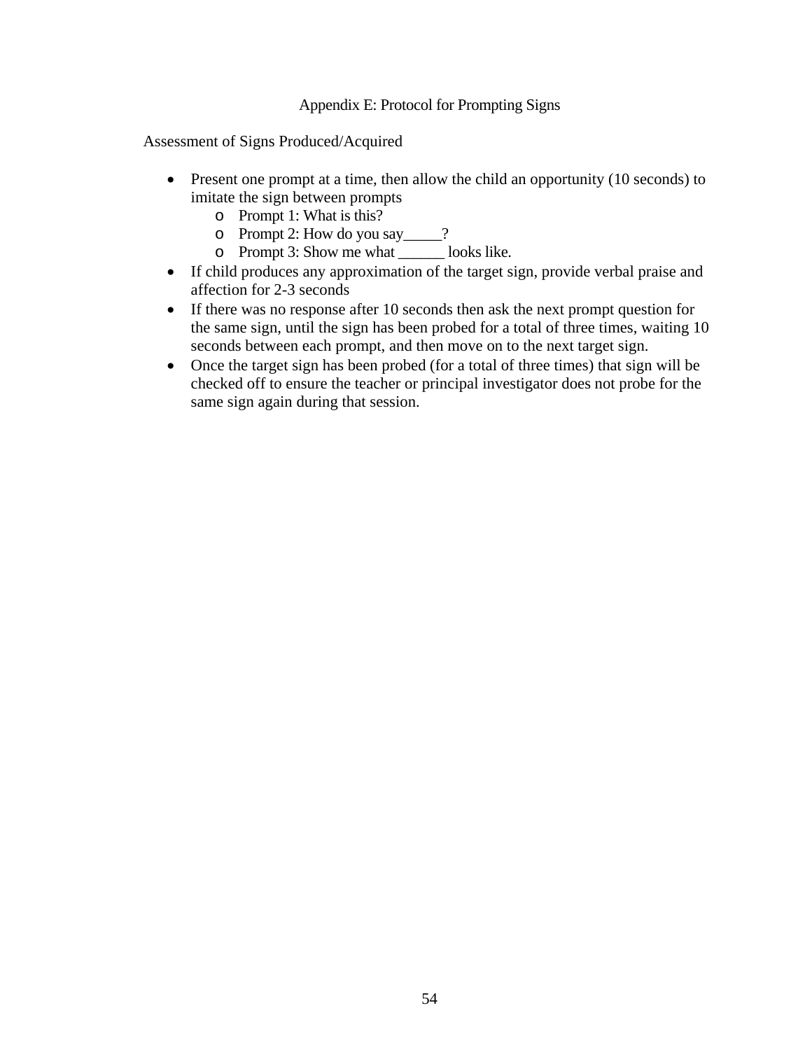# Appendix E: Protocol for Prompting Signs

Assessment of Signs Produced/Acquired

- Present one prompt at a time, then allow the child an opportunity (10 seconds) to imitate the sign between prompts
  - Prompt 1: What is this?
  - Prompt 2: How do you say_____?
  - Prompt 3: Show me what ______ looks like.
- If child produces any approximation of the target sign, provide verbal praise and affection for 2-3 seconds
- If there was no response after 10 seconds then ask the next prompt question for the same sign, until the sign has been probed for a total of three times, waiting 10 seconds between each prompt, and then move on to the next target sign.
- Once the target sign has been probed (for a total of three times) that sign will be checked off to ensure the teacher or principal investigator does not probe for the same sign again during that session.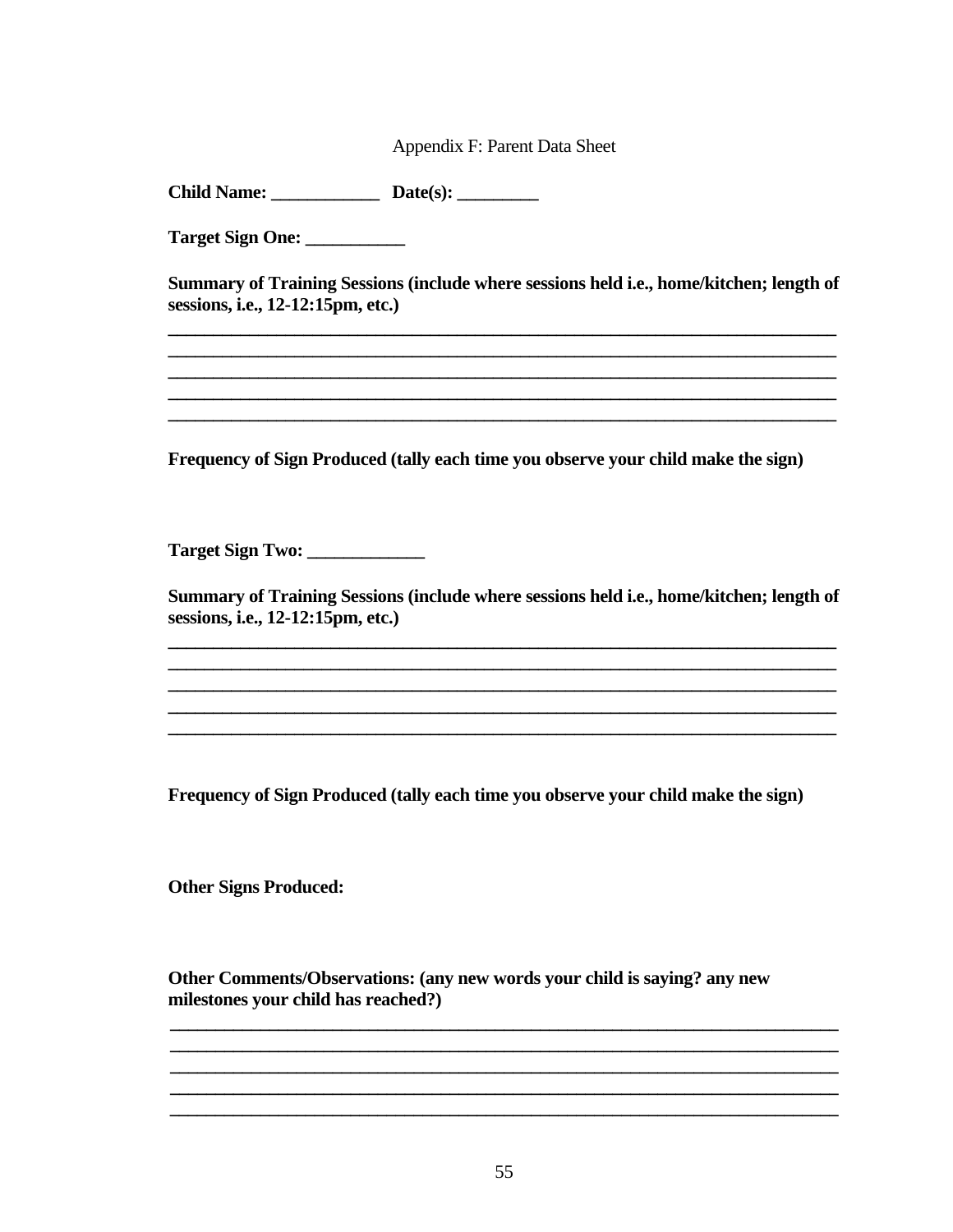Appendix F: Parent Data Sheet

**Child Name: ____________ Date(s): _________**

**Target Sign One: ___________**

**Summary of Training Sessions (include where sessions held i.e., home/kitchen; length of sessions, i.e., 12-12:15pm, etc.)**

______________________________________________________________________________
______________________________________________________________________________
______________________________________________________________________________
______________________________________________________________________________
______________________________________________________________________________

**Frequency of Sign Produced (tally each time you observe your child make the sign)**

**Target Sign Two: _____________**

**Summary of Training Sessions (include where sessions held i.e., home/kitchen; length of sessions, i.e., 12-12:15pm, etc.)**

______________________________________________________________________________
______________________________________________________________________________
______________________________________________________________________________
______________________________________________________________________________
______________________________________________________________________________

**Frequency of Sign Produced (tally each time you observe your child make the sign)**

**Other Signs Produced:**

**Other Comments/Observations: (any new words your child is saying? any new milestones your child has reached?)**

______________________________________________________________________________
______________________________________________________________________________
______________________________________________________________________________
______________________________________________________________________________
______________________________________________________________________________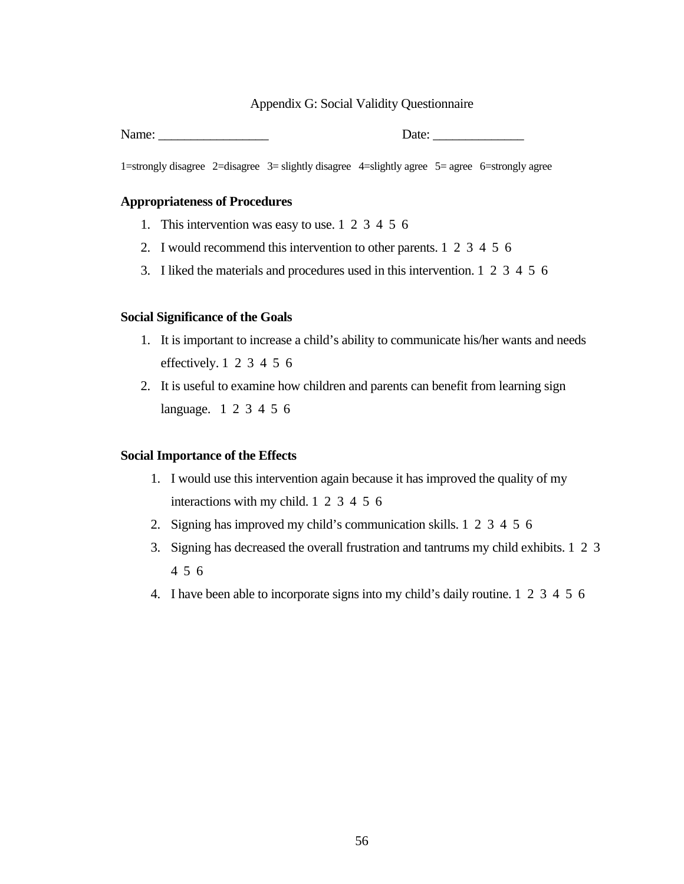Appendix G: Social Validity Questionnaire

Name: _________________ Date: ______________

1=strongly disagree 2=disagree 3= slightly disagree 4=slightly agree 5= agree 6=strongly agree

**Appropriateness of Procedures**

1. This intervention was easy to use. 1 2 3 4 5 6
2. I would recommend this intervention to other parents. 1 2 3 4 5 6
3. I liked the materials and procedures used in this intervention. 1 2 3 4 5 6

**Social Significance of the Goals**

1. It is important to increase a child's ability to communicate his/her wants and needs effectively. 1 2 3 4 5 6
2. It is useful to examine how children and parents can benefit from learning sign language. 1 2 3 4 5 6

**Social Importance of the Effects**

1. I would use this intervention again because it has improved the quality of my interactions with my child. 1 2 3 4 5 6
2. Signing has improved my child's communication skills. 1 2 3 4 5 6
3. Signing has decreased the overall frustration and tantrums my child exhibits. 1 2 3 4 5 6
4. I have been able to incorporate signs into my child's daily routine. 1 2 3 4 5 6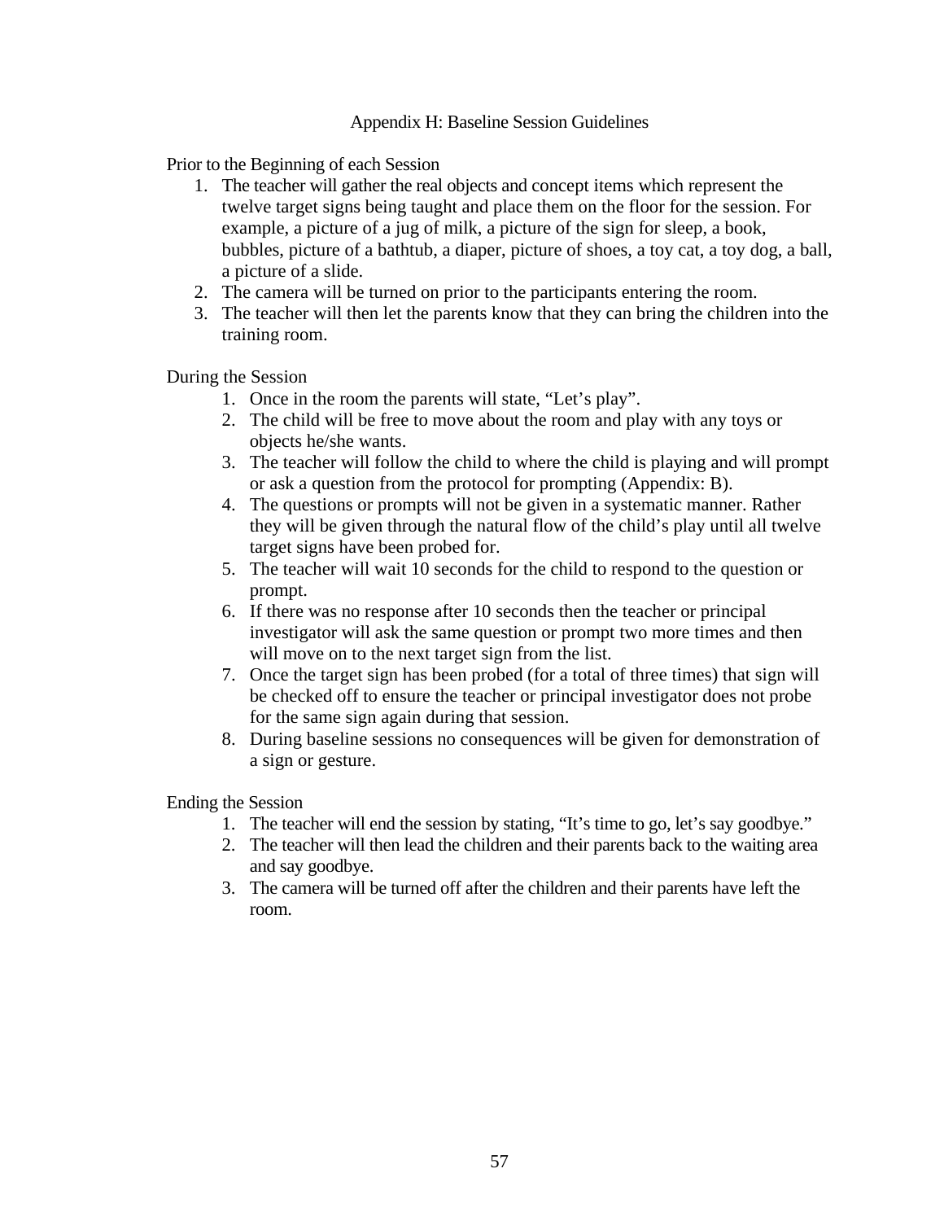# Appendix H: Baseline Session Guidelines

Prior to the Beginning of each Session

1. The teacher will gather the real objects and concept items which represent the twelve target signs being taught and place them on the floor for the session. For example, a picture of a jug of milk, a picture of the sign for sleep, a book, bubbles, picture of a bathtub, a diaper, picture of shoes, a toy cat, a toy dog, a ball, a picture of a slide.
2. The camera will be turned on prior to the participants entering the room.
3. The teacher will then let the parents know that they can bring the children into the training room.

During the Session

1. Once in the room the parents will state, “Let’s play”.
2. The child will be free to move about the room and play with any toys or objects he/she wants.
3. The teacher will follow the child to where the child is playing and will prompt or ask a question from the protocol for prompting (Appendix: B).
4. The questions or prompts will not be given in a systematic manner. Rather they will be given through the natural flow of the child’s play until all twelve target signs have been probed for.
5. The teacher will wait 10 seconds for the child to respond to the question or prompt.
6. If there was no response after 10 seconds then the teacher or principal investigator will ask the same question or prompt two more times and then will move on to the next target sign from the list.
7. Once the target sign has been probed (for a total of three times) that sign will be checked off to ensure the teacher or principal investigator does not probe for the same sign again during that session.
8. During baseline sessions no consequences will be given for demonstration of a sign or gesture.

Ending the Session

1. The teacher will end the session by stating, “It’s time to go, let’s say goodbye.”
2. The teacher will then lead the children and their parents back to the waiting area and say goodbye.
3. The camera will be turned off after the children and their parents have left the room.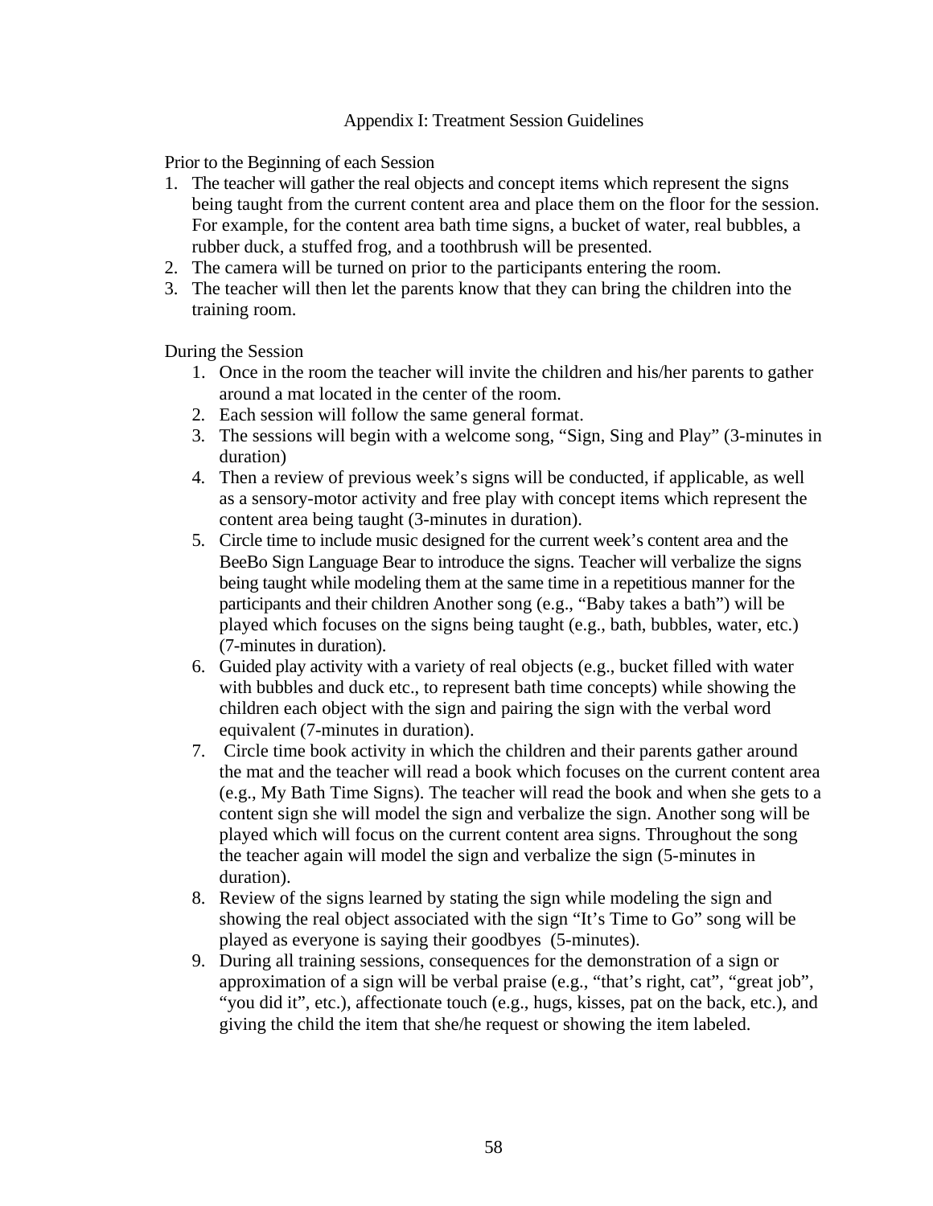# Appendix I: Treatment Session Guidelines

Prior to the Beginning of each Session

1. The teacher will gather the real objects and concept items which represent the signs being taught from the current content area and place them on the floor for the session. For example, for the content area bath time signs, a bucket of water, real bubbles, a rubber duck, a stuffed frog, and a toothbrush will be presented.
2. The camera will be turned on prior to the participants entering the room.
3. The teacher will then let the parents know that they can bring the children into the training room.

During the Session

1. Once in the room the teacher will invite the children and his/her parents to gather around a mat located in the center of the room.
2. Each session will follow the same general format.
3. The sessions will begin with a welcome song, "Sign, Sing and Play" (3-minutes in duration)
4. Then a review of previous week's signs will be conducted, if applicable, as well as a sensory-motor activity and free play with concept items which represent the content area being taught (3-minutes in duration).
5. Circle time to include music designed for the current week's content area and the BeeBo Sign Language Bear to introduce the signs. Teacher will verbalize the signs being taught while modeling them at the same time in a repetitious manner for the participants and their children Another song (e.g., "Baby takes a bath") will be played which focuses on the signs being taught (e.g., bath, bubbles, water, etc.) (7-minutes in duration).
6. Guided play activity with a variety of real objects (e.g., bucket filled with water with bubbles and duck etc., to represent bath time concepts) while showing the children each object with the sign and pairing the sign with the verbal word equivalent (7-minutes in duration).
7. Circle time book activity in which the children and their parents gather around the mat and the teacher will read a book which focuses on the current content area (e.g., My Bath Time Signs). The teacher will read the book and when she gets to a content sign she will model the sign and verbalize the sign. Another song will be played which will focus on the current content area signs. Throughout the song the teacher again will model the sign and verbalize the sign (5-minutes in duration).
8. Review of the signs learned by stating the sign while modeling the sign and showing the real object associated with the sign "It's Time to Go" song will be played as everyone is saying their goodbyes (5-minutes).
9. During all training sessions, consequences for the demonstration of a sign or approximation of a sign will be verbal praise (e.g., "that's right, cat", "great job", "you did it", etc.), affectionate touch (e.g., hugs, kisses, pat on the back, etc.), and giving the child the item that she/he request or showing the item labeled.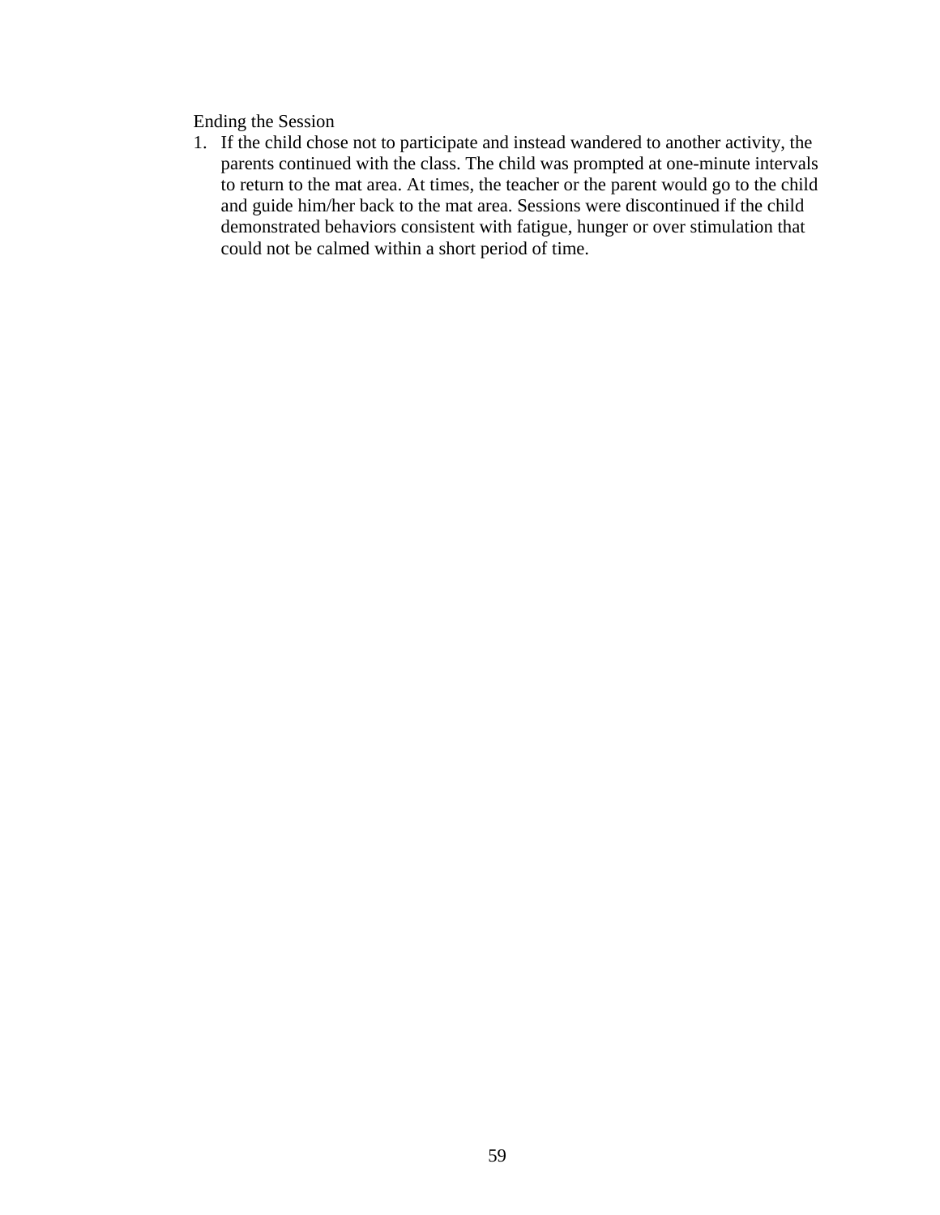Ending the Session

1. If the child chose not to participate and instead wandered to another activity, the parents continued with the class. The child was prompted at one-minute intervals to return to the mat area. At times, the teacher or the parent would go to the child and guide him/her back to the mat area. Sessions were discontinued if the child demonstrated behaviors consistent with fatigue, hunger or over stimulation that could not be calmed within a short period of time.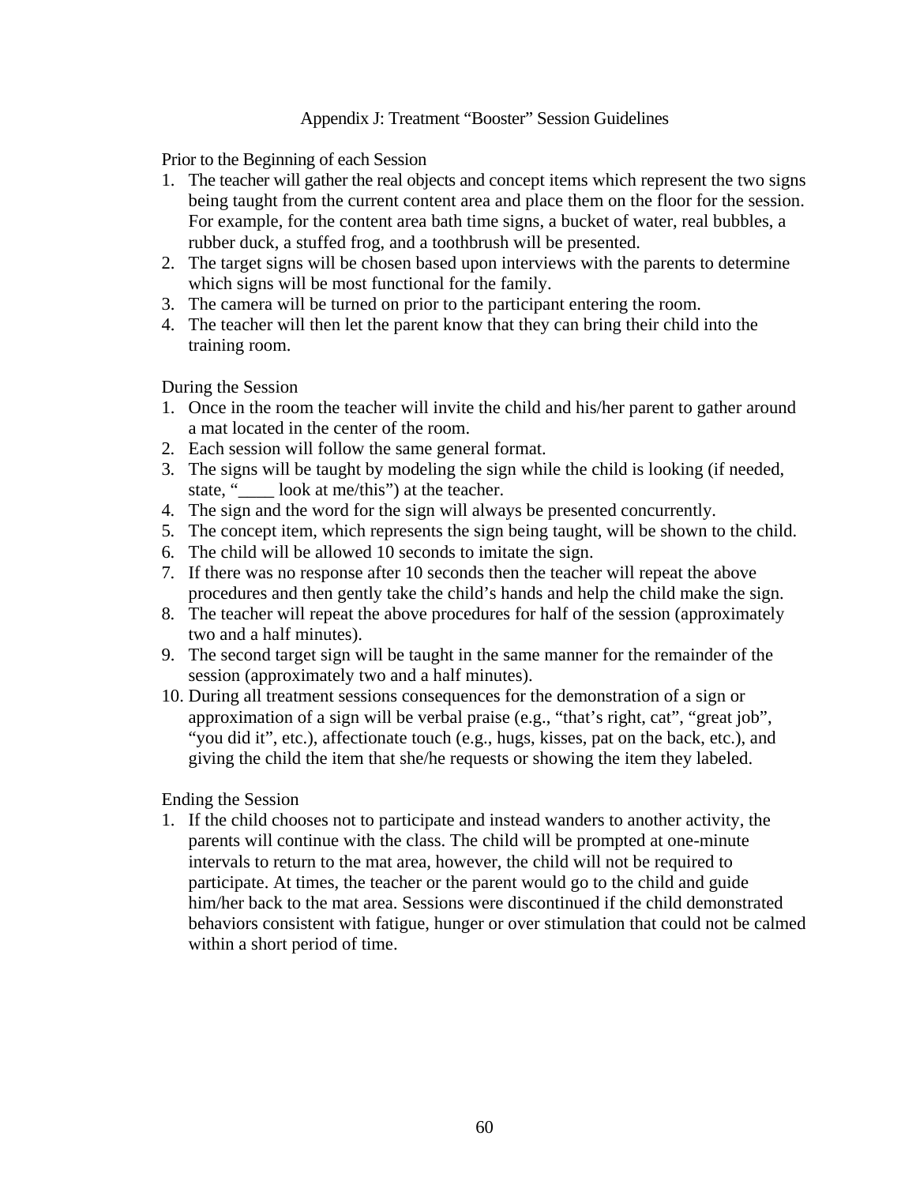# Appendix J: Treatment "Booster" Session Guidelines

Prior to the Beginning of each Session

1. The teacher will gather the real objects and concept items which represent the two signs being taught from the current content area and place them on the floor for the session. For example, for the content area bath time signs, a bucket of water, real bubbles, a rubber duck, a stuffed frog, and a toothbrush will be presented.
2. The target signs will be chosen based upon interviews with the parents to determine which signs will be most functional for the family.
3. The camera will be turned on prior to the participant entering the room.
4. The teacher will then let the parent know that they can bring their child into the training room.

During the Session

1. Once in the room the teacher will invite the child and his/her parent to gather around a mat located in the center of the room.
2. Each session will follow the same general format.
3. The signs will be taught by modeling the sign while the child is looking (if needed, state, "____ look at me/this") at the teacher.
4. The sign and the word for the sign will always be presented concurrently.
5. The concept item, which represents the sign being taught, will be shown to the child.
6. The child will be allowed 10 seconds to imitate the sign.
7. If there was no response after 10 seconds then the teacher will repeat the above procedures and then gently take the child's hands and help the child make the sign.
8. The teacher will repeat the above procedures for half of the session (approximately two and a half minutes).
9. The second target sign will be taught in the same manner for the remainder of the session (approximately two and a half minutes).
10. During all treatment sessions consequences for the demonstration of a sign or approximation of a sign will be verbal praise (e.g., "that's right, cat", "great job", "you did it", etc.), affectionate touch (e.g., hugs, kisses, pat on the back, etc.), and giving the child the item that she/he requests or showing the item they labeled.

Ending the Session

1. If the child chooses not to participate and instead wanders to another activity, the parents will continue with the class. The child will be prompted at one-minute intervals to return to the mat area, however, the child will not be required to participate. At times, the teacher or the parent would go to the child and guide him/her back to the mat area. Sessions were discontinued if the child demonstrated behaviors consistent with fatigue, hunger or over stimulation that could not be calmed within a short period of time.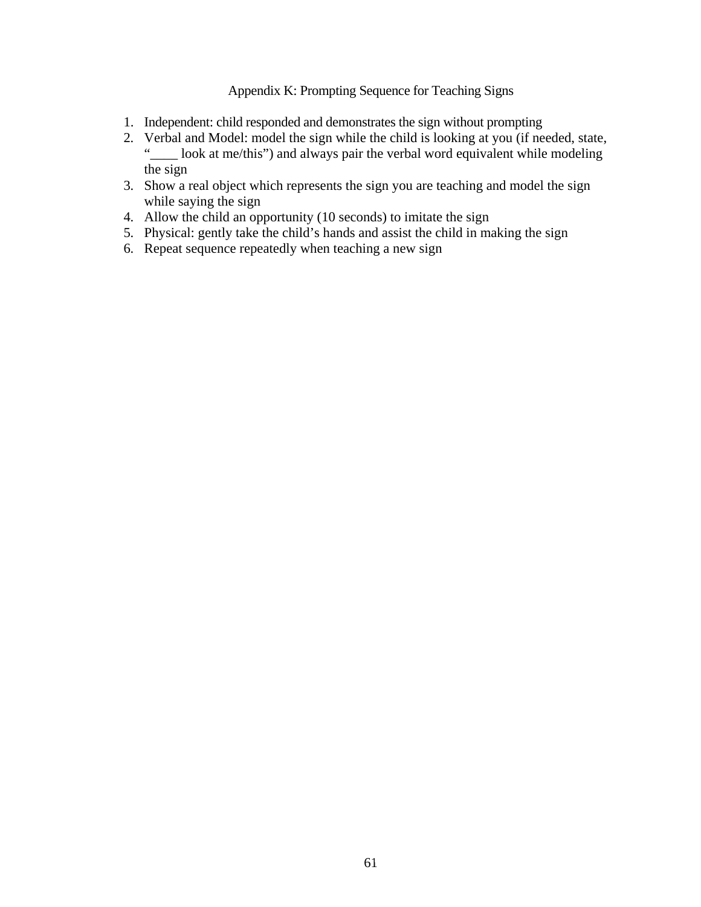# Appendix K: Prompting Sequence for Teaching Signs

1. Independent: child responded and demonstrates the sign without prompting
2. Verbal and Model: model the sign while the child is looking at you (if needed, state, "____ look at me/this") and always pair the verbal word equivalent while modeling the sign
3. Show a real object which represents the sign you are teaching and model the sign while saying the sign
4. Allow the child an opportunity (10 seconds) to imitate the sign
5. Physical: gently take the child's hands and assist the child in making the sign
6. Repeat sequence repeatedly when teaching a new sign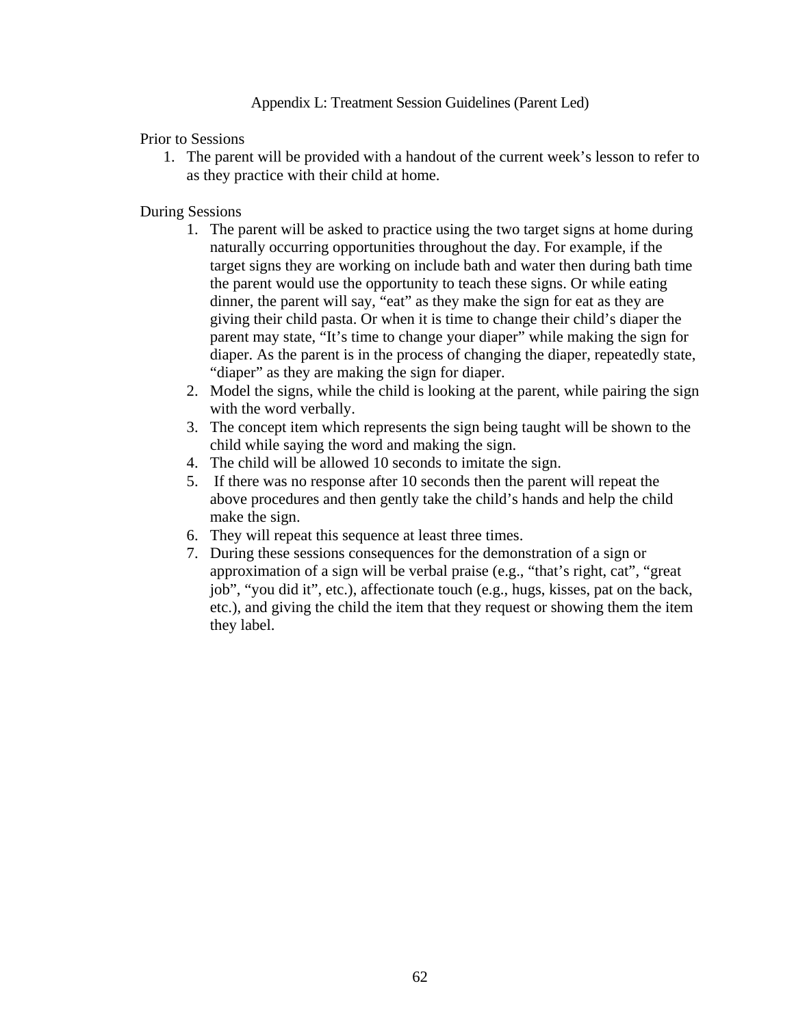# Appendix L: Treatment Session Guidelines (Parent Led)

Prior to Sessions

1. The parent will be provided with a handout of the current week's lesson to refer to as they practice with their child at home.

During Sessions

1. The parent will be asked to practice using the two target signs at home during naturally occurring opportunities throughout the day. For example, if the target signs they are working on include bath and water then during bath time the parent would use the opportunity to teach these signs. Or while eating dinner, the parent will say, "eat" as they make the sign for eat as they are giving their child pasta. Or when it is time to change their child's diaper the parent may state, "It's time to change your diaper" while making the sign for diaper. As the parent is in the process of changing the diaper, repeatedly state, "diaper" as they are making the sign for diaper.
2. Model the signs, while the child is looking at the parent, while pairing the sign with the word verbally.
3. The concept item which represents the sign being taught will be shown to the child while saying the word and making the sign.
4. The child will be allowed 10 seconds to imitate the sign.
5. If there was no response after 10 seconds then the parent will repeat the above procedures and then gently take the child's hands and help the child make the sign.
6. They will repeat this sequence at least three times.
7. During these sessions consequences for the demonstration of a sign or approximation of a sign will be verbal praise (e.g., "that's right, cat", "great job", "you did it", etc.), affectionate touch (e.g., hugs, kisses, pat on the back, etc.), and giving the child the item that they request or showing them the item they label.